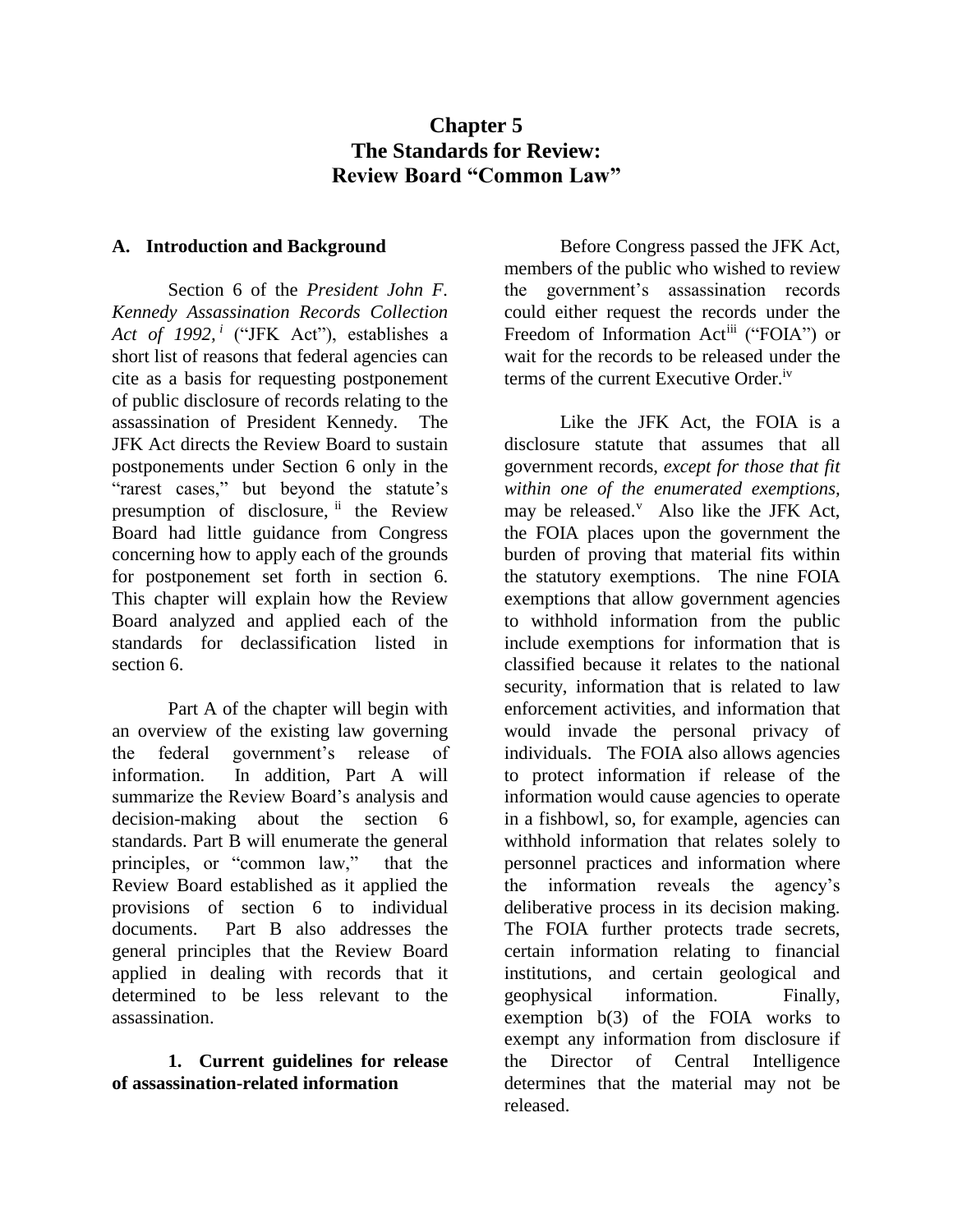# Chapter 5
# The Standards for Review: Review Board "Common Law"

## A. Introduction and Background

Section 6 of the *President John F. Kennedy Assassination Records Collection Act of 1992,* [i] ("JFK Act"), establishes a short list of reasons that federal agencies can cite as a basis for requesting postponement of public disclosure of records relating to the assassination of President Kennedy. The JFK Act directs the Review Board to sustain postponements under Section 6 only in the "rarest cases," but beyond the statute's presumption of disclosure, [ii] the Review Board had little guidance from Congress concerning how to apply each of the grounds for postponement set forth in section 6. This chapter will explain how the Review Board analyzed and applied each of the standards for declassification listed in section 6.

Part A of the chapter will begin with an overview of the existing law governing the federal government's release of information. In addition, Part A will summarize the Review Board's analysis and decision-making about the section 6 standards. Part B will enumerate the general principles, or "common law," that the Review Board established as it applied the provisions of section 6 to individual documents. Part B also addresses the general principles that the Review Board applied in dealing with records that it determined to be less relevant to the assassination.

### 1. Current guidelines for release of assassination-related information

Before Congress passed the JFK Act, members of the public who wished to review the government's assassination records could either request the records under the Freedom of Information Act[iii] ("FOIA") or wait for the records to be released under the terms of the current Executive Order.[iv]

Like the JFK Act, the FOIA is a disclosure statute that assumes that all government records, *except for those that fit within one of the enumerated exemptions,* may be released.[v] Also like the JFK Act, the FOIA places upon the government the burden of proving that material fits within the statutory exemptions. The nine FOIA exemptions that allow government agencies to withhold information from the public include exemptions for information that is classified because it relates to the national security, information that is related to law enforcement activities, and information that would invade the personal privacy of individuals. The FOIA also allows agencies to protect information if release of the information would cause agencies to operate in a fishbowl, so, for example, agencies can withhold information that relates solely to personnel practices and information where the information reveals the agency's deliberative process in its decision making. The FOIA further protects trade secrets, certain information relating to financial institutions, and certain geological and geophysical information. Finally, exemption b(3) of the FOIA works to exempt any information from disclosure if the Director of Central Intelligence determines that the material may not be released.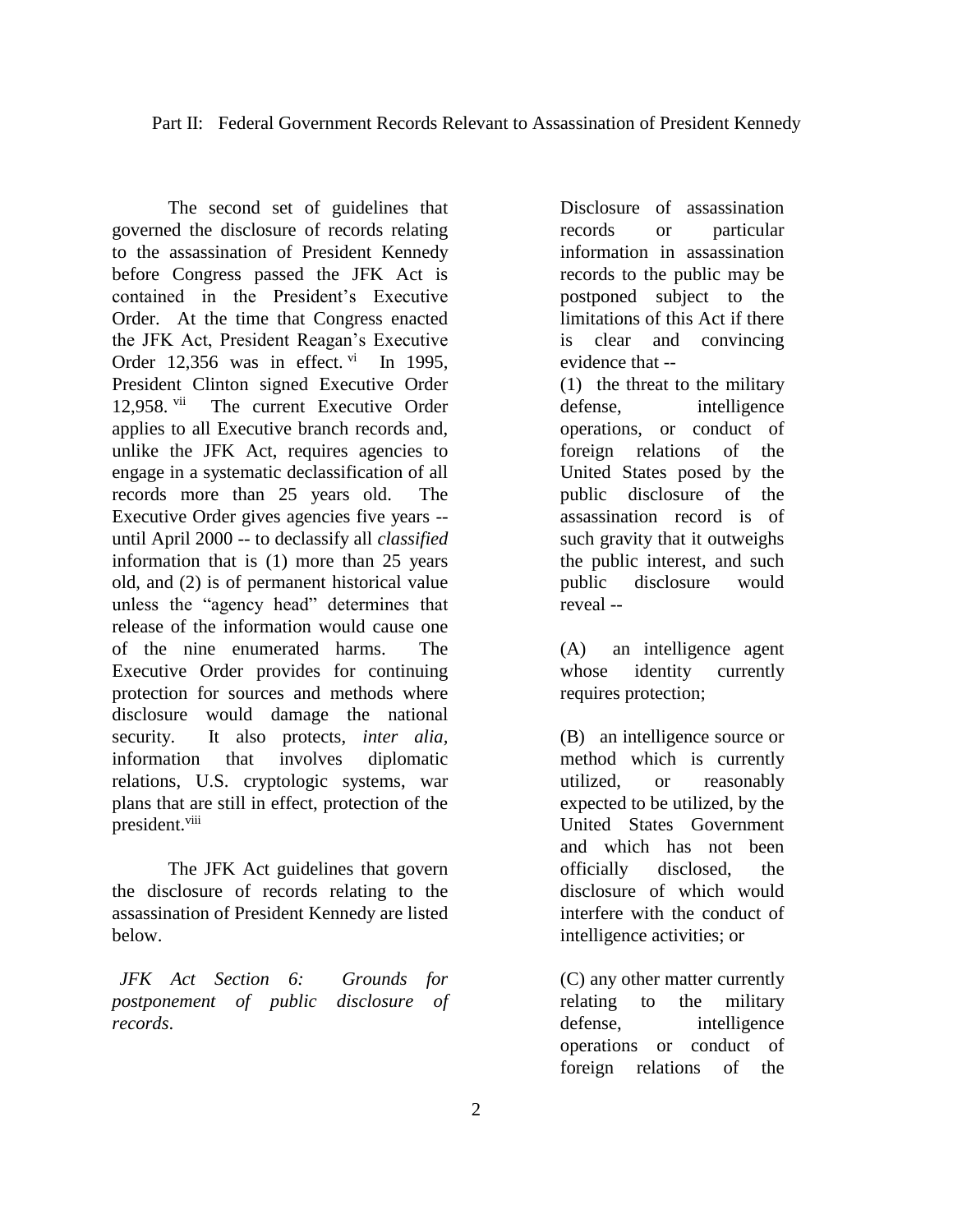The second set of guidelines that governed the disclosure of records relating to the assassination of President Kennedy before Congress passed the JFK Act is contained in the President's Executive Order. At the time that Congress enacted the JFK Act, President Reagan's Executive Order 12,356 was in effect.[vi] In 1995, President Clinton signed Executive Order 12,958.[vii] The current Executive Order applies to all Executive branch records and, unlike the JFK Act, requires agencies to engage in a systematic declassification of all records more than 25 years old. The Executive Order gives agencies five years -- until April 2000 -- to declassify all *classified* information that is (1) more than 25 years old, and (2) is of permanent historical value unless the "agency head" determines that release of the information would cause one of the nine enumerated harms. The Executive Order provides for continuing protection for sources and methods where disclosure would damage the national security. It also protects, *inter alia,* information that involves diplomatic relations, U.S. cryptologic systems, war plans that are still in effect, protection of the president.[viii]

The JFK Act guidelines that govern the disclosure of records relating to the assassination of President Kennedy are listed below.

*JFK Act Section 6: Grounds for postponement of public disclosure of records.*

Disclosure of assassination records or particular information in assassination records to the public may be postponed subject to the limitations of this Act if there is clear and convincing evidence that --

(1) the threat to the military defense, intelligence operations, or conduct of foreign relations of the United States posed by the public disclosure of the assassination record is of such gravity that it outweighs the public interest, and such public disclosure would reveal --

(A) an intelligence agent whose identity currently requires protection;

(B) an intelligence source or method which is currently utilized, or reasonably expected to be utilized, by the United States Government and which has not been officially disclosed, the disclosure of which would interfere with the conduct of intelligence activities; or

(C) any other matter currently relating to the military defense, intelligence operations or conduct of foreign relations of the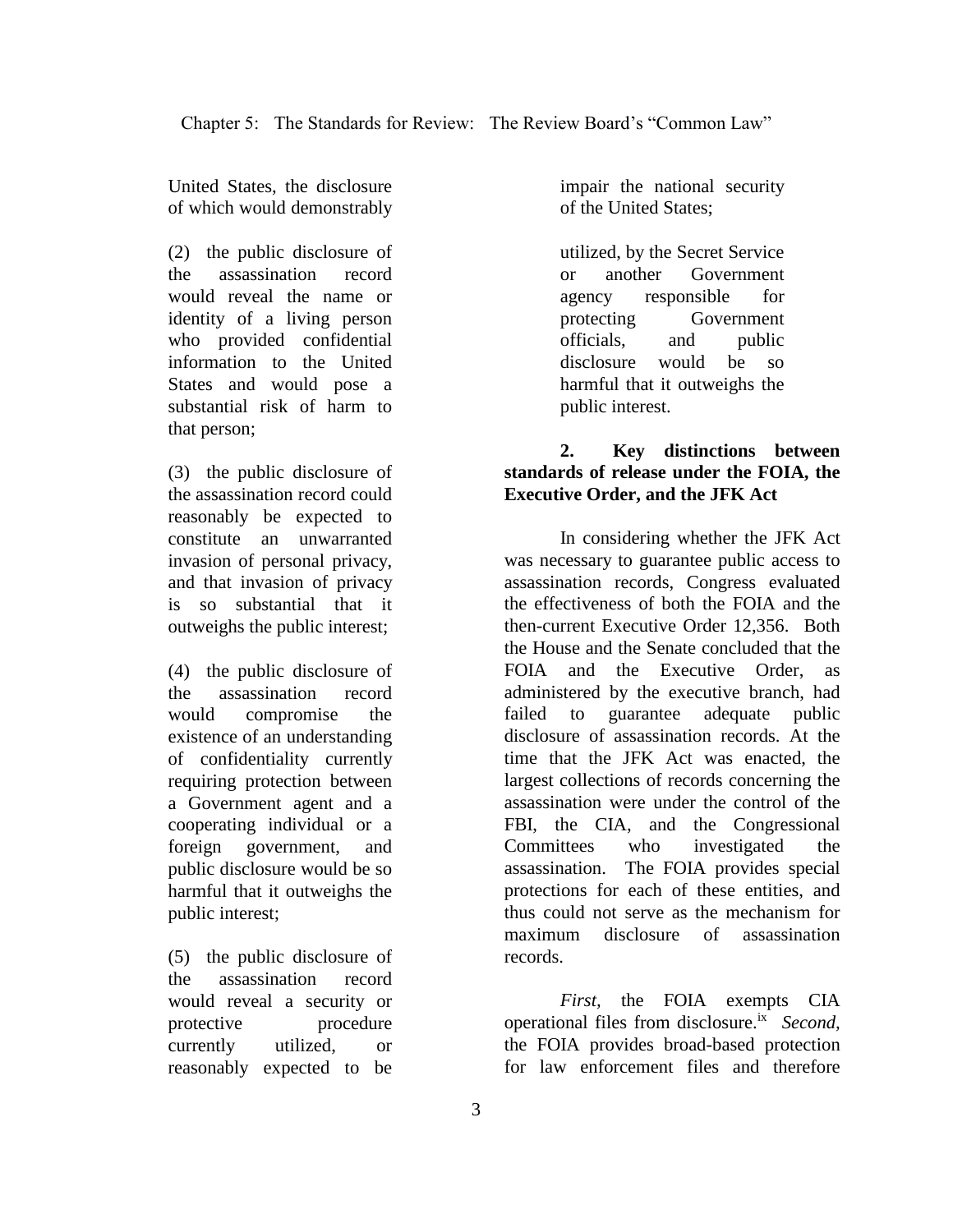United States, the disclosure of which would demonstrably impair the national security of the United States;

(2) the public disclosure of the assassination record would reveal the name or identity of a living person who provided confidential information to the United States and would pose a substantial risk of harm to that person;

(3) the public disclosure of the assassination record could reasonably be expected to constitute an unwarranted invasion of personal privacy, and that invasion of privacy is so substantial that it outweighs the public interest;

(4) the public disclosure of the assassination record would compromise the existence of an understanding of confidentiality currently requiring protection between a Government agent and a cooperating individual or a foreign government, and public disclosure would be so harmful that it outweighs the public interest;

(5) the public disclosure of the assassination record would reveal a security or protective procedure currently utilized, or reasonably expected to be utilized, by the Secret Service or another Government agency responsible for protecting Government officials, and public disclosure would be so harmful that it outweighs the public interest.

**2. Key distinctions between standards of release under the FOIA, the Executive Order, and the JFK Act**

In considering whether the JFK Act was necessary to guarantee public access to assassination records, Congress evaluated the effectiveness of both the FOIA and the then-current Executive Order 12,356. Both the House and the Senate concluded that the FOIA and the Executive Order, as administered by the executive branch, had failed to guarantee adequate public disclosure of assassination records. At the time that the JFK Act was enacted, the largest collections of records concerning the assassination were under the control of the FBI, the CIA, and the Congressional Committees who investigated the assassination. The FOIA provides special protections for each of these entities, and thus could not serve as the mechanism for maximum disclosure of assassination records.

*First,* the FOIA exempts CIA operational files from disclosure.[ix] *Second,* the FOIA provides broad-based protection for law enforcement files and therefore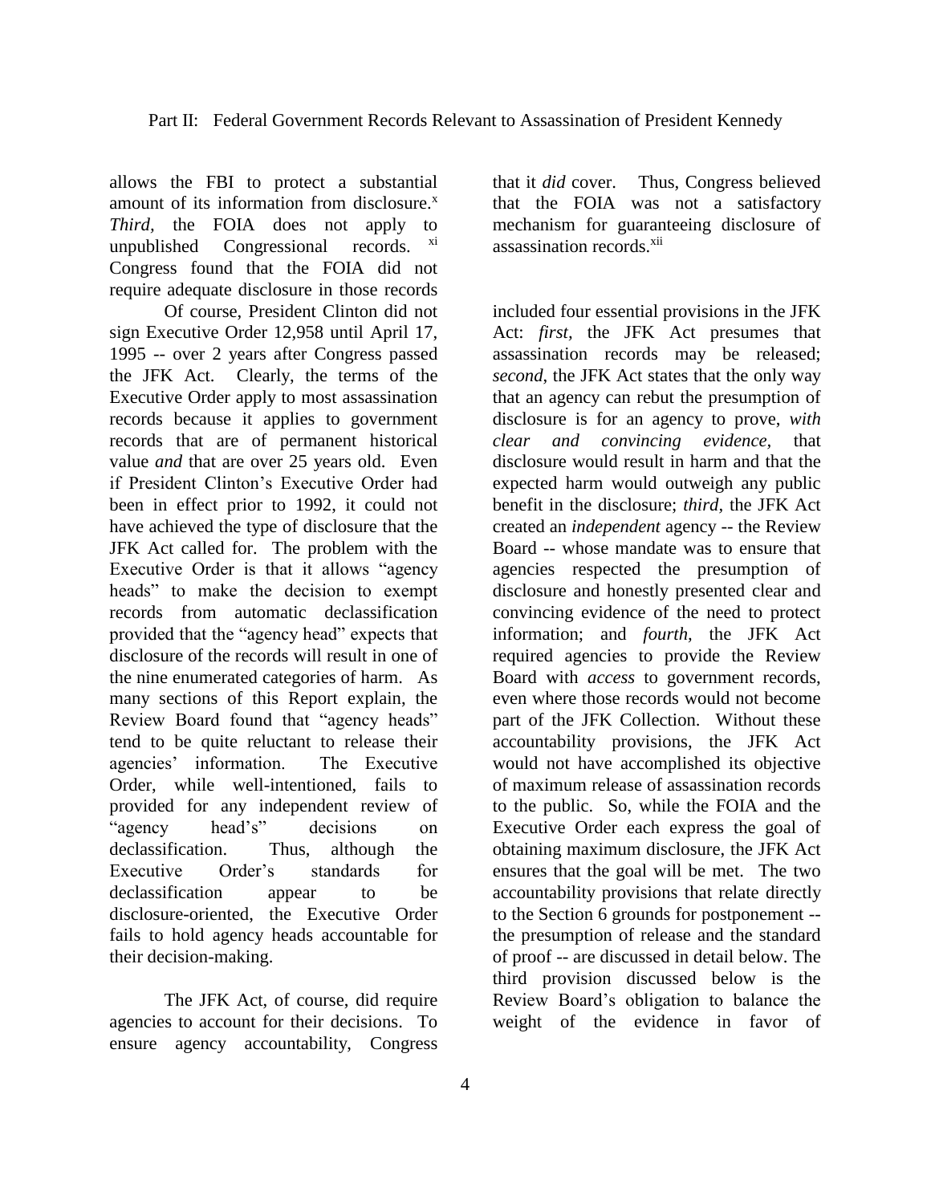allows the FBI to protect a substantial amount of its information from disclosure.[x] *Third,* the FOIA does not apply to unpublished Congressional records. [xi] Congress found that the FOIA did not require adequate disclosure in those records that it *did* cover. Thus, Congress believed that the FOIA was not a satisfactory mechanism for guaranteeing disclosure of assassination records.[xii]

Of course, President Clinton did not sign Executive Order 12,958 until April 17, 1995 -- over 2 years after Congress passed the JFK Act. Clearly, the terms of the Executive Order apply to most assassination records because it applies to government records that are of permanent historical value *and* that are over 25 years old. Even if President Clinton's Executive Order had been in effect prior to 1992, it could not have achieved the type of disclosure that the JFK Act called for. The problem with the Executive Order is that it allows "agency heads" to make the decision to exempt records from automatic declassification provided that the "agency head" expects that disclosure of the records will result in one of the nine enumerated categories of harm. As many sections of this Report explain, the Review Board found that "agency heads" tend to be quite reluctant to release their agencies' information. The Executive Order, while well-intentioned, fails to provided for any independent review of "agency head's" decisions on declassification. Thus, although the Executive Order's standards for declassification appear to be disclosure-oriented, the Executive Order fails to hold agency heads accountable for their decision-making.

The JFK Act, of course, did require agencies to account for their decisions. To ensure agency accountability, Congress included four essential provisions in the JFK Act: *first,* the JFK Act presumes that assassination records may be released; *second*, the JFK Act states that the only way that an agency can rebut the presumption of disclosure is for an agency to prove, *with clear and convincing evidence,* that disclosure would result in harm and that the expected harm would outweigh any public benefit in the disclosure; *third,* the JFK Act created an *independent* agency -- the Review Board -- whose mandate was to ensure that agencies respected the presumption of disclosure and honestly presented clear and convincing evidence of the need to protect information; and *fourth,* the JFK Act required agencies to provide the Review Board with *access* to government records, even where those records would not become part of the JFK Collection. Without these accountability provisions, the JFK Act would not have accomplished its objective of maximum release of assassination records to the public. So, while the FOIA and the Executive Order each express the goal of obtaining maximum disclosure, the JFK Act ensures that the goal will be met. The two accountability provisions that relate directly to the Section 6 grounds for postponement -- the presumption of release and the standard of proof -- are discussed in detail below. The third provision discussed below is the Review Board's obligation to balance the weight of the evidence in favor of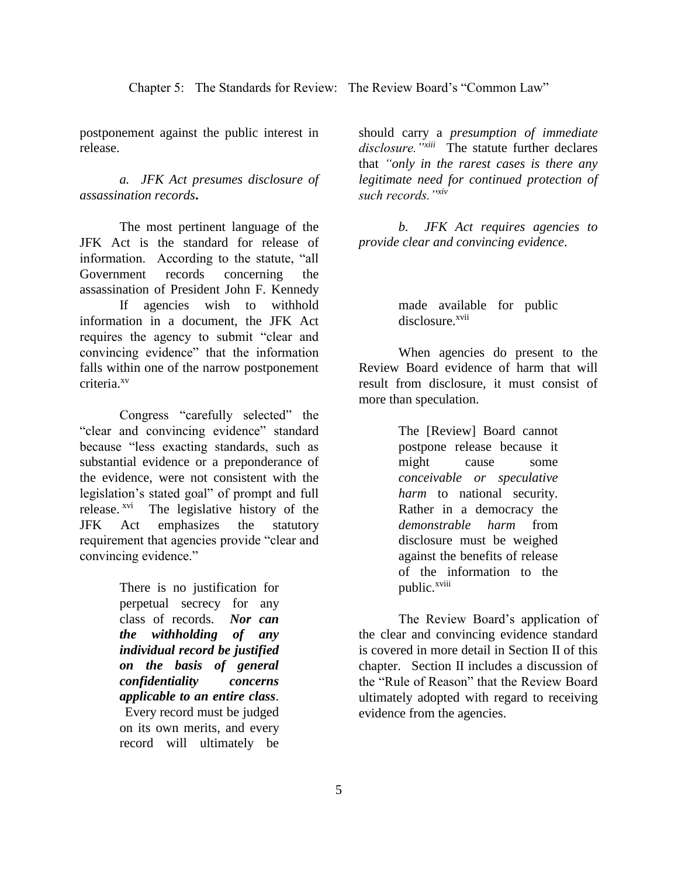postponement against the public interest in release.

*a. JFK Act presumes disclosure of assassination records***.**

The most pertinent language of the JFK Act is the standard for release of information. According to the statute, "all Government records concerning the assassination of President John F. Kennedy

If agencies wish to withhold information in a document, the JFK Act requires the agency to submit "clear and convincing evidence" that the information falls within one of the narrow postponement criteria.[xv]

Congress "carefully selected" the "clear and convincing evidence" standard because "less exacting standards, such as substantial evidence or a preponderance of the evidence, were not consistent with the legislation's stated goal" of prompt and full release.[xvi] The legislative history of the JFK Act emphasizes the statutory requirement that agencies provide "clear and convincing evidence."

> There is no justification for perpetual secrecy for any class of records. ***Nor can the withholding of any individual record be justified on the basis of general confidentiality concerns applicable to an entire class***. Every record must be judged on its own merits, and every record will ultimately be

should carry a *presumption of immediate disclosure."*[xiii] The statute further declares that *"only in the rarest cases is there any legitimate need for continued protection of such records."*[xiv]

*b. JFK Act requires agencies to provide clear and convincing evidence*.

> made available for public disclosure.[xvii]

When agencies do present to the Review Board evidence of harm that will result from disclosure, it must consist of more than speculation.

> The [Review] Board cannot postpone release because it might cause some *conceivable or speculative harm* to national security. Rather in a democracy the *demonstrable harm* from disclosure must be weighed against the benefits of release of the information to the public.[xviii]

The Review Board's application of the clear and convincing evidence standard is covered in more detail in Section II of this chapter. Section II includes a discussion of the "Rule of Reason" that the Review Board ultimately adopted with regard to receiving evidence from the agencies.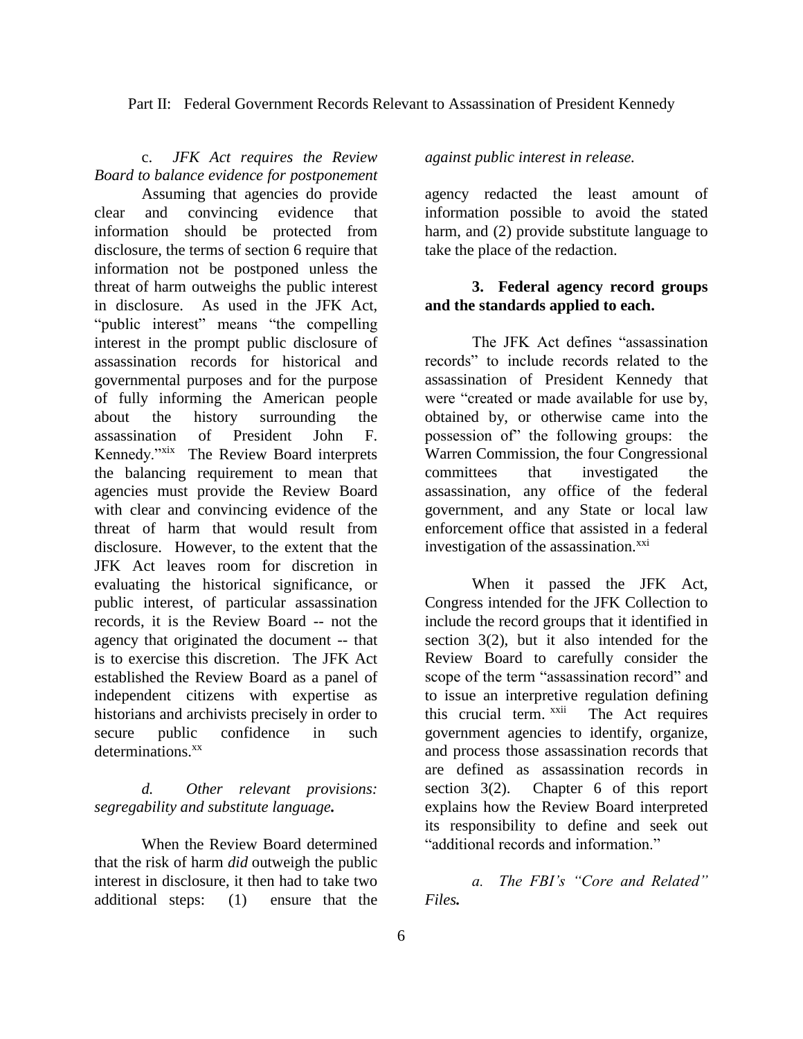*c. JFK Act requires the Review Board to balance evidence for postponement against public interest in release.*

Assuming that agencies do provide clear and convincing evidence that information should be protected from disclosure, the terms of section 6 require that information not be postponed unless the threat of harm outweighs the public interest in disclosure. As used in the JFK Act, "public interest" means "the compelling interest in the prompt public disclosure of assassination records for historical and governmental purposes and for the purpose of fully informing the American people about the history surrounding the assassination of President John F. Kennedy."[xix] The Review Board interprets the balancing requirement to mean that agencies must provide the Review Board with clear and convincing evidence of the threat of harm that would result from disclosure. However, to the extent that the JFK Act leaves room for discretion in evaluating the historical significance, or public interest, of particular assassination records, it is the Review Board -- not the agency that originated the document -- that is to exercise this discretion. The JFK Act established the Review Board as a panel of independent citizens with expertise as historians and archivists precisely in order to secure public confidence in such determinations.[xx]

***d. Other relevant provisions: segregability and substitute language.***

When the Review Board determined that the risk of harm *did* outweigh the public interest in disclosure, it then had to take two additional steps: (1) ensure that the agency redacted the least amount of information possible to avoid the stated harm, and (2) provide substitute language to take the place of the redaction.

### 3. Federal agency record groups and the standards applied to each.

The JFK Act defines "assassination records" to include records related to the assassination of President Kennedy that were "created or made available for use by, obtained by, or otherwise came into the possession of" the following groups: the Warren Commission, the four Congressional committees that investigated the assassination, any office of the federal government, and any State or local law enforcement office that assisted in a federal investigation of the assassination.[xxi]

When it passed the JFK Act, Congress intended for the JFK Collection to include the record groups that it identified in section 3(2), but it also intended for the Review Board to carefully consider the scope of the term "assassination record" and to issue an interpretive regulation defining this crucial term.[xxii] The Act requires government agencies to identify, organize, and process those assassination records that are defined as assassination records in section 3(2). Chapter 6 of this report explains how the Review Board interpreted its responsibility to define and seek out "additional records and information."

***a. The FBI's "Core and Related" Files.***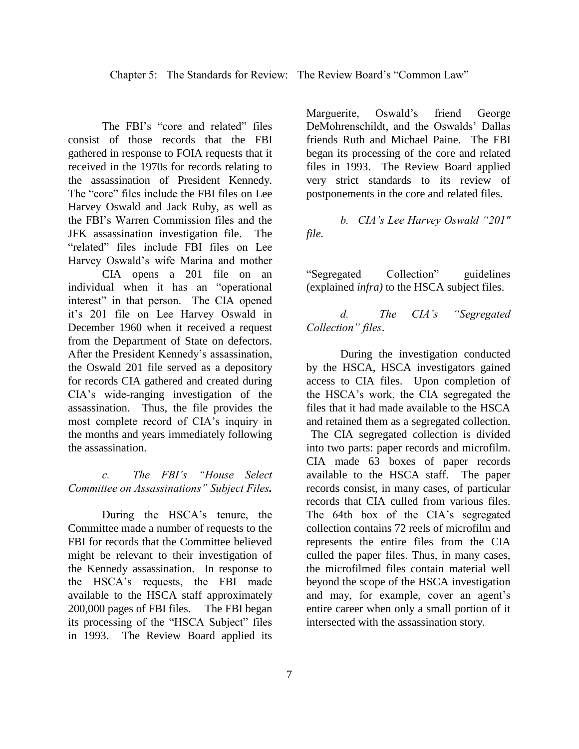The FBI's "core and related" files consist of those records that the FBI gathered in response to FOIA requests that it received in the 1970s for records relating to the assassination of President Kennedy. The "core" files include the FBI files on Lee Harvey Oswald and Jack Ruby, as well as the FBI's Warren Commission files and the JFK assassination investigation file. The "related" files include FBI files on Lee Harvey Oswald's wife Marina and mother Marguerite, Oswald's friend George DeMohrenschildt, and the Oswalds' Dallas friends Ruth and Michael Paine. The FBI began its processing of the core and related files in 1993. The Review Board applied very strict standards to its review of postponements in the core and related files.

*b. CIA's Lee Harvey Oswald "201" file.*

CIA opens a 201 file on an individual when it has an "operational interest" in that person. The CIA opened it's 201 file on Lee Harvey Oswald in December 1960 when it received a request from the Department of State on defectors. After the President Kennedy's assassination, the Oswald 201 file served as a depository for records CIA gathered and created during CIA's wide-ranging investigation of the assassination. Thus, the file provides the most complete record of CIA's inquiry in the months and years immediately following the assassination.

*c. The FBI's "House Select Committee on Assassinations" Subject Files.*

During the HSCA's tenure, the Committee made a number of requests to the FBI for records that the Committee believed might be relevant to their investigation of the Kennedy assassination. In response to the HSCA's requests, the FBI made available to the HSCA staff approximately 200,000 pages of FBI files. The FBI began its processing of the "HSCA Subject" files in 1993. The Review Board applied its "Segregated Collection" guidelines (explained *infra)* to the HSCA subject files.

*d. The CIA's "Segregated Collection" files.*

During the investigation conducted by the HSCA, HSCA investigators gained access to CIA files. Upon completion of the HSCA's work, the CIA segregated the files that it had made available to the HSCA and retained them as a segregated collection. The CIA segregated collection is divided into two parts: paper records and microfilm. CIA made 63 boxes of paper records available to the HSCA staff. The paper records consist, in many cases, of particular records that CIA culled from various files. The 64th box of the CIA's segregated collection contains 72 reels of microfilm and represents the entire files from the CIA culled the paper files. Thus, in many cases, the microfilmed files contain material well beyond the scope of the HSCA investigation and may, for example, cover an agent's entire career when only a small portion of it intersected with the assassination story.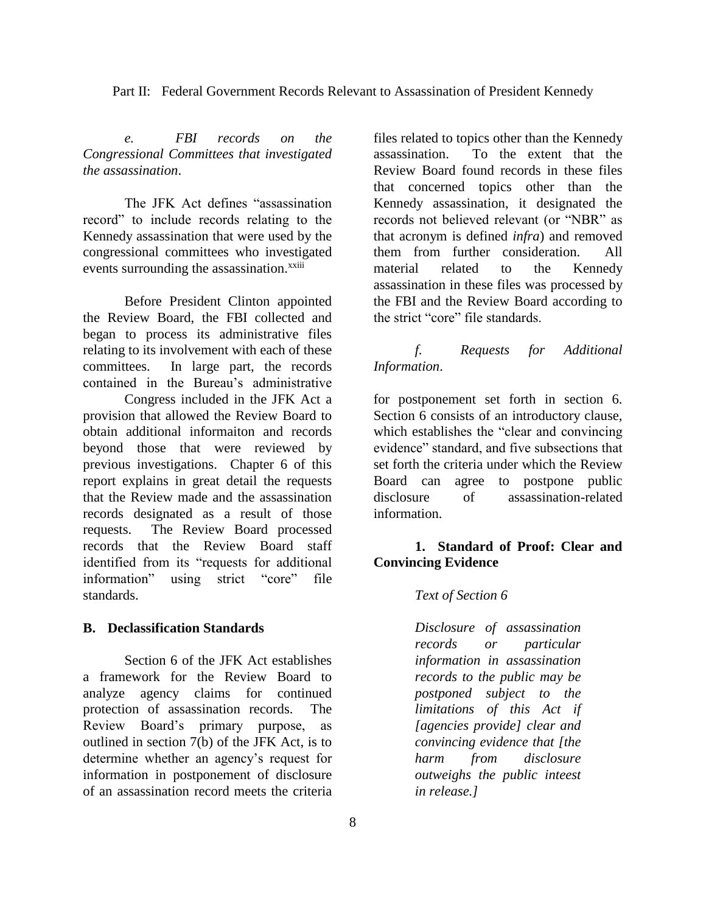*e. FBI records on the Congressional Committees that investigated the assassination.*

The JFK Act defines "assassination record" to include records relating to the Kennedy assassination that were used by the congressional committees who investigated events surrounding the assassination.[xxiii]

Before President Clinton appointed the Review Board, the FBI collected and began to process its administrative files relating to its involvement with each of these committees. In large part, the records contained in the Bureau's administrative files related to topics other than the Kennedy assassination. To the extent that the Review Board found records in these files that concerned topics other than the Kennedy assassination, it designated the records not believed relevant (or "NBR" as that acronym is defined *infra*) and removed them from further consideration. All material related to the Kennedy assassination in these files was processed by the FBI and the Review Board according to the strict "core" file standards.

*f. Requests for Additional Information.*

Congress included in the JFK Act a provision that allowed the Review Board to obtain additional informaiton and records beyond those that were reviewed by previous investigations. Chapter 6 of this report explains in great detail the requests that the Review made and the assassination records designated as a result of those requests. The Review Board processed records that the Review Board staff identified from its "requests for additional information" using strict "core" file standards.

## B. Declassification Standards

Section 6 of the JFK Act establishes a framework for the Review Board to analyze agency claims for continued protection of assassination records. The Review Board's primary purpose, as outlined in section 7(b) of the JFK Act, is to determine whether an agency's request for information in postponement of disclosure of an assassination record meets the criteria for postponement set forth in section 6. Section 6 consists of an introductory clause, which establishes the "clear and convincing evidence" standard, and five subsections that set forth the criteria under which the Review Board can agree to postpone public disclosure of assassination-related information.

### 1. Standard of Proof: Clear and Convincing Evidence

*Text of Section 6*

> *Disclosure of assassination records or particular information in assassination records to the public may be postponed subject to the limitations of this Act if [agencies provide] clear and convincing evidence that [the harm from disclosure outweighs the public inteest in release.]*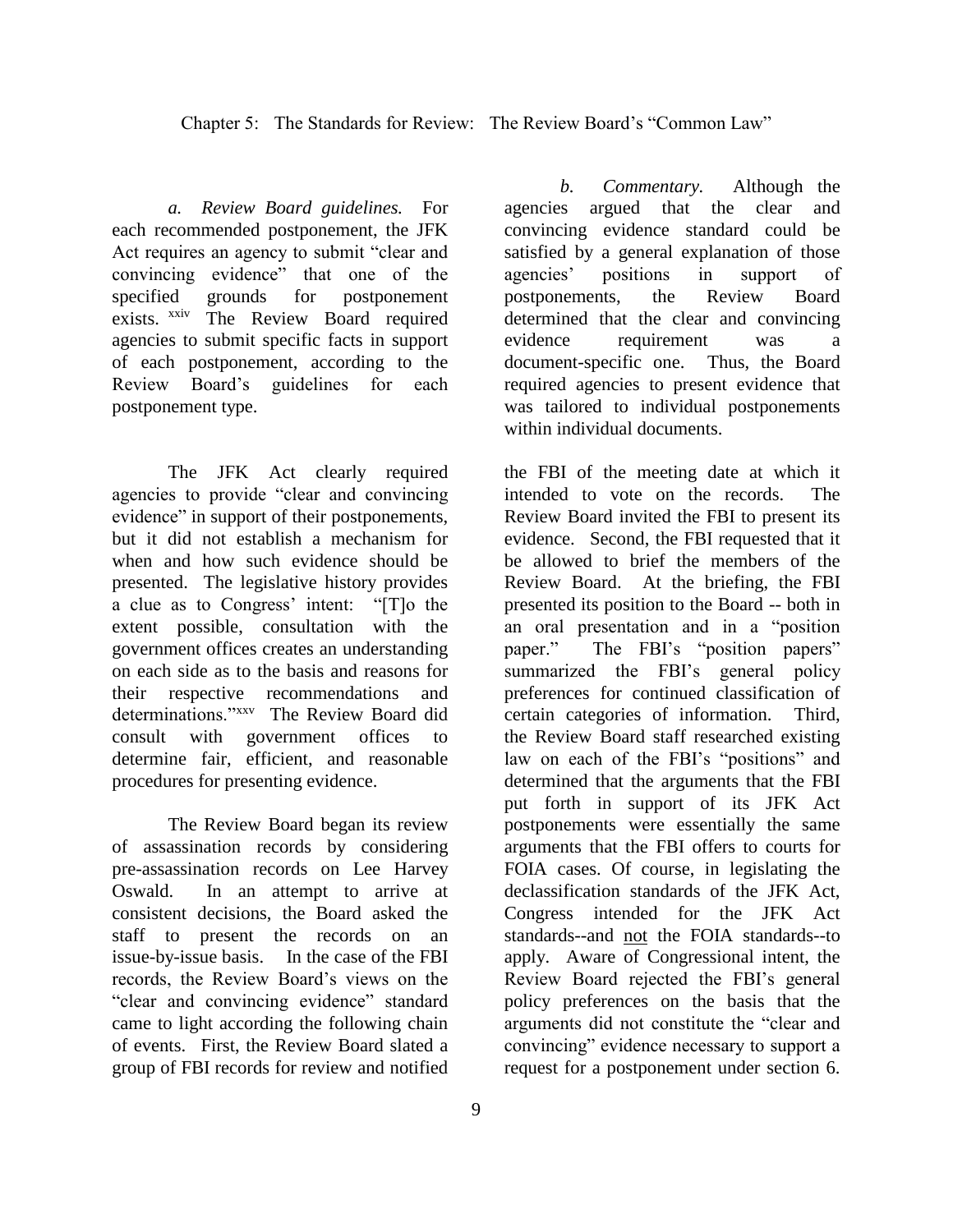*a. Review Board guidelines.* For each recommended postponement, the JFK Act requires an agency to submit "clear and convincing evidence" that one of the specified grounds for postponement exists.[xxiv] The Review Board required agencies to submit specific facts in support of each postponement, according to the Review Board's guidelines for each postponement type.

*b. Commentary.* Although the agencies argued that the clear and convincing evidence standard could be satisfied by a general explanation of those agencies' positions in support of postponements, the Review Board determined that the clear and convincing evidence requirement was a document-specific one. Thus, the Board required agencies to present evidence that was tailored to individual postponements within individual documents.

The JFK Act clearly required agencies to provide "clear and convincing evidence" in support of their postponements, but it did not establish a mechanism for when and how such evidence should be presented. The legislative history provides a clue as to Congress' intent: "[T]o the extent possible, consultation with the government offices creates an understanding on each side as to the basis and reasons for their respective recommendations and determinations."[xxv] The Review Board did consult with government offices to determine fair, efficient, and reasonable procedures for presenting evidence.

The Review Board began its review of assassination records by considering pre-assassination records on Lee Harvey Oswald. In an attempt to arrive at consistent decisions, the Board asked the staff to present the records on an issue-by-issue basis. In the case of the FBI records, the Review Board's views on the "clear and convincing evidence" standard came to light according the following chain of events. First, the Review Board slated a group of FBI records for review and notified the FBI of the meeting date at which it intended to vote on the records. The Review Board invited the FBI to present its evidence. Second, the FBI requested that it be allowed to brief the members of the Review Board. At the briefing, the FBI presented its position to the Board -- both in an oral presentation and in a "position paper." The FBI's "position papers" summarized the FBI's general policy preferences for continued classification of certain categories of information. Third, the Review Board staff researched existing law on each of the FBI's "positions" and determined that the arguments that the FBI put forth in support of its JFK Act postponements were essentially the same arguments that the FBI offers to courts for FOIA cases. Of course, in legislating the declassification standards of the JFK Act, Congress intended for the JFK Act standards--and <u>not</u> the FOIA standards--to apply. Aware of Congressional intent, the Review Board rejected the FBI's general policy preferences on the basis that the arguments did not constitute the "clear and convincing" evidence necessary to support a request for a postponement under section 6.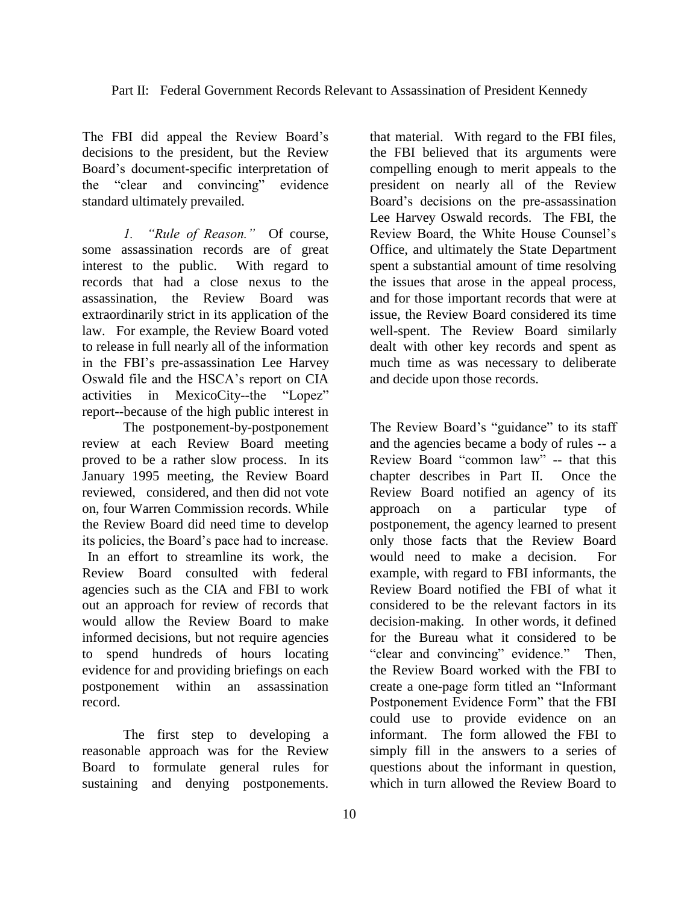The FBI did appeal the Review Board's decisions to the president, but the Review Board's document-specific interpretation of the "clear and convincing" evidence standard ultimately prevailed.

*1. "Rule of Reason."* Of course, some assassination records are of great interest to the public. With regard to records that had a close nexus to the assassination, the Review Board was extraordinarily strict in its application of the law. For example, the Review Board voted to release in full nearly all of the information in the FBI's pre-assassination Lee Harvey Oswald file and the HSCA's report on CIA activities in MexicoCity--the "Lopez" report--because of the high public interest in that material. With regard to the FBI files, the FBI believed that its arguments were compelling enough to merit appeals to the president on nearly all of the Review Board's decisions on the pre-assassination Lee Harvey Oswald records. The FBI, the Review Board, the White House Counsel's Office, and ultimately the State Department spent a substantial amount of time resolving the issues that arose in the appeal process, and for those important records that were at issue, the Review Board considered its time well-spent. The Review Board similarly dealt with other key records and spent as much time as was necessary to deliberate and decide upon those records.

The postponement-by-postponement review at each Review Board meeting proved to be a rather slow process. In its January 1995 meeting, the Review Board reviewed, considered, and then did not vote on, four Warren Commission records. While the Review Board did need time to develop its policies, the Board's pace had to increase. In an effort to streamline its work, the Review Board consulted with federal agencies such as the CIA and FBI to work out an approach for review of records that would allow the Review Board to make informed decisions, but not require agencies to spend hundreds of hours locating evidence for and providing briefings on each postponement within an assassination record.

The first step to developing a reasonable approach was for the Review Board to formulate general rules for sustaining and denying postponements.

The Review Board's "guidance" to its staff and the agencies became a body of rules -- a Review Board "common law" -- that this chapter describes in Part II. Once the Review Board notified an agency of its approach on a particular type of postponement, the agency learned to present only those facts that the Review Board would need to make a decision. For example, with regard to FBI informants, the Review Board notified the FBI of what it considered to be the relevant factors in its decision-making. In other words, it defined for the Bureau what it considered to be "clear and convincing" evidence." Then, the Review Board worked with the FBI to create a one-page form titled an "Informant Postponement Evidence Form" that the FBI could use to provide evidence on an informant. The form allowed the FBI to simply fill in the answers to a series of questions about the informant in question, which in turn allowed the Review Board to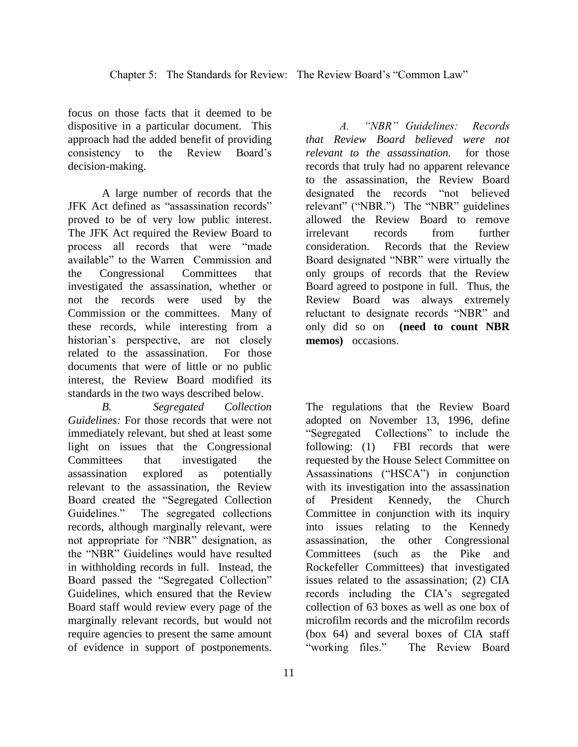focus on those facts that it deemed to be dispositive in a particular document. This approach had the added benefit of providing consistency to the Review Board's decision-making.

A large number of records that the JFK Act defined as "assassination records" proved to be of very low public interest. The JFK Act required the Review Board to process all records that were "made available" to the Warren Commission and the Congressional Committees that investigated the assassination, whether or not the records were used by the Commission or the committees. Many of these records, while interesting from a historian's perspective, are not closely related to the assassination. For those documents that were of little or no public interest, the Review Board modified its standards in the two ways described below.

*A. "NBR" Guidelines: Records that Review Board believed were not relevant to the assassination.* for those records that truly had no apparent relevance to the assassination, the Review Board designated the records "not believed relevant" ("NBR.") The "NBR" guidelines allowed the Review Board to remove irrelevant records from further consideration. Records that the Review Board designated "NBR" were virtually the only groups of records that the Review Board agreed to postpone in full. Thus, the Review Board was always extremely reluctant to designate records "NBR" and only did so on **(need to count NBR memos)** occasions.

*B. Segregated Collection Guidelines:* For those records that were not immediately relevant, but shed at least some light on issues that the Congressional Committees that investigated the assassination explored as potentially relevant to the assassination, the Review Board created the "Segregated Collection Guidelines." The segregated collections records, although marginally relevant, were not appropriate for "NBR" designation, as the "NBR" Guidelines would have resulted in withholding records in full. Instead, the Board passed the "Segregated Collection" Guidelines, which ensured that the Review Board staff would review every page of the marginally relevant records, but would not require agencies to present the same amount of evidence in support of postponements.

The regulations that the Review Board adopted on November 13, 1996, define "Segregated Collections" to include the following: (1) FBI records that were requested by the House Select Committee on Assassinations ("HSCA") in conjunction with its investigation into the assassination of President Kennedy, the Church Committee in conjunction with its inquiry into issues relating to the Kennedy assassination, the other Congressional Committees (such as the Pike and Rockefeller Committees) that investigated issues related to the assassination; (2) CIA records including the CIA's segregated collection of 63 boxes as well as one box of microfilm records and the microfilm records (box 64) and several boxes of CIA staff "working files." The Review Board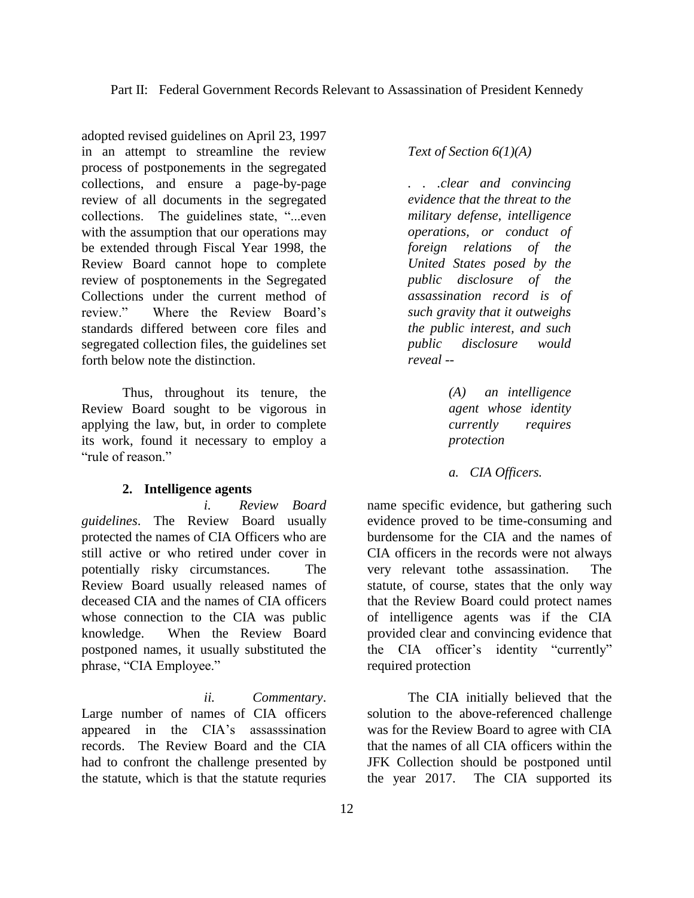adopted revised guidelines on April 23, 1997 in an attempt to streamline the review process of postponements in the segregated collections, and ensure a page-by-page review of all documents in the segregated collections. The guidelines state, "...even with the assumption that our operations may be extended through Fiscal Year 1998, the Review Board cannot hope to complete review of posptonements in the Segregated Collections under the current method of review." Where the Review Board's standards differed between core files and segregated collection files, the guidelines set forth below note the distinction.

Thus, throughout its tenure, the Review Board sought to be vigorous in applying the law, but, in order to complete its work, found it necessary to employ a "rule of reason."

### 2. Intelligence agents

*Text of Section 6(1)(A)*

*. . .clear and convincing evidence that the threat to the military defense, intelligence operations, or conduct of foreign relations of the United States posed by the public disclosure of the assassination record is of such gravity that it outweighs the public interest, and such public disclosure would reveal --*

> *(A) an intelligence agent whose identity currently requires protection*

*a. CIA Officers.*

*i. Review Board guidelines*. The Review Board usually protected the names of CIA Officers who are still active or who retired under cover in potentially risky circumstances. The Review Board usually released names of deceased CIA and the names of CIA officers whose connection to the CIA was public knowledge. When the Review Board postponed names, it usually substituted the phrase, "CIA Employee."

*ii. Commentary*. Large number of names of CIA officers appeared in the CIA's assasssination records. The Review Board and the CIA had to confront the challenge presented by the statute, which is that the statute requries name specific evidence, but gathering such evidence proved to be time-consuming and burdensome for the CIA and the names of CIA officers in the records were not always very relevant tothe assassination. The statute, of course, states that the only way that the Review Board could protect names of intelligence agents was if the CIA provided clear and convincing evidence that the CIA officer's identity "currently" required protection

The CIA initially believed that the solution to the above-referenced challenge was for the Review Board to agree with CIA that the names of all CIA officers within the JFK Collection should be postponed until the year 2017. The CIA supported its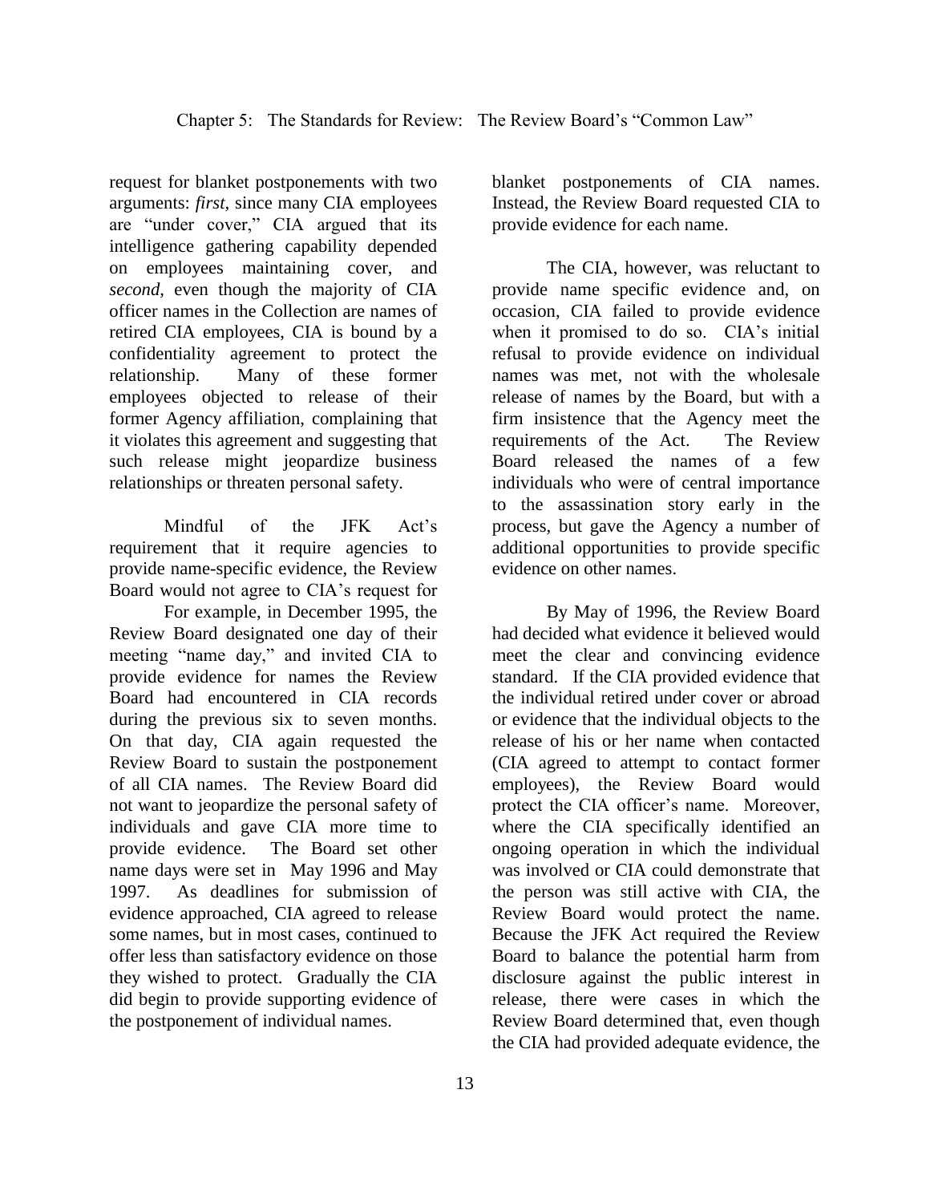request for blanket postponements with two arguments: *first*, since many CIA employees are "under cover," CIA argued that its intelligence gathering capability depended on employees maintaining cover, and *second*, even though the majority of CIA officer names in the Collection are names of retired CIA employees, CIA is bound by a confidentiality agreement to protect the relationship. Many of these former employees objected to release of their former Agency affiliation, complaining that it violates this agreement and suggesting that such release might jeopardize business relationships or threaten personal safety.

Mindful of the JFK Act's requirement that it require agencies to provide name-specific evidence, the Review Board would not agree to CIA's request for blanket postponements of CIA names. Instead, the Review Board requested CIA to provide evidence for each name.

For example, in December 1995, the Review Board designated one day of their meeting "name day," and invited CIA to provide evidence for names the Review Board had encountered in CIA records during the previous six to seven months. On that day, CIA again requested the Review Board to sustain the postponement of all CIA names. The Review Board did not want to jeopardize the personal safety of individuals and gave CIA more time to provide evidence. The Board set other name days were set in May 1996 and May 1997. As deadlines for submission of evidence approached, CIA agreed to release some names, but in most cases, continued to offer less than satisfactory evidence on those they wished to protect. Gradually the CIA did begin to provide supporting evidence of the postponement of individual names.

The CIA, however, was reluctant to provide name specific evidence and, on occasion, CIA failed to provide evidence when it promised to do so. CIA's initial refusal to provide evidence on individual names was met, not with the wholesale release of names by the Board, but with a firm insistence that the Agency meet the requirements of the Act. The Review Board released the names of a few individuals who were of central importance to the assassination story early in the process, but gave the Agency a number of additional opportunities to provide specific evidence on other names.

By May of 1996, the Review Board had decided what evidence it believed would meet the clear and convincing evidence standard. If the CIA provided evidence that the individual retired under cover or abroad or evidence that the individual objects to the release of his or her name when contacted (CIA agreed to attempt to contact former employees), the Review Board would protect the CIA officer's name. Moreover, where the CIA specifically identified an ongoing operation in which the individual was involved or CIA could demonstrate that the person was still active with CIA, the Review Board would protect the name. Because the JFK Act required the Review Board to balance the potential harm from disclosure against the public interest in release, there were cases in which the Review Board determined that, even though the CIA had provided adequate evidence, the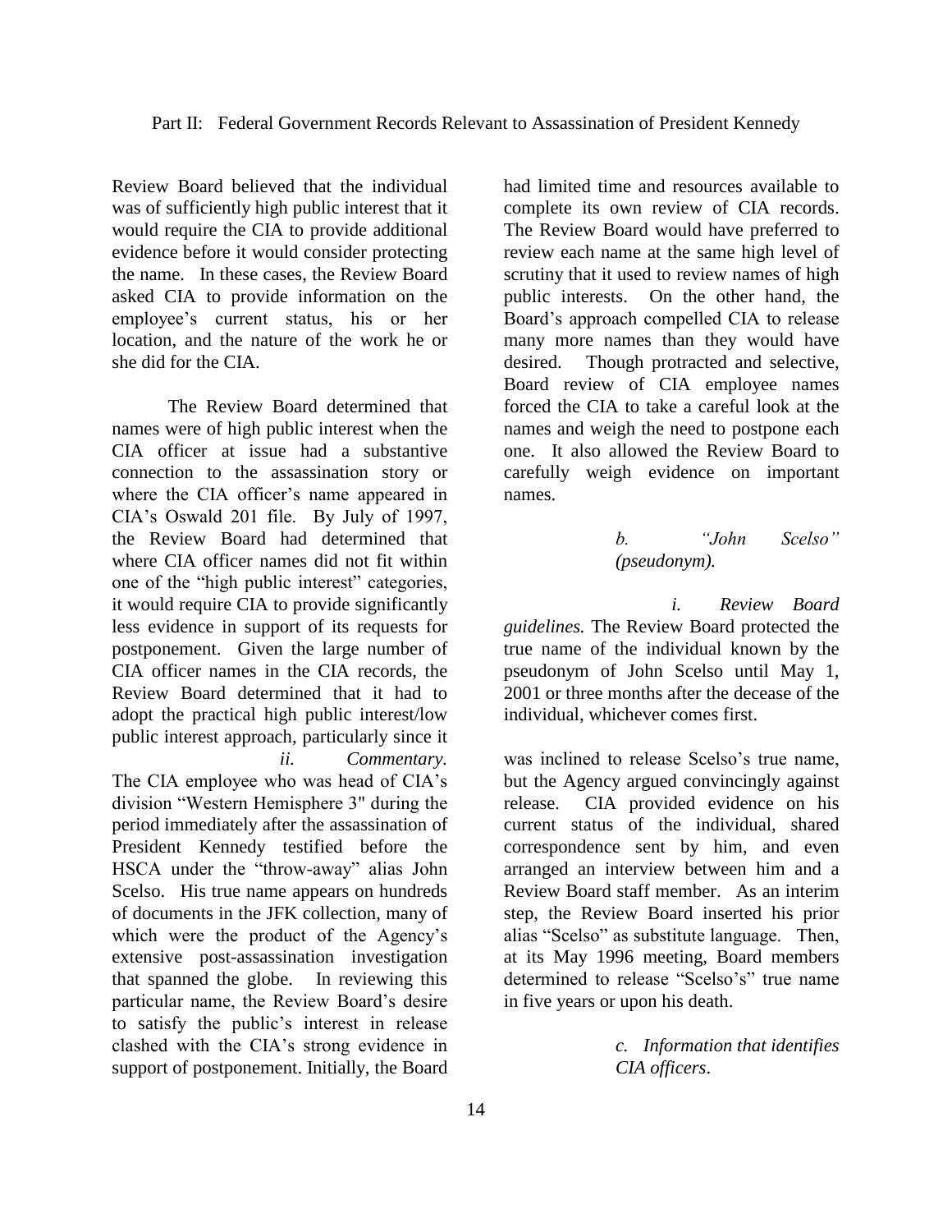Review Board believed that the individual was of sufficiently high public interest that it would require the CIA to provide additional evidence before it would consider protecting the name. In these cases, the Review Board asked CIA to provide information on the employee's current status, his or her location, and the nature of the work he or she did for the CIA.

The Review Board determined that names were of high public interest when the CIA officer at issue had a substantive connection to the assassination story or where the CIA officer's name appeared in CIA's Oswald 201 file. By July of 1997, the Review Board had determined that where CIA officer names did not fit within one of the "high public interest" categories, it would require CIA to provide significantly less evidence in support of its requests for postponement. Given the large number of CIA officer names in the CIA records, the Review Board determined that it had to adopt the practical high public interest/low public interest approach, particularly since it had limited time and resources available to complete its own review of CIA records. The Review Board would have preferred to review each name at the same high level of scrutiny that it used to review names of high public interests. On the other hand, the Board's approach compelled CIA to release many more names than they would have desired. Though protracted and selective, Board review of CIA employee names forced the CIA to take a careful look at the names and weigh the need to postpone each one. It also allowed the Review Board to carefully weigh evidence on important names.

*b. "John Scelso" (pseudonym).*

*i. Review Board guidelines.* The Review Board protected the true name of the individual known by the pseudonym of John Scelso until May 1, 2001 or three months after the decease of the individual, whichever comes first.

*ii. Commentary.* The CIA employee who was head of CIA's division "Western Hemisphere 3" during the period immediately after the assassination of President Kennedy testified before the HSCA under the "throw-away" alias John Scelso. His true name appears on hundreds of documents in the JFK collection, many of which were the product of the Agency's extensive post-assassination investigation that spanned the globe. In reviewing this particular name, the Review Board's desire to satisfy the public's interest in release clashed with the CIA's strong evidence in support of postponement. Initially, the Board was inclined to release Scelso's true name, but the Agency argued convincingly against release. CIA provided evidence on his current status of the individual, shared correspondence sent by him, and even arranged an interview between him and a Review Board staff member. As an interim step, the Review Board inserted his prior alias "Scelso" as substitute language. Then, at its May 1996 meeting, Board members determined to release "Scelso's" true name in five years or upon his death.

*c. Information that identifies CIA officers.*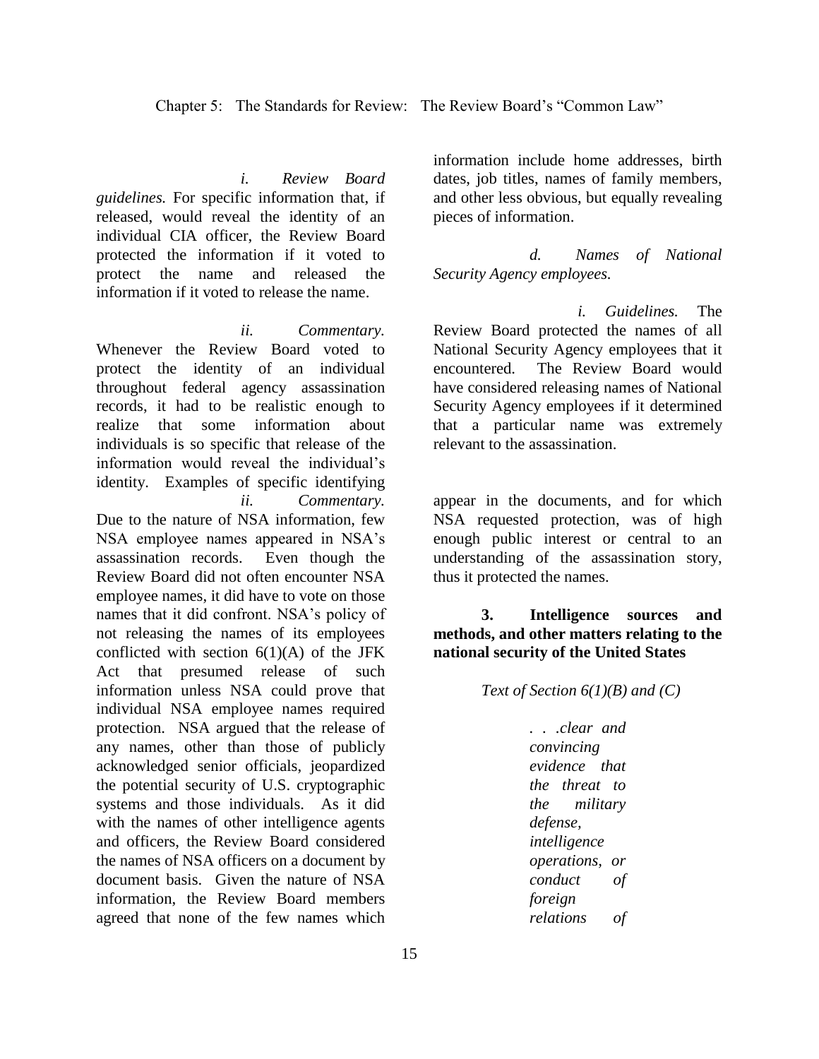*i. Review Board guidelines.* For specific information that, if released, would reveal the identity of an individual CIA officer, the Review Board protected the information if it voted to protect the name and released the information if it voted to release the name.

*ii. Commentary.* Whenever the Review Board voted to protect the identity of an individual throughout federal agency assassination records, it had to be realistic enough to realize that some information about individuals is so specific that release of the information would reveal the individual's identity. Examples of specific identifying information include home addresses, birth dates, job titles, names of family members, and other less obvious, but equally revealing pieces of information.

*d. Names of National Security Agency employees.*

*i. Guidelines.* The Review Board protected the names of all National Security Agency employees that it encountered. The Review Board would have considered releasing names of National Security Agency employees if it determined that a particular name was extremely relevant to the assassination.

*ii. Commentary.* Due to the nature of NSA information, few NSA employee names appeared in NSA's assassination records. Even though the Review Board did not often encounter NSA employee names, it did have to vote on those names that it did confront. NSA's policy of not releasing the names of its employees conflicted with section 6(1)(A) of the JFK Act that presumed release of such information unless NSA could prove that individual NSA employee names required protection. NSA argued that the release of any names, other than those of publicly acknowledged senior officials, jeopardized the potential security of U.S. cryptographic systems and those individuals. As it did with the names of other intelligence agents and officers, the Review Board considered the names of NSA officers on a document by document basis. Given the nature of NSA information, the Review Board members agreed that none of the few names which appear in the documents, and for which NSA requested protection, was of high enough public interest or central to an understanding of the assassination story, thus it protected the names.

**3. Intelligence sources and methods, and other matters relating to the national security of the United States**

*Text of Section 6(1)(B) and (C)*

> *. . .clear and convincing evidence that the threat to the military defense, intelligence operations, or conduct of foreign relations of*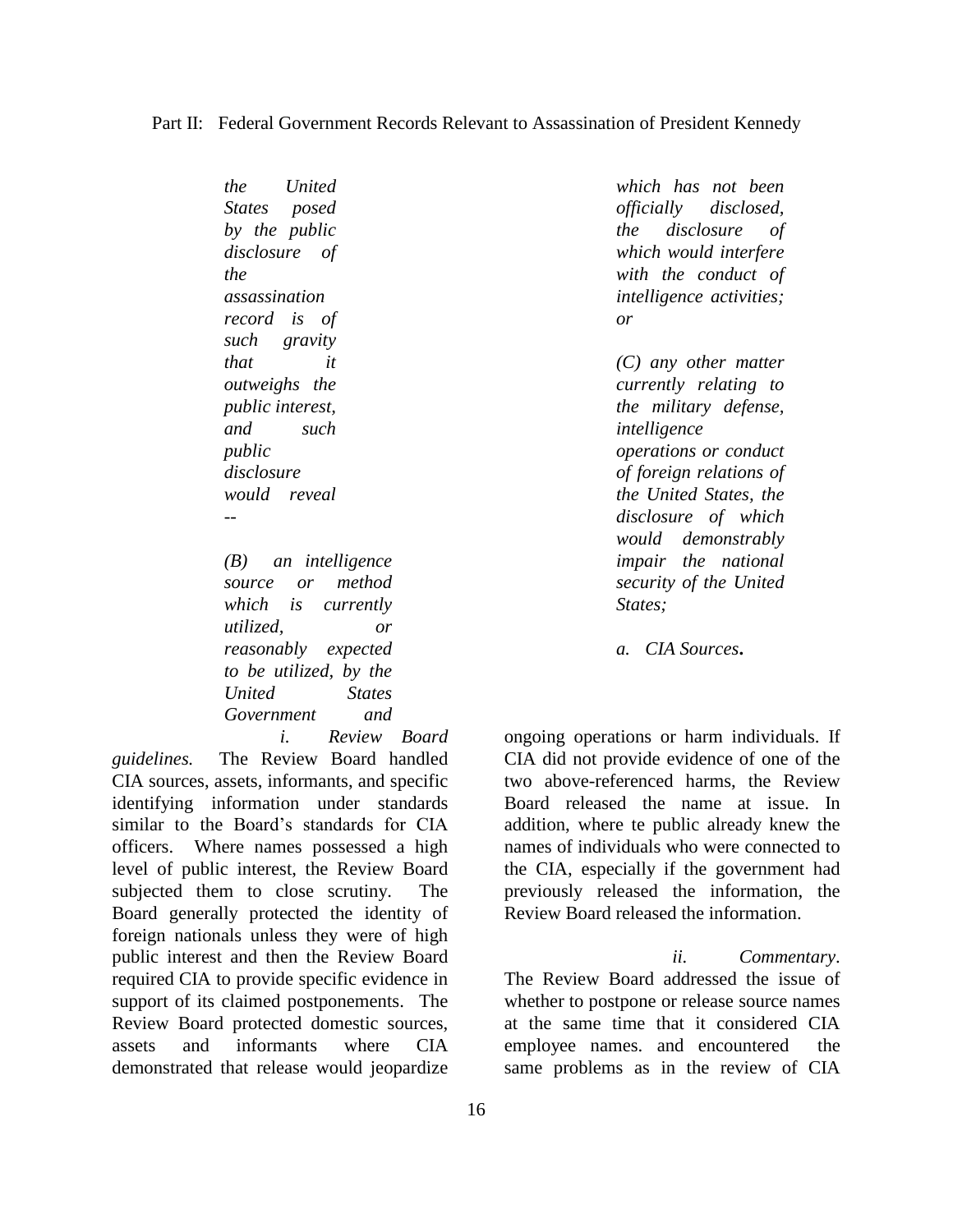*the United States posed by the public disclosure of the assassination record is of such gravity that it outweighs the public interest, and such public disclosure would reveal --*

*(B) an intelligence source or method which is currently utilized, or reasonably expected to be utilized, by the United States Government and which has not been officially disclosed, the disclosure of which would interfere with the conduct of intelligence activities; or*

*(C) any other matter currently relating to the military defense, intelligence operations or conduct of foreign relations of the United States, the disclosure of which would demonstrably impair the national security of the United States;*

*a. CIA Sources***.**

*i. Review Board guidelines.* The Review Board handled CIA sources, assets, informants, and specific identifying information under standards similar to the Board's standards for CIA officers. Where names possessed a high level of public interest, the Review Board subjected them to close scrutiny. The Board generally protected the identity of foreign nationals unless they were of high public interest and then the Review Board required CIA to provide specific evidence in support of its claimed postponements. The Review Board protected domestic sources, assets and informants where CIA demonstrated that release would jeopardize ongoing operations or harm individuals. If CIA did not provide evidence of one of the two above-referenced harms, the Review Board released the name at issue. In addition, where te public already knew the names of individuals who were connected to the CIA, especially if the government had previously released the information, the Review Board released the information.

*ii. Commentary*. The Review Board addressed the issue of whether to postpone or release source names at the same time that it considered CIA employee names. and encountered the same problems as in the review of CIA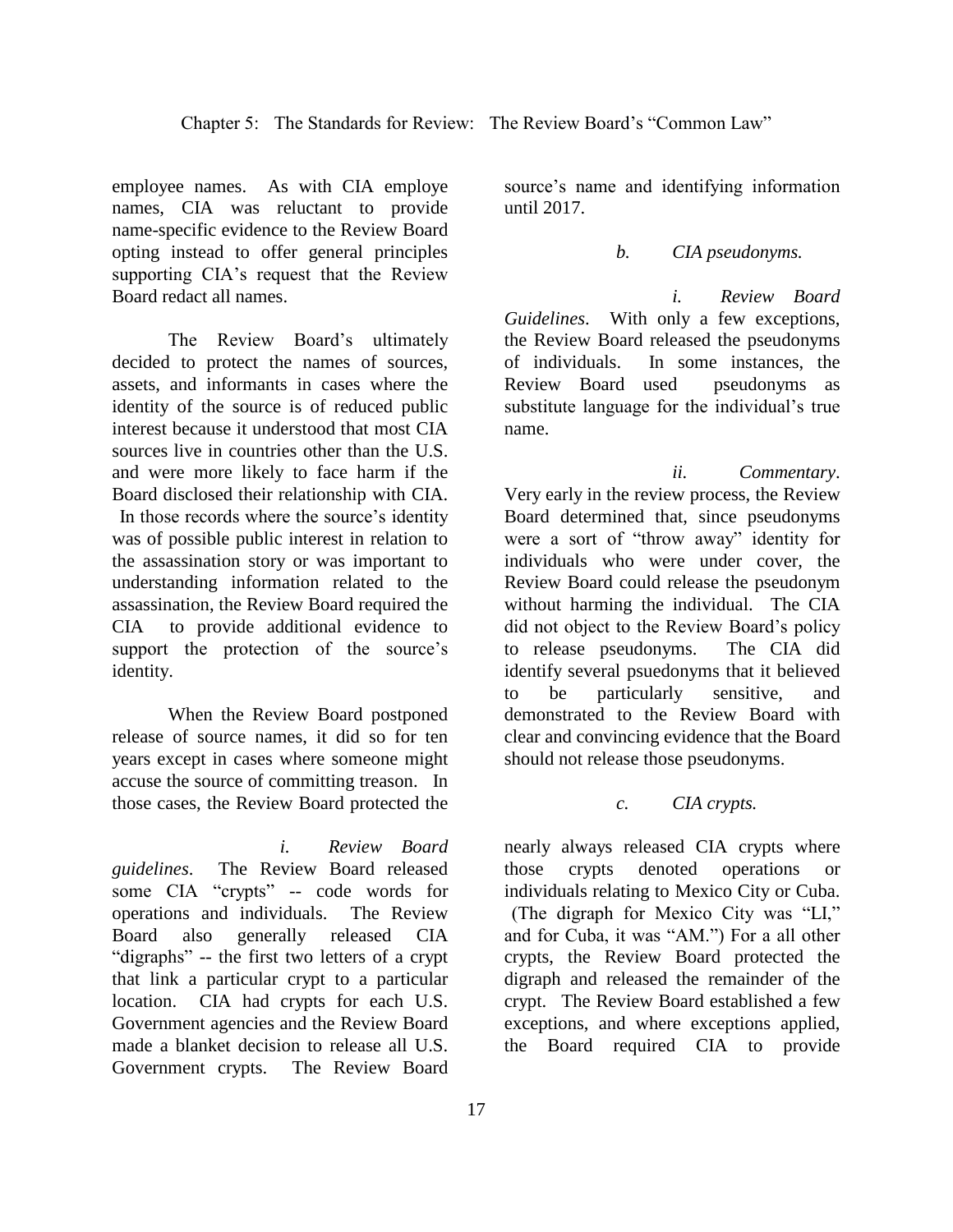employee names. As with CIA employe names, CIA was reluctant to provide name-specific evidence to the Review Board opting instead to offer general principles supporting CIA's request that the Review Board redact all names.

The Review Board's ultimately decided to protect the names of sources, assets, and informants in cases where the identity of the source is of reduced public interest because it understood that most CIA sources live in countries other than the U.S. and were more likely to face harm if the Board disclosed their relationship with CIA. In those records where the source's identity was of possible public interest in relation to the assassination story or was important to understanding information related to the assassination, the Review Board required the CIA to provide additional evidence to support the protection of the source's identity.

When the Review Board postponed release of source names, it did so for ten years except in cases where someone might accuse the source of committing treason. In those cases, the Review Board protected the source's name and identifying information until 2017.

*b. CIA pseudonyms.*

*i. Review Board Guidelines*. With only a few exceptions, the Review Board released the pseudonyms of individuals. In some instances, the Review Board used pseudonyms as substitute language for the individual's true name.

*ii. Commentary*. Very early in the review process, the Review Board determined that, since pseudonyms were a sort of "throw away" identity for individuals who were under cover, the Review Board could release the pseudonym without harming the individual. The CIA did not object to the Review Board's policy to release pseudonyms. The CIA did identify several psuedonyms that it believed to be particularly sensitive, and demonstrated to the Review Board with clear and convincing evidence that the Board should not release those pseudonyms.

*c. CIA crypts.*

*i. Review Board guidelines*. The Review Board released some CIA "crypts" -- code words for operations and individuals. The Review Board also generally released CIA "digraphs" -- the first two letters of a crypt that link a particular crypt to a particular location. CIA had crypts for each U.S. Government agencies and the Review Board made a blanket decision to release all U.S. Government crypts. The Review Board nearly always released CIA crypts where those crypts denoted operations or individuals relating to Mexico City or Cuba. (The digraph for Mexico City was "LI," and for Cuba, it was "AM.") For a all other crypts, the Review Board protected the digraph and released the remainder of the crypt. The Review Board established a few exceptions, and where exceptions applied, the Board required CIA to provide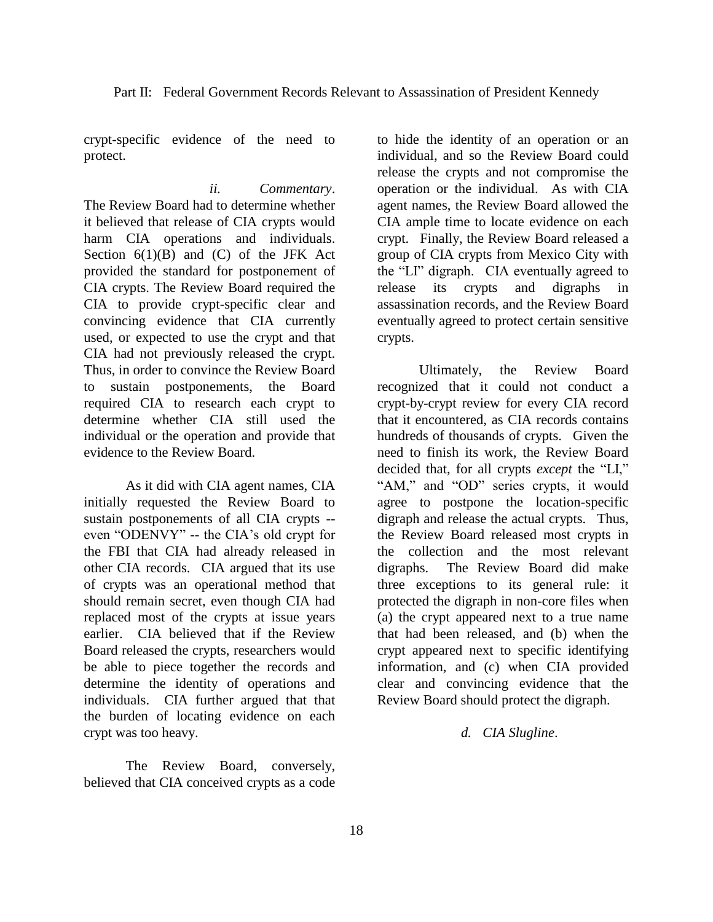crypt-specific evidence of the need to protect.

*ii. Commentary*. The Review Board had to determine whether it believed that release of CIA crypts would harm CIA operations and individuals. Section 6(1)(B) and (C) of the JFK Act provided the standard for postponement of CIA crypts. The Review Board required the CIA to provide crypt-specific clear and convincing evidence that CIA currently used, or expected to use the crypt and that CIA had not previously released the crypt. Thus, in order to convince the Review Board to sustain postponements, the Board required CIA to research each crypt to determine whether CIA still used the individual or the operation and provide that evidence to the Review Board.

As it did with CIA agent names, CIA initially requested the Review Board to sustain postponements of all CIA crypts -- even "ODENVY" -- the CIA's old crypt for the FBI that CIA had already released in other CIA records. CIA argued that its use of crypts was an operational method that should remain secret, even though CIA had replaced most of the crypts at issue years earlier. CIA believed that if the Review Board released the crypts, researchers would be able to piece together the records and determine the identity of operations and individuals. CIA further argued that that the burden of locating evidence on each crypt was too heavy.

The Review Board, conversely, believed that CIA conceived crypts as a code to hide the identity of an operation or an individual, and so the Review Board could release the crypts and not compromise the operation or the individual. As with CIA agent names, the Review Board allowed the CIA ample time to locate evidence on each crypt. Finally, the Review Board released a group of CIA crypts from Mexico City with the "LI" digraph. CIA eventually agreed to release its crypts and digraphs in assassination records, and the Review Board eventually agreed to protect certain sensitive crypts.

Ultimately, the Review Board recognized that it could not conduct a crypt-by-crypt review for every CIA record that it encountered, as CIA records contains hundreds of thousands of crypts. Given the need to finish its work, the Review Board decided that, for all crypts *except* the "LI," "AM," and "OD" series crypts, it would agree to postpone the location-specific digraph and release the actual crypts. Thus, the Review Board released most crypts in the collection and the most relevant digraphs. The Review Board did make three exceptions to its general rule: it protected the digraph in non-core files when (a) the crypt appeared next to a true name that had been released, and (b) when the crypt appeared next to specific identifying information, and (c) when CIA provided clear and convincing evidence that the Review Board should protect the digraph.

*d. CIA Slugline*.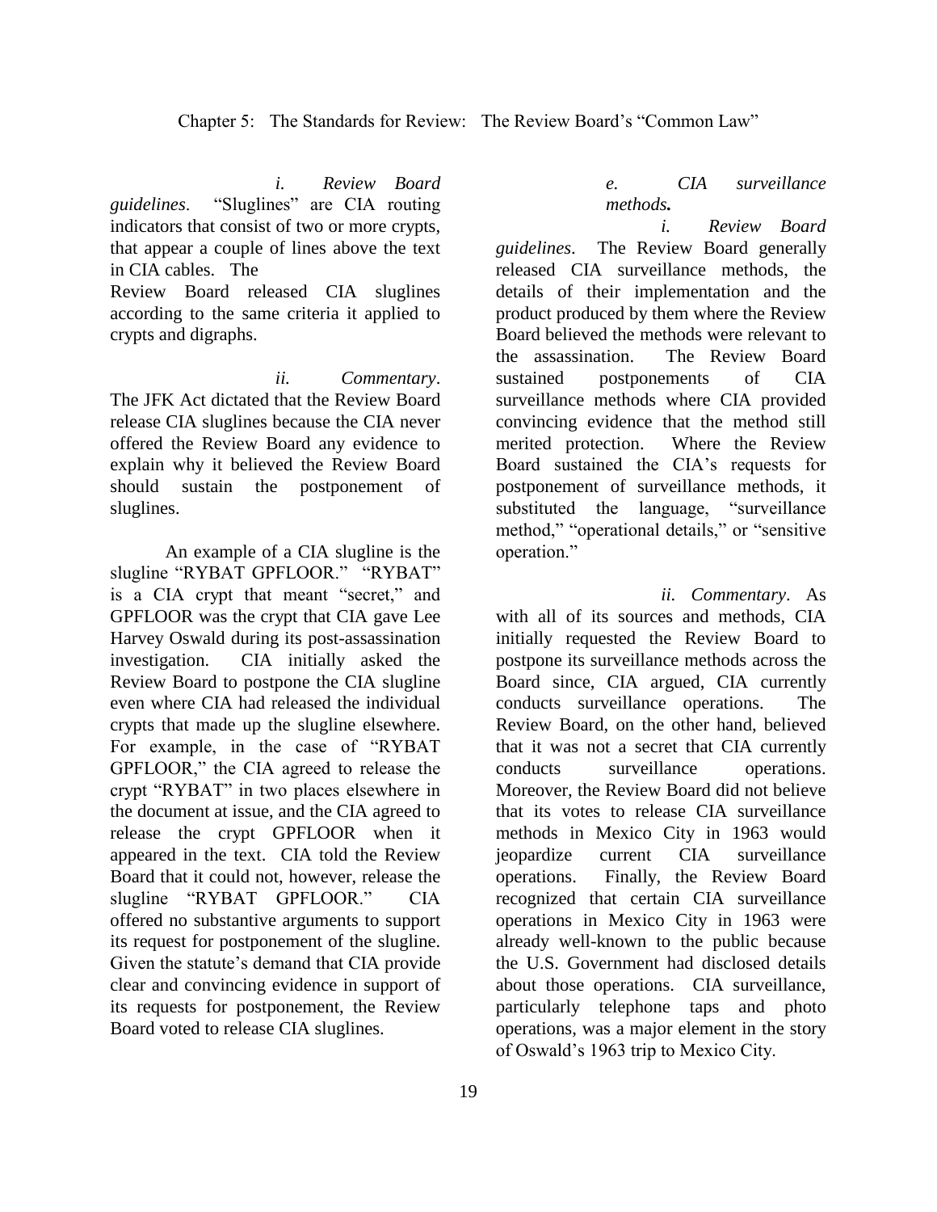*i. Review Board guidelines*. "Sluglines" are CIA routing indicators that consist of two or more crypts, that appear a couple of lines above the text in CIA cables. The Review Board released CIA sluglines according to the same criteria it applied to crypts and digraphs.

*ii. Commentary*. The JFK Act dictated that the Review Board release CIA sluglines because the CIA never offered the Review Board any evidence to explain why it believed the Review Board should sustain the postponement of sluglines.

An example of a CIA slugline is the slugline "RYBAT GPFLOOR." "RYBAT" is a CIA crypt that meant "secret," and GPFLOOR was the crypt that CIA gave Lee Harvey Oswald during its post-assassination investigation. CIA initially asked the Review Board to postpone the CIA slugline even where CIA had released the individual crypts that made up the slugline elsewhere. For example, in the case of "RYBAT GPFLOOR," the CIA agreed to release the crypt "RYBAT" in two places elsewhere in the document at issue, and the CIA agreed to release the crypt GPFLOOR when it appeared in the text. CIA told the Review Board that it could not, however, release the slugline "RYBAT GPFLOOR." CIA offered no substantive arguments to support its request for postponement of the slugline. Given the statute's demand that CIA provide clear and convincing evidence in support of its requests for postponement, the Review Board voted to release CIA sluglines.

#### *e. CIA surveillance methods.*

*i. Review Board guidelines*. The Review Board generally released CIA surveillance methods, the details of their implementation and the product produced by them where the Review Board believed the methods were relevant to the assassination. The Review Board sustained postponements of CIA surveillance methods where CIA provided convincing evidence that the method still merited protection. Where the Review Board sustained the CIA's requests for postponement of surveillance methods, it substituted the language, "surveillance method," "operational details," or "sensitive operation."

*ii. Commentary*. As with all of its sources and methods, CIA initially requested the Review Board to postpone its surveillance methods across the Board since, CIA argued, CIA currently conducts surveillance operations. The Review Board, on the other hand, believed that it was not a secret that CIA currently conducts surveillance operations. Moreover, the Review Board did not believe that its votes to release CIA surveillance methods in Mexico City in 1963 would jeopardize current CIA surveillance operations. Finally, the Review Board recognized that certain CIA surveillance operations in Mexico City in 1963 were already well-known to the public because the U.S. Government had disclosed details about those operations. CIA surveillance, particularly telephone taps and photo operations, was a major element in the story of Oswald's 1963 trip to Mexico City.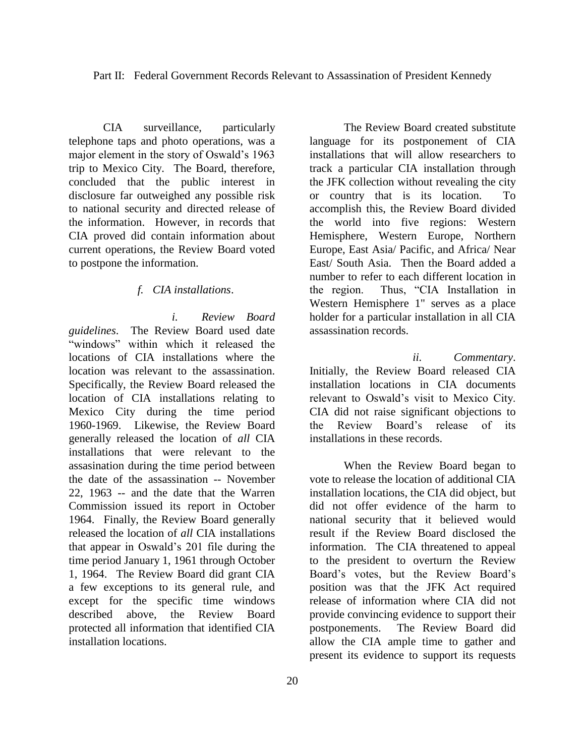CIA surveillance, particularly telephone taps and photo operations, was a major element in the story of Oswald's 1963 trip to Mexico City. The Board, therefore, concluded that the public interest in disclosure far outweighed any possible risk to national security and directed release of the information. However, in records that CIA proved did contain information about current operations, the Review Board voted to postpone the information.

*f. CIA installations*.

*i. Review Board guidelines*. The Review Board used date "windows" within which it released the locations of CIA installations where the location was relevant to the assassination. Specifically, the Review Board released the location of CIA installations relating to Mexico City during the time period 1960-1969. Likewise, the Review Board generally released the location of *all* CIA installations that were relevant to the assasination during the time period between the date of the assassination -- November 22, 1963 -- and the date that the Warren Commission issued its report in October 1964. Finally, the Review Board generally released the location of *all* CIA installations that appear in Oswald's 201 file during the time period January 1, 1961 through October 1, 1964. The Review Board did grant CIA a few exceptions to its general rule, and except for the specific time windows described above, the Review Board protected all information that identified CIA installation locations.

The Review Board created substitute language for its postponement of CIA installations that will allow researchers to track a particular CIA installation through the JFK collection without revealing the city or country that is its location. To accomplish this, the Review Board divided the world into five regions: Western Hemisphere, Western Europe, Northern Europe, East Asia/ Pacific, and Africa/ Near East/ South Asia. Then the Board added a number to refer to each different location in the region. Thus, "CIA Installation in Western Hemisphere 1" serves as a place holder for a particular installation in all CIA assassination records.

*ii. Commentary*. Initially, the Review Board released CIA installation locations in CIA documents relevant to Oswald's visit to Mexico City. CIA did not raise significant objections to the Review Board's release of its installations in these records.

When the Review Board began to vote to release the location of additional CIA installation locations, the CIA did object, but did not offer evidence of the harm to national security that it believed would result if the Review Board disclosed the information. The CIA threatened to appeal to the president to overturn the Review Board's votes, but the Review Board's position was that the JFK Act required release of information where CIA did not provide convincing evidence to support their postponements. The Review Board did allow the CIA ample time to gather and present its evidence to support its requests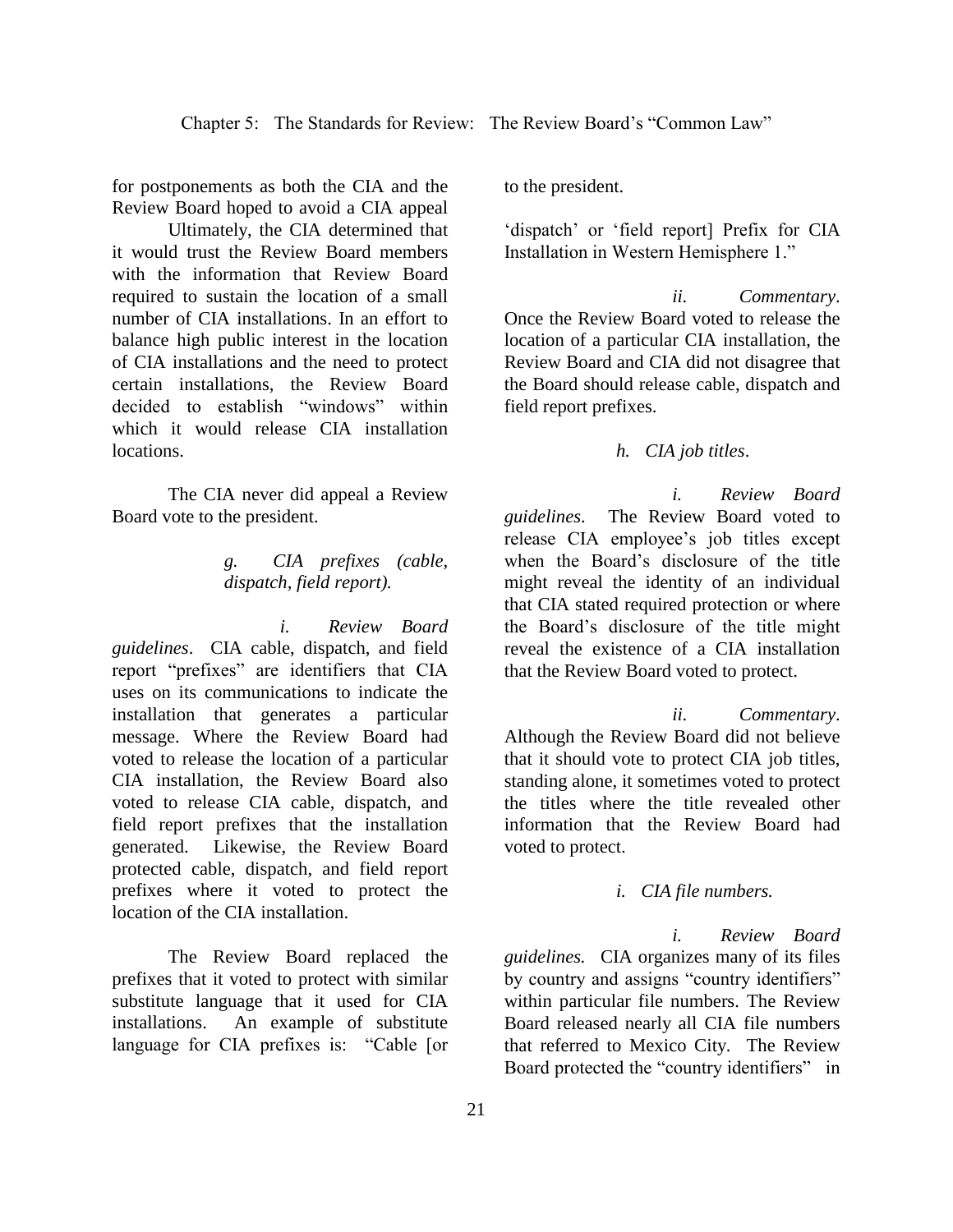for postponements as both the CIA and the Review Board hoped to avoid a CIA appeal

Ultimately, the CIA determined that it would trust the Review Board members with the information that Review Board required to sustain the location of a small number of CIA installations. In an effort to balance high public interest in the location of CIA installations and the need to protect certain installations, the Review Board decided to establish "windows" within which it would release CIA installation locations.

The CIA never did appeal a Review Board vote to the president.

*g. CIA prefixes (cable, dispatch, field report).*

*i. Review Board guidelines*. CIA cable, dispatch, and field report "prefixes" are identifiers that CIA uses on its communications to indicate the installation that generates a particular message. Where the Review Board had voted to release the location of a particular CIA installation, the Review Board also voted to release CIA cable, dispatch, and field report prefixes that the installation generated. Likewise, the Review Board protected cable, dispatch, and field report prefixes where it voted to protect the location of the CIA installation.

The Review Board replaced the prefixes that it voted to protect with similar substitute language that it used for CIA installations. An example of substitute language for CIA prefixes is: "Cable [or to the president.

'dispatch' or 'field report] Prefix for CIA Installation in Western Hemisphere 1."

*ii. Commentary*. Once the Review Board voted to release the location of a particular CIA installation, the Review Board and CIA did not disagree that the Board should release cable, dispatch and field report prefixes.

*h. CIA job titles*.

*i. Review Board guidelines*. The Review Board voted to release CIA employee's job titles except when the Board's disclosure of the title might reveal the identity of an individual that CIA stated required protection or where the Board's disclosure of the title might reveal the existence of a CIA installation that the Review Board voted to protect.

*ii. Commentary*. Although the Review Board did not believe that it should vote to protect CIA job titles, standing alone, it sometimes voted to protect the titles where the title revealed other information that the Review Board had voted to protect.

*i. CIA file numbers.*

*i. Review Board guidelines.* CIA organizes many of its files by country and assigns "country identifiers" within particular file numbers. The Review Board released nearly all CIA file numbers that referred to Mexico City. The Review Board protected the "country identifiers" in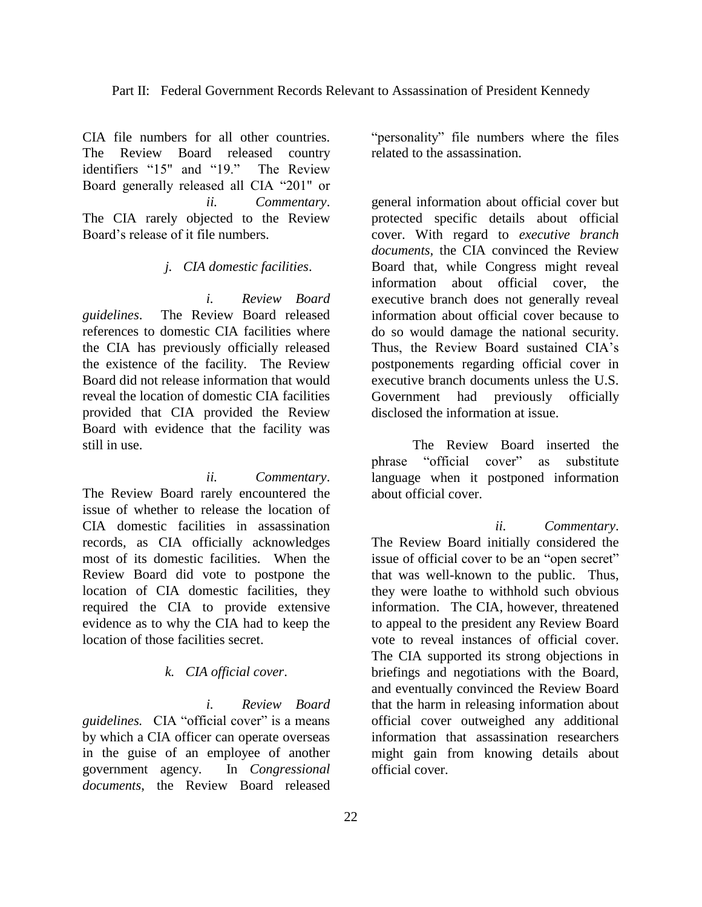CIA file numbers for all other countries. The Review Board released country identifiers "15" and "19." The Review Board generally released all CIA "201" or "personality" file numbers where the files related to the assassination.

*ii. Commentary*. The CIA rarely objected to the Review Board's release of it file numbers.

*j. CIA domestic facilities*.

*i. Review Board guidelines*. The Review Board released references to domestic CIA facilities where the CIA has previously officially released the existence of the facility. The Review Board did not release information that would reveal the location of domestic CIA facilities provided that CIA provided the Review Board with evidence that the facility was still in use.

*ii. Commentary*. The Review Board rarely encountered the issue of whether to release the location of CIA domestic facilities in assassination records, as CIA officially acknowledges most of its domestic facilities. When the Review Board did vote to postpone the location of CIA domestic facilities, they required the CIA to provide extensive evidence as to why the CIA had to keep the location of those facilities secret.

*k. CIA official cover*.

*i. Review Board guidelines.* CIA "official cover" is a means by which a CIA officer can operate overseas in the guise of an employee of another government agency. In *Congressional documents*, the Review Board released general information about official cover but protected specific details about official cover. With regard to *executive branch documents*, the CIA convinced the Review Board that, while Congress might reveal information about official cover, the executive branch does not generally reveal information about official cover because to do so would damage the national security. Thus, the Review Board sustained CIA's postponements regarding official cover in executive branch documents unless the U.S. Government had previously officially disclosed the information at issue.

The Review Board inserted the phrase "official cover" as substitute language when it postponed information about official cover.

*ii. Commentary*. The Review Board initially considered the issue of official cover to be an "open secret" that was well-known to the public. Thus, they were loathe to withhold such obvious information. The CIA, however, threatened to appeal to the president any Review Board vote to reveal instances of official cover. The CIA supported its strong objections in briefings and negotiations with the Board, and eventually convinced the Review Board that the harm in releasing information about official cover outweighed any additional information that assassination researchers might gain from knowing details about official cover.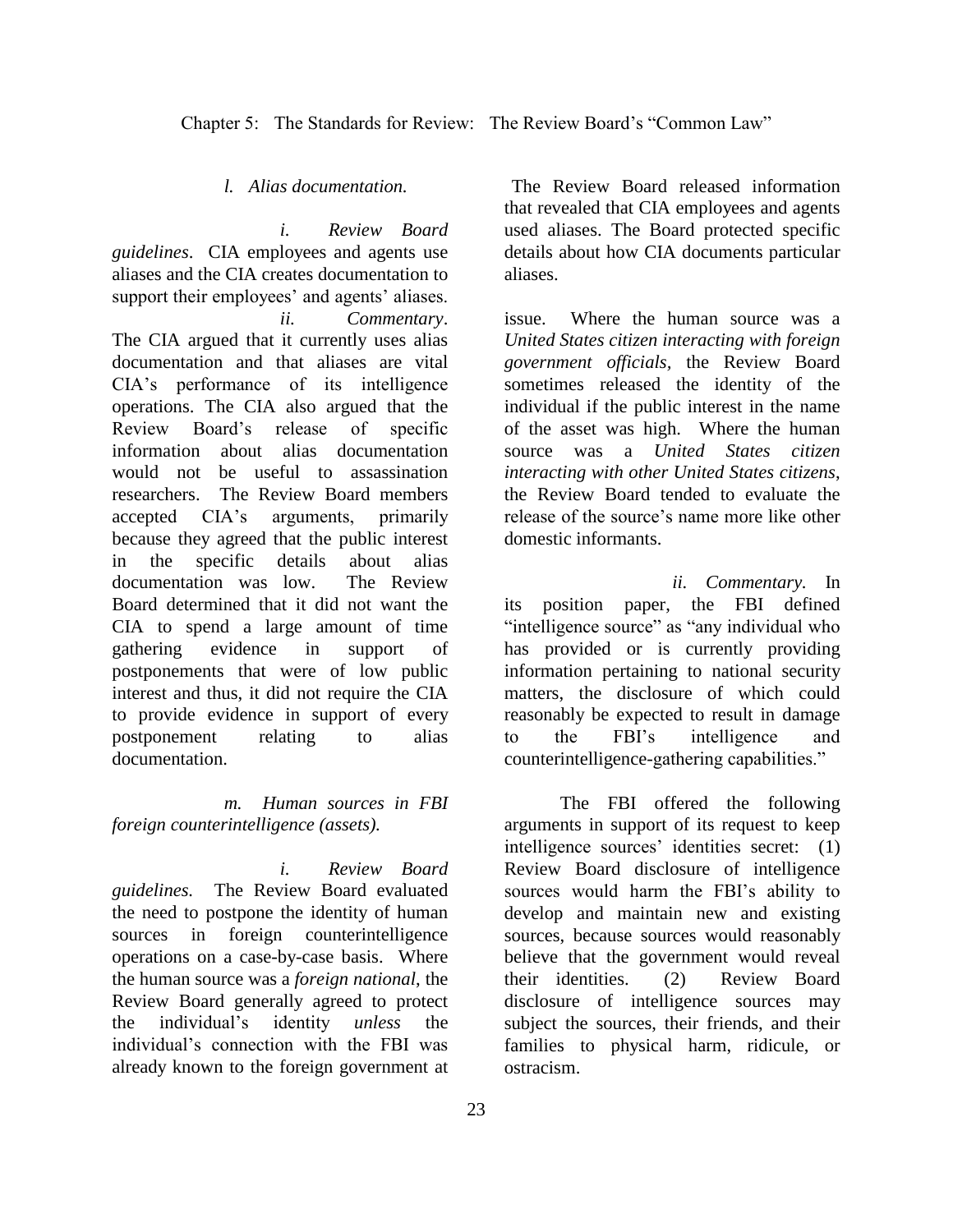*l. Alias documentation.*

*i. Review Board guidelines*. CIA employees and agents use aliases and the CIA creates documentation to support their employees' and agents' aliases.

*ii. Commentary*. The CIA argued that it currently uses alias documentation and that aliases are vital CIA's performance of its intelligence operations. The CIA also argued that the Review Board's release of specific information about alias documentation would not be useful to assassination researchers. The Review Board members accepted CIA's arguments, primarily because they agreed that the public interest in the specific details about alias documentation was low. The Review Board determined that it did not want the CIA to spend a large amount of time gathering evidence in support of postponements that were of low public interest and thus, it did not require the CIA to provide evidence in support of every postponement relating to alias documentation.

The Review Board released information that revealed that CIA employees and agents used aliases. The Board protected specific details about how CIA documents particular aliases.

*m. Human sources in FBI foreign counterintelligence (assets).*

*i. Review Board guidelines.* The Review Board evaluated the need to postpone the identity of human sources in foreign counterintelligence operations on a case-by-case basis. Where the human source was a *foreign national*, the Review Board generally agreed to protect the individual's identity *unless* the individual's connection with the FBI was already known to the foreign government at issue. Where the human source was a *United States citizen interacting with foreign government officials*, the Review Board sometimes released the identity of the individual if the public interest in the name of the asset was high. Where the human source was a *United States citizen interacting with other United States citizens*, the Review Board tended to evaluate the release of the source's name more like other domestic informants.

*ii. Commentary.* In its position paper, the FBI defined "intelligence source" as "any individual who has provided or is currently providing information pertaining to national security matters, the disclosure of which could reasonably be expected to result in damage to the FBI's intelligence and counterintelligence-gathering capabilities."

The FBI offered the following arguments in support of its request to keep intelligence sources' identities secret: (1) Review Board disclosure of intelligence sources would harm the FBI's ability to develop and maintain new and existing sources, because sources would reasonably believe that the government would reveal their identities. (2) Review Board disclosure of intelligence sources may subject the sources, their friends, and their families to physical harm, ridicule, or ostracism.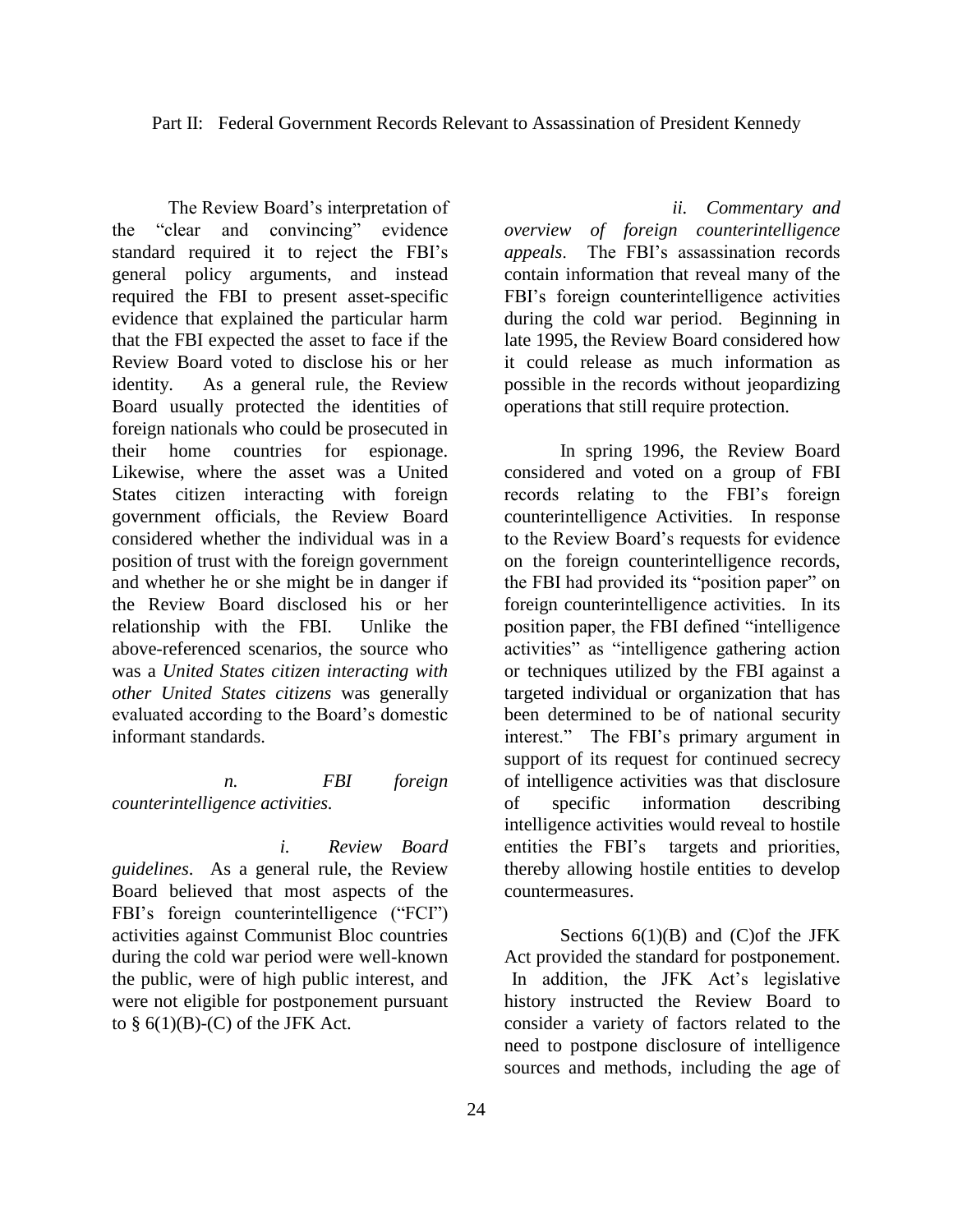The Review Board's interpretation of the "clear and convincing" evidence standard required it to reject the FBI's general policy arguments, and instead required the FBI to present asset-specific evidence that explained the particular harm that the FBI expected the asset to face if the Review Board voted to disclose his or her identity. As a general rule, the Review Board usually protected the identities of foreign nationals who could be prosecuted in their home countries for espionage. Likewise, where the asset was a United States citizen interacting with foreign government officials, the Review Board considered whether the individual was in a position of trust with the foreign government and whether he or she might be in danger if the Review Board disclosed his or her relationship with the FBI. Unlike the above-referenced scenarios, the source who was a *United States citizen interacting with other United States citizens* was generally evaluated according to the Board's domestic informant standards.

*n. FBI foreign counterintelligence activities.*

*i. Review Board guidelines*. As a general rule, the Review Board believed that most aspects of the FBI's foreign counterintelligence ("FCI") activities against Communist Bloc countries during the cold war period were well-known the public, were of high public interest, and were not eligible for postponement pursuant to § 6(1)(B)-(C) of the JFK Act.

*ii. Commentary and overview of foreign counterintelligence appeals*. The FBI's assassination records contain information that reveal many of the FBI's foreign counterintelligence activities during the cold war period. Beginning in late 1995, the Review Board considered how it could release as much information as possible in the records without jeopardizing operations that still require protection.

In spring 1996, the Review Board considered and voted on a group of FBI records relating to the FBI's foreign counterintelligence Activities. In response to the Review Board's requests for evidence on the foreign counterintelligence records, the FBI had provided its "position paper" on foreign counterintelligence activities. In its position paper, the FBI defined "intelligence activities" as "intelligence gathering action or techniques utilized by the FBI against a targeted individual or organization that has been determined to be of national security interest." The FBI's primary argument in support of its request for continued secrecy of intelligence activities was that disclosure of specific information describing intelligence activities would reveal to hostile entities the FBI's targets and priorities, thereby allowing hostile entities to develop countermeasures.

Sections 6(1)(B) and (C)of the JFK Act provided the standard for postponement. In addition, the JFK Act's legislative history instructed the Review Board to consider a variety of factors related to the need to postpone disclosure of intelligence sources and methods, including the age of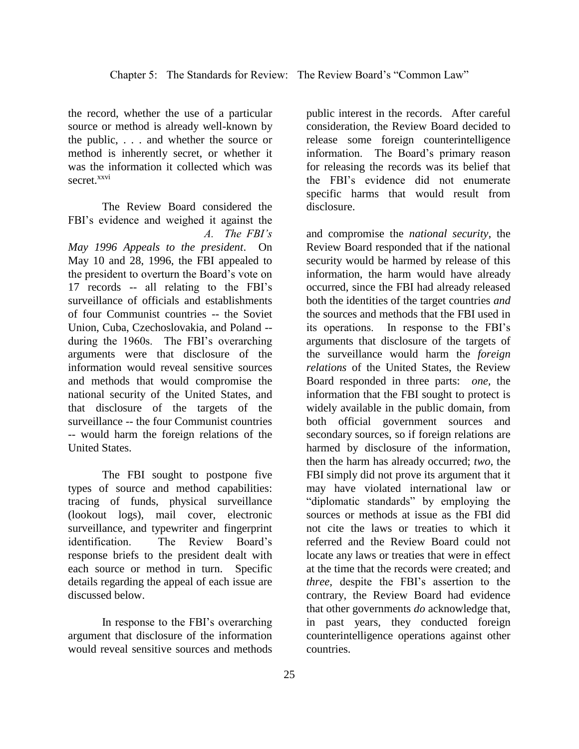the record, whether the use of a particular source or method is already well-known by the public, . . . and whether the source or method is inherently secret, or whether it was the information it collected which was secret.[xxvi]

The Review Board considered the FBI's evidence and weighed it against the public interest in the records. After careful consideration, the Review Board decided to release some foreign counterintelligence information. The Board's primary reason for releasing the records was its belief that the FBI's evidence did not enumerate specific harms that would result from disclosure.

*A. The FBI's May 1996 Appeals to the president*. On May 10 and 28, 1996, the FBI appealed to the president to overturn the Board's vote on 17 records -- all relating to the FBI's surveillance of officials and establishments of four Communist countries -- the Soviet Union, Cuba, Czechoslovakia, and Poland -- during the 1960s. The FBI's overarching arguments were that disclosure of the information would reveal sensitive sources and methods that would compromise the national security of the United States, and that disclosure of the targets of the surveillance -- the four Communist countries -- would harm the foreign relations of the United States.

The FBI sought to postpone five types of source and method capabilities: tracing of funds, physical surveillance (lookout logs), mail cover, electronic surveillance, and typewriter and fingerprint identification. The Review Board's response briefs to the president dealt with each source or method in turn. Specific details regarding the appeal of each issue are discussed below.

In response to the FBI's overarching argument that disclosure of the information would reveal sensitive sources and methods and compromise the *national security*, the Review Board responded that if the national security would be harmed by release of this information, the harm would have already occurred, since the FBI had already released both the identities of the target countries *and* the sources and methods that the FBI used in its operations. In response to the FBI's arguments that disclosure of the targets of the surveillance would harm the *foreign relations* of the United States, the Review Board responded in three parts: *one*, the information that the FBI sought to protect is widely available in the public domain, from both official government sources and secondary sources, so if foreign relations are harmed by disclosure of the information, then the harm has already occurred; *two*, the FBI simply did not prove its argument that it may have violated international law or "diplomatic standards" by employing the sources or methods at issue as the FBI did not cite the laws or treaties to which it referred and the Review Board could not locate any laws or treaties that were in effect at the time that the records were created; and *three*, despite the FBI's assertion to the contrary, the Review Board had evidence that other governments *do* acknowledge that, in past years, they conducted foreign counterintelligence operations against other countries.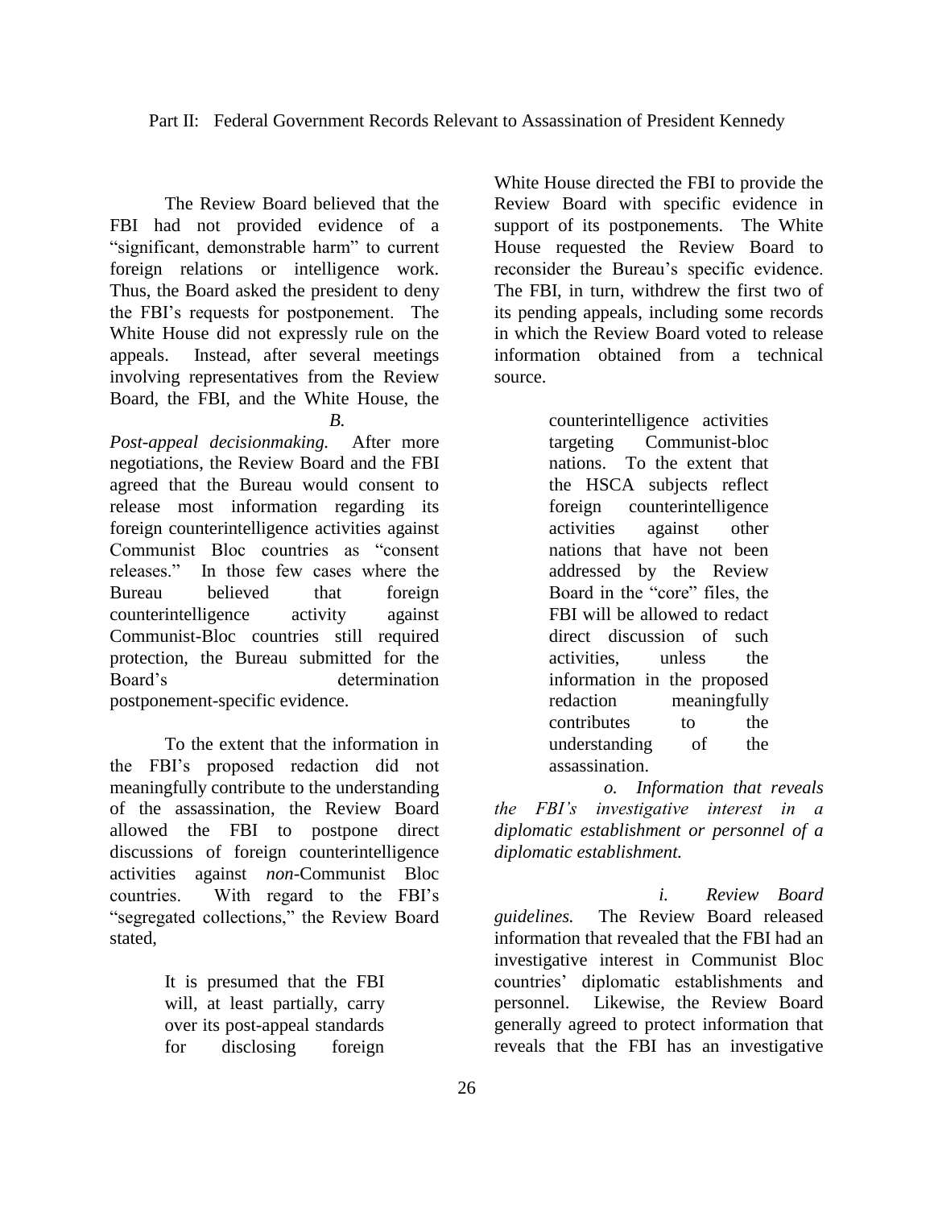The Review Board believed that the FBI had not provided evidence of a "significant, demonstrable harm" to current foreign relations or intelligence work. Thus, the Board asked the president to deny the FBI's requests for postponement. The White House did not expressly rule on the appeals. Instead, after several meetings involving representatives from the Review Board, the FBI, and the White House, the White House directed the FBI to provide the Review Board with specific evidence in support of its postponements. The White House requested the Review Board to reconsider the Bureau's specific evidence. The FBI, in turn, withdrew the first two of its pending appeals, including some records in which the Review Board voted to release information obtained from a technical source.

*B. Post-appeal decisionmaking.* After more negotiations, the Review Board and the FBI agreed that the Bureau would consent to release most information regarding its foreign counterintelligence activities against Communist Bloc countries as "consent releases." In those few cases where the Bureau believed that foreign counterintelligence activity against Communist-Bloc countries still required protection, the Bureau submitted for the Board's determination postponement-specific evidence.

To the extent that the information in the FBI's proposed redaction did not meaningfully contribute to the understanding of the assassination, the Review Board allowed the FBI to postpone direct discussions of foreign counterintelligence activities against *non*-Communist Bloc countries. With regard to the FBI's "segregated collections," the Review Board stated,

> It is presumed that the FBI will, at least partially, carry over its post-appeal standards for disclosing foreign counterintelligence activities targeting Communist-bloc nations. To the extent that the HSCA subjects reflect foreign counterintelligence activities against other nations that have not been addressed by the Review Board in the "core" files, the FBI will be allowed to redact direct discussion of such activities, unless the information in the proposed redaction meaningfully contributes to the understanding of the assassination.

*o. Information that reveals the FBI's investigative interest in a diplomatic establishment or personnel of a diplomatic establishment.*

*i. Review Board guidelines.* The Review Board released information that revealed that the FBI had an investigative interest in Communist Bloc countries' diplomatic establishments and personnel. Likewise, the Review Board generally agreed to protect information that reveals that the FBI has an investigative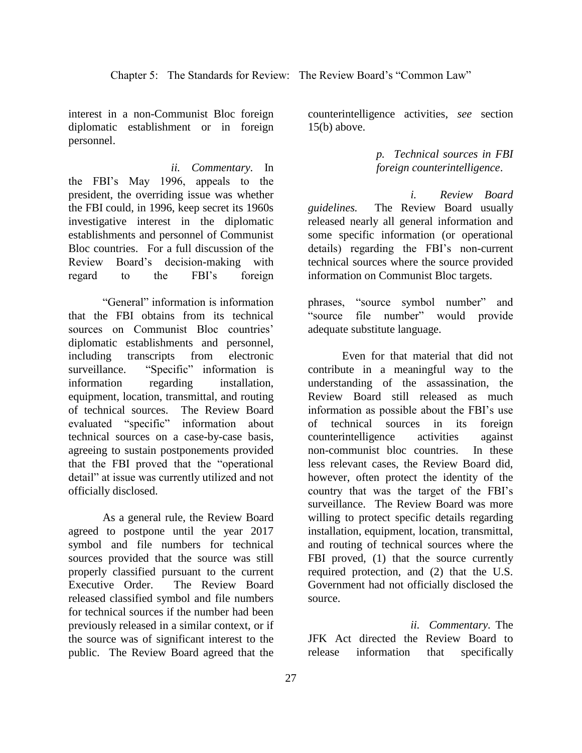interest in a non-Communist Bloc foreign diplomatic establishment or in foreign personnel.

*ii. Commentary*. In the FBI's May 1996, appeals to the president, the overriding issue was whether the FBI could, in 1996, keep secret its 1960s investigative interest in the diplomatic establishments and personnel of Communist Bloc countries. For a full discussion of the Review Board's decision-making with regard to the FBI's foreign counterintelligence activities, *see* section 15(b) above.

*p. Technical sources in FBI foreign counterintelligence*.

*i. Review Board guidelines.* The Review Board usually released nearly all general information and some specific information (or operational details) regarding the FBI's non-current technical sources where the source provided information on Communist Bloc targets.

"General" information is information that the FBI obtains from its technical sources on Communist Bloc countries' diplomatic establishments and personnel, including transcripts from electronic surveillance. "Specific" information is information regarding installation, equipment, location, transmittal, and routing of technical sources. The Review Board evaluated "specific" information about technical sources on a case-by-case basis, agreeing to sustain postponements provided that the FBI proved that the "operational detail" at issue was currently utilized and not officially disclosed.

As a general rule, the Review Board agreed to postpone until the year 2017 symbol and file numbers for technical sources provided that the source was still properly classified pursuant to the current Executive Order. The Review Board released classified symbol and file numbers for technical sources if the number had been previously released in a similar context, or if the source was of significant interest to the public. The Review Board agreed that the phrases, "source symbol number" and "source file number" would provide adequate substitute language.

Even for that material that did not contribute in a meaningful way to the understanding of the assassination, the Review Board still released as much information as possible about the FBI's use of technical sources in its foreign counterintelligence activities against non-communist bloc countries. In these less relevant cases, the Review Board did, however, often protect the identity of the country that was the target of the FBI's surveillance. The Review Board was more willing to protect specific details regarding installation, equipment, location, transmittal, and routing of technical sources where the FBI proved, (1) that the source currently required protection, and (2) that the U.S. Government had not officially disclosed the source.

*ii. Commentary*. The JFK Act directed the Review Board to release information that specifically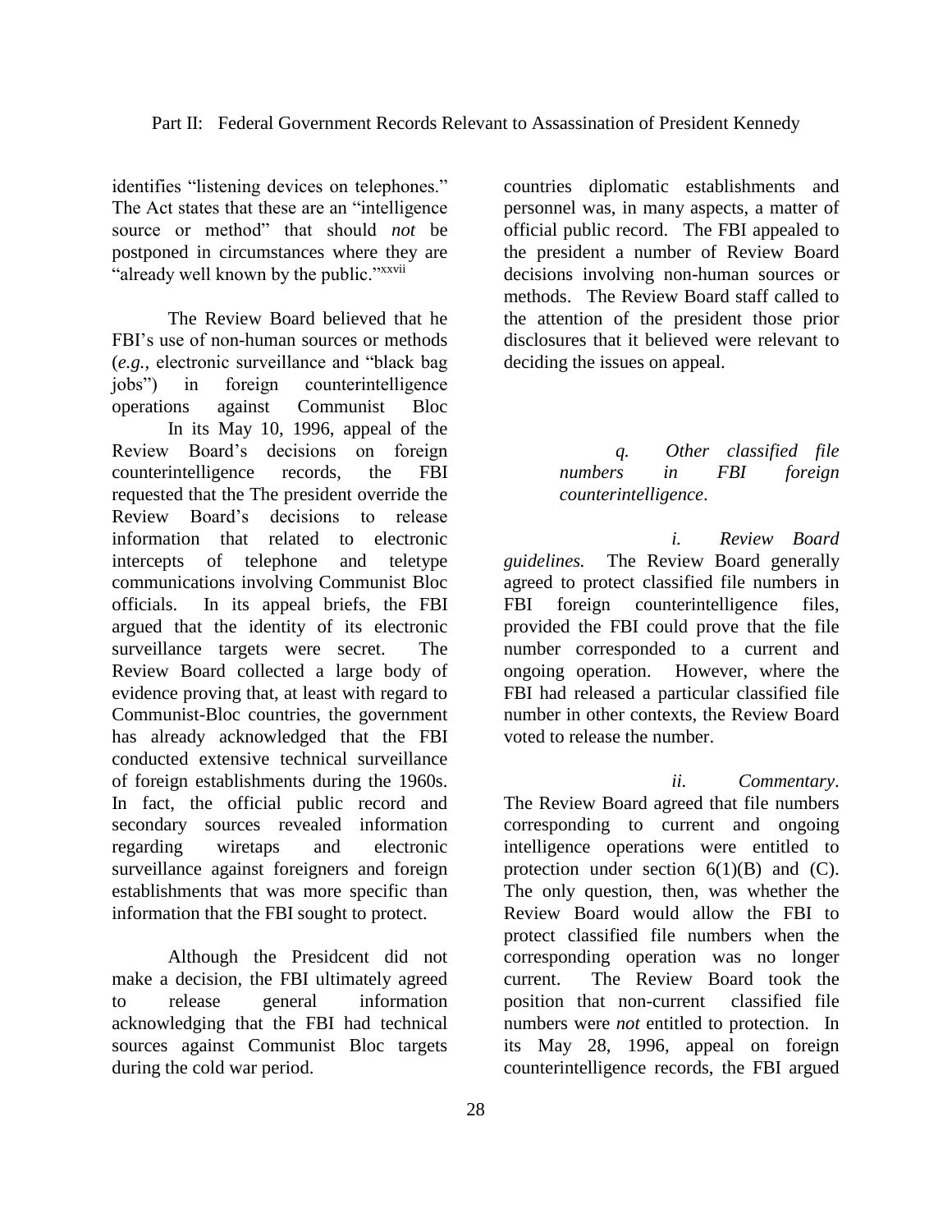identifies "listening devices on telephones." The Act states that these are an "intelligence source or method" that should *not* be postponed in circumstances where they are "already well known by the public."[xxvii]

The Review Board believed that he FBI's use of non-human sources or methods (*e.g.*, electronic surveillance and "black bag jobs") in foreign counterintelligence operations against Communist Bloc

In its May 10, 1996, appeal of the Review Board's decisions on foreign counterintelligence records, the FBI requested that the The president override the Review Board's decisions to release information that related to electronic intercepts of telephone and teletype communications involving Communist Bloc officials. In its appeal briefs, the FBI argued that the identity of its electronic surveillance targets were secret. The Review Board collected a large body of evidence proving that, at least with regard to Communist-Bloc countries, the government has already acknowledged that the FBI conducted extensive technical surveillance of foreign establishments during the 1960s. In fact, the official public record and secondary sources revealed information regarding wiretaps and electronic surveillance against foreigners and foreign establishments that was more specific than information that the FBI sought to protect.

Although the Presidcent did not make a decision, the FBI ultimately agreed to release general information acknowledging that the FBI had technical sources against Communist Bloc targets during the cold war period.

countries diplomatic establishments and personnel was, in many aspects, a matter of official public record. The FBI appealed to the president a number of Review Board decisions involving non-human sources or methods. The Review Board staff called to the attention of the president those prior disclosures that it believed were relevant to deciding the issues on appeal.

*q. Other classified file numbers in FBI foreign counterintelligence.*

*i. Review Board guidelines.* The Review Board generally agreed to protect classified file numbers in FBI foreign counterintelligence files, provided the FBI could prove that the file number corresponded to a current and ongoing operation. However, where the FBI had released a particular classified file number in other contexts, the Review Board voted to release the number.

*ii. Commentary*. The Review Board agreed that file numbers corresponding to current and ongoing intelligence operations were entitled to protection under section 6(1)(B) and (C). The only question, then, was whether the Review Board would allow the FBI to protect classified file numbers when the corresponding operation was no longer current. The Review Board took the position that non-current classified file numbers were *not* entitled to protection. In its May 28, 1996, appeal on foreign counterintelligence records, the FBI argued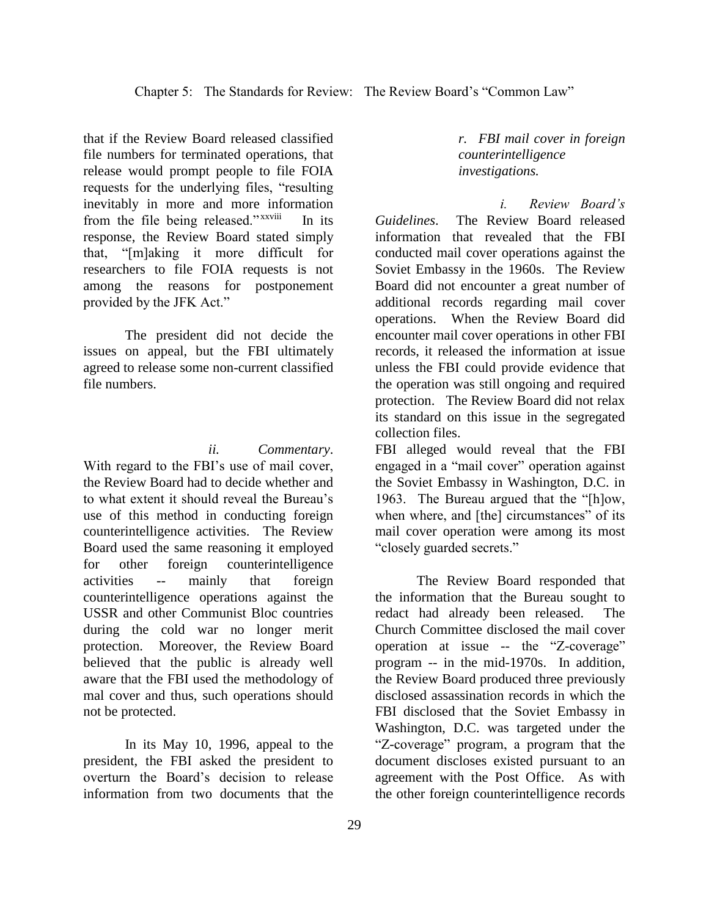that if the Review Board released classified file numbers for terminated operations, that release would prompt people to file FOIA requests for the underlying files, "resulting inevitably in more and more information from the file being released."[xxviii] In its response, the Review Board stated simply that, "[m]aking it more difficult for researchers to file FOIA requests is not among the reasons for postponement provided by the JFK Act."

The president did not decide the issues on appeal, but the FBI ultimately agreed to release some non-current classified file numbers.

*r. FBI mail cover in foreign counterintelligence investigations.*

*i. Review Board's Guidelines*. The Review Board released information that revealed that the FBI conducted mail cover operations against the Soviet Embassy in the 1960s. The Review Board did not encounter a great number of additional records regarding mail cover operations. When the Review Board did encounter mail cover operations in other FBI records, it released the information at issue unless the FBI could provide evidence that the operation was still ongoing and required protection. The Review Board did not relax its standard on this issue in the segregated collection files.

*ii. Commentary*. With regard to the FBI's use of mail cover, the Review Board had to decide whether and to what extent it should reveal the Bureau's use of this method in conducting foreign counterintelligence activities. The Review Board used the same reasoning it employed for other foreign counterintelligence activities -- mainly that foreign counterintelligence operations against the USSR and other Communist Bloc countries during the cold war no longer merit protection. Moreover, the Review Board believed that the public is already well aware that the FBI used the methodology of mal cover and thus, such operations should not be protected.

In its May 10, 1996, appeal to the president, the FBI asked the president to overturn the Board's decision to release information from two documents that the FBI alleged would reveal that the FBI engaged in a "mail cover" operation against the Soviet Embassy in Washington, D.C. in 1963. The Bureau argued that the "[h]ow, when where, and [the] circumstances" of its mail cover operation were among its most "closely guarded secrets."

The Review Board responded that the information that the Bureau sought to redact had already been released. The Church Committee disclosed the mail cover operation at issue -- the "Z-coverage" program -- in the mid-1970s. In addition, the Review Board produced three previously disclosed assassination records in which the FBI disclosed that the Soviet Embassy in Washington, D.C. was targeted under the "Z-coverage" program, a program that the document discloses existed pursuant to an agreement with the Post Office. As with the other foreign counterintelligence records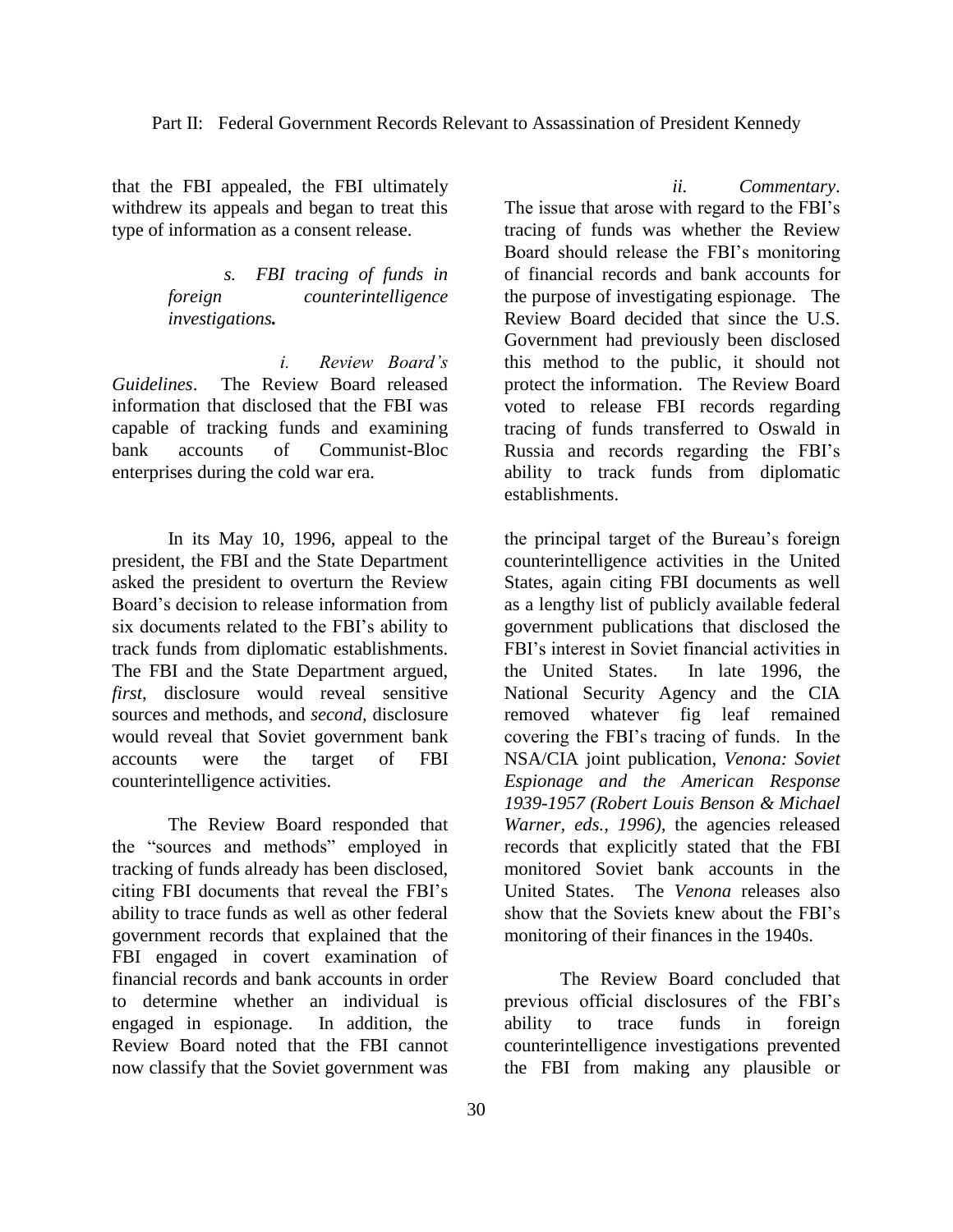that the FBI appealed, the FBI ultimately withdrew its appeals and began to treat this type of information as a consent release.

*s. FBI tracing of funds in foreign counterintelligence investigations.*

*i. Review Board's Guidelines*. The Review Board released information that disclosed that the FBI was capable of tracking funds and examining bank accounts of Communist-Bloc enterprises during the cold war era.

*ii. Commentary*. The issue that arose with regard to the FBI's tracing of funds was whether the Review Board should release the FBI's monitoring of financial records and bank accounts for the purpose of investigating espionage. The Review Board decided that since the U.S. Government had previously been disclosed this method to the public, it should not protect the information. The Review Board voted to release FBI records regarding tracing of funds transferred to Oswald in Russia and records regarding the FBI's ability to track funds from diplomatic establishments.

In its May 10, 1996, appeal to the president, the FBI and the State Department asked the president to overturn the Review Board's decision to release information from six documents related to the FBI's ability to track funds from diplomatic establishments. The FBI and the State Department argued, *first,* disclosure would reveal sensitive sources and methods, and *second,* disclosure would reveal that Soviet government bank accounts were the target of FBI counterintelligence activities.

The Review Board responded that the "sources and methods" employed in tracking of funds already has been disclosed, citing FBI documents that reveal the FBI's ability to trace funds as well as other federal government records that explained that the FBI engaged in covert examination of financial records and bank accounts in order to determine whether an individual is engaged in espionage. In addition, the Review Board noted that the FBI cannot now classify that the Soviet government was the principal target of the Bureau's foreign counterintelligence activities in the United States, again citing FBI documents as well as a lengthy list of publicly available federal government publications that disclosed the FBI's interest in Soviet financial activities in the United States. In late 1996, the National Security Agency and the CIA removed whatever fig leaf remained covering the FBI's tracing of funds. In the NSA/CIA joint publication, *Venona: Soviet Espionage and the American Response 1939-1957 (Robert Louis Benson & Michael Warner, eds., 1996),* the agencies released records that explicitly stated that the FBI monitored Soviet bank accounts in the United States. The *Venona* releases also show that the Soviets knew about the FBI's monitoring of their finances in the 1940s.

The Review Board concluded that previous official disclosures of the FBI's ability to trace funds in foreign counterintelligence investigations prevented the FBI from making any plausible or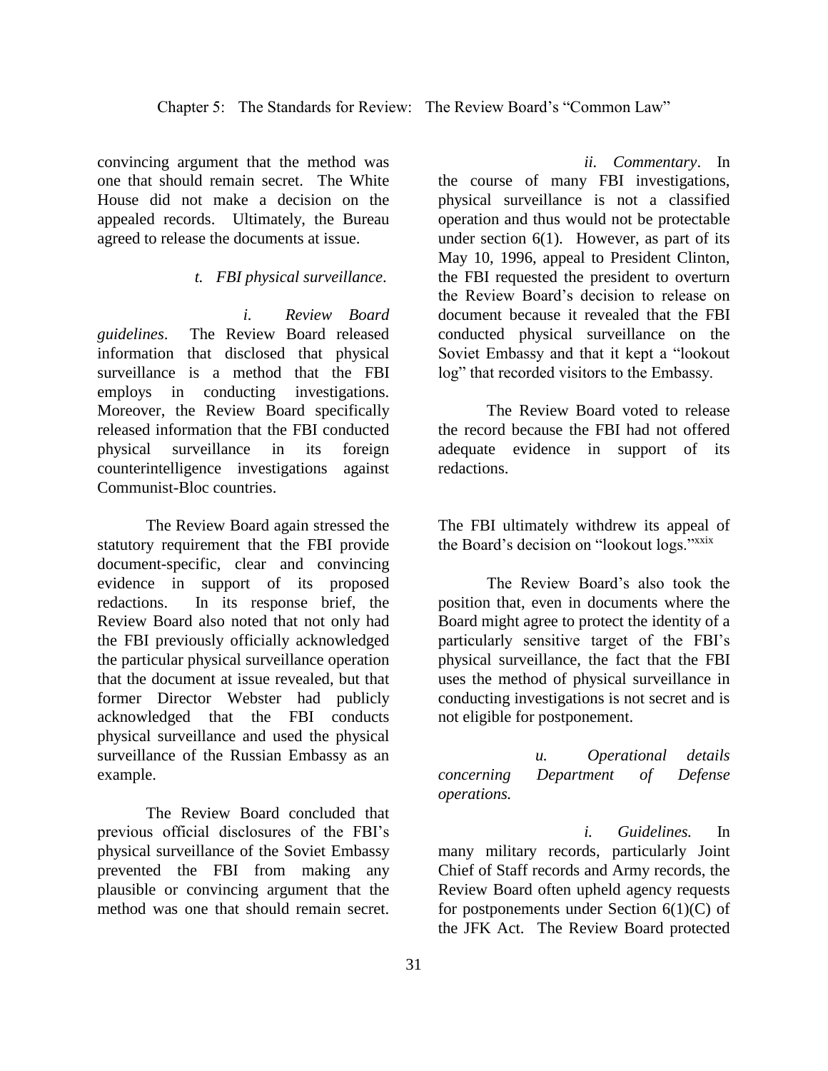convincing argument that the method was one that should remain secret. The White House did not make a decision on the appealed records. Ultimately, the Bureau agreed to release the documents at issue.

*t. FBI physical surveillance*.

*i. Review Board guidelines*. The Review Board released information that disclosed that physical surveillance is a method that the FBI employs in conducting investigations. Moreover, the Review Board specifically released information that the FBI conducted physical surveillance in its foreign counterintelligence investigations against Communist-Bloc countries.

The Review Board again stressed the statutory requirement that the FBI provide document-specific, clear and convincing evidence in support of its proposed redactions. In its response brief, the Review Board also noted that not only had the FBI previously officially acknowledged the particular physical surveillance operation that the document at issue revealed, but that former Director Webster had publicly acknowledged that the FBI conducts physical surveillance and used the physical surveillance of the Russian Embassy as an example.

The Review Board concluded that previous official disclosures of the FBI's physical surveillance of the Soviet Embassy prevented the FBI from making any plausible or convincing argument that the method was one that should remain secret.

*ii. Commentary*. In the course of many FBI investigations, physical surveillance is not a classified operation and thus would not be protectable under section 6(1). However, as part of its May 10, 1996, appeal to President Clinton, the FBI requested the president to overturn the Review Board's decision to release on document because it revealed that the FBI conducted physical surveillance on the Soviet Embassy and that it kept a "lookout log" that recorded visitors to the Embassy.

The Review Board voted to release the record because the FBI had not offered adequate evidence in support of its redactions.

The FBI ultimately withdrew its appeal of the Board's decision on "lookout logs."[xxix]

The Review Board's also took the position that, even in documents where the Board might agree to protect the identity of a particularly sensitive target of the FBI's physical surveillance, the fact that the FBI uses the method of physical surveillance in conducting investigations is not secret and is not eligible for postponement.

*u. Operational details concerning Department of Defense operations.*

*i. Guidelines.* In many military records, particularly Joint Chief of Staff records and Army records, the Review Board often upheld agency requests for postponements under Section 6(1)(C) of the JFK Act. The Review Board protected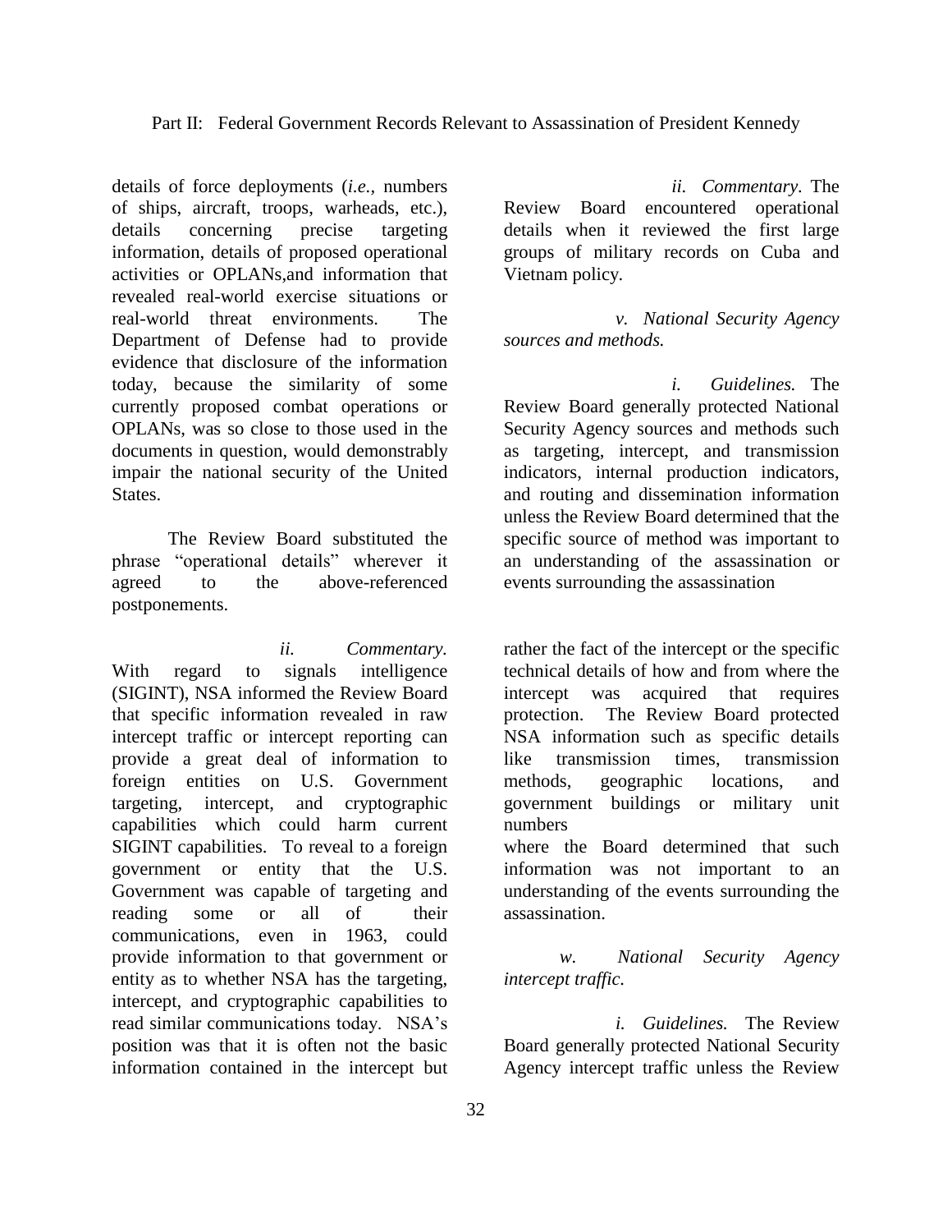details of force deployments (*i.e.*, numbers of ships, aircraft, troops, warheads, etc.), details concerning precise targeting information, details of proposed operational activities or OPLANs,and information that revealed real-world exercise situations or real-world threat environments. The Department of Defense had to provide evidence that disclosure of the information today, because the similarity of some currently proposed combat operations or OPLANs, was so close to those used in the documents in question, would demonstrably impair the national security of the United States.

The Review Board substituted the phrase "operational details" wherever it agreed to the above-referenced postponements.

*ii. Commentary*. The Review Board encountered operational details when it reviewed the first large groups of military records on Cuba and Vietnam policy.

*v. National Security Agency sources and methods.*

*i. Guidelines.* The Review Board generally protected National Security Agency sources and methods such as targeting, intercept, and transmission indicators, internal production indicators, and routing and dissemination information unless the Review Board determined that the specific source of method was important to an understanding of the assassination or events surrounding the assassination

*ii. Commentary.* With regard to signals intelligence (SIGINT), NSA informed the Review Board that specific information revealed in raw intercept traffic or intercept reporting can provide a great deal of information to foreign entities on U.S. Government targeting, intercept, and cryptographic capabilities which could harm current SIGINT capabilities. To reveal to a foreign government or entity that the U.S. Government was capable of targeting and reading some or all of their communications, even in 1963, could provide information to that government or entity as to whether NSA has the targeting, intercept, and cryptographic capabilities to read similar communications today. NSA's position was that it is often not the basic information contained in the intercept but rather the fact of the intercept or the specific technical details of how and from where the intercept was acquired that requires protection. The Review Board protected NSA information such as specific details like transmission times, transmission methods, geographic locations, and government buildings or military unit numbers
where the Board determined that such information was not important to an understanding of the events surrounding the assassination.

*w. National Security Agency intercept traffic.*

*i. Guidelines.* The Review Board generally protected National Security Agency intercept traffic unless the Review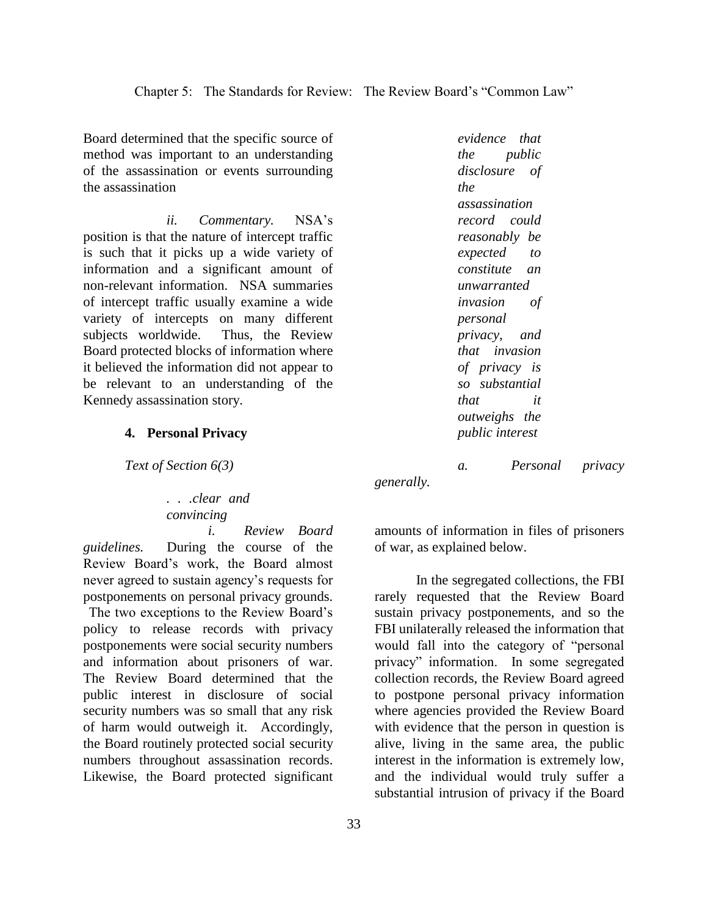Board determined that the specific source of method was important to an understanding of the assassination or events surrounding the assassination

*ii. Commentary.* NSA's position is that the nature of intercept traffic is such that it picks up a wide variety of information and a significant amount of non-relevant information. NSA summaries of intercept traffic usually examine a wide variety of intercepts on many different subjects worldwide. Thus, the Review Board protected blocks of information where it believed the information did not appear to be relevant to an understanding of the Kennedy assassination story.

### 4. Personal Privacy

*Text of Section 6(3)*

> *. . .clear and convincing evidence that the public disclosure of the assassination record could reasonably be expected to constitute an unwarranted invasion of personal privacy, and that invasion of privacy is so substantial that it outweighs the public interest*

*a. Personal privacy generally.*

*i. Review Board guidelines.* During the course of the Review Board's work, the Board almost never agreed to sustain agency's requests for postponements on personal privacy grounds. The two exceptions to the Review Board's policy to release records with privacy postponements were social security numbers and information about prisoners of war. The Review Board determined that the public interest in disclosure of social security numbers was so small that any risk of harm would outweigh it. Accordingly, the Board routinely protected social security numbers throughout assassination records. Likewise, the Board protected significant amounts of information in files of prisoners of war, as explained below.

In the segregated collections, the FBI rarely requested that the Review Board sustain privacy postponements, and so the FBI unilaterally released the information that would fall into the category of "personal privacy" information. In some segregated collection records, the Review Board agreed to postpone personal privacy information where agencies provided the Review Board with evidence that the person in question is alive, living in the same area, the public interest in the information is extremely low, and the individual would truly suffer a substantial intrusion of privacy if the Board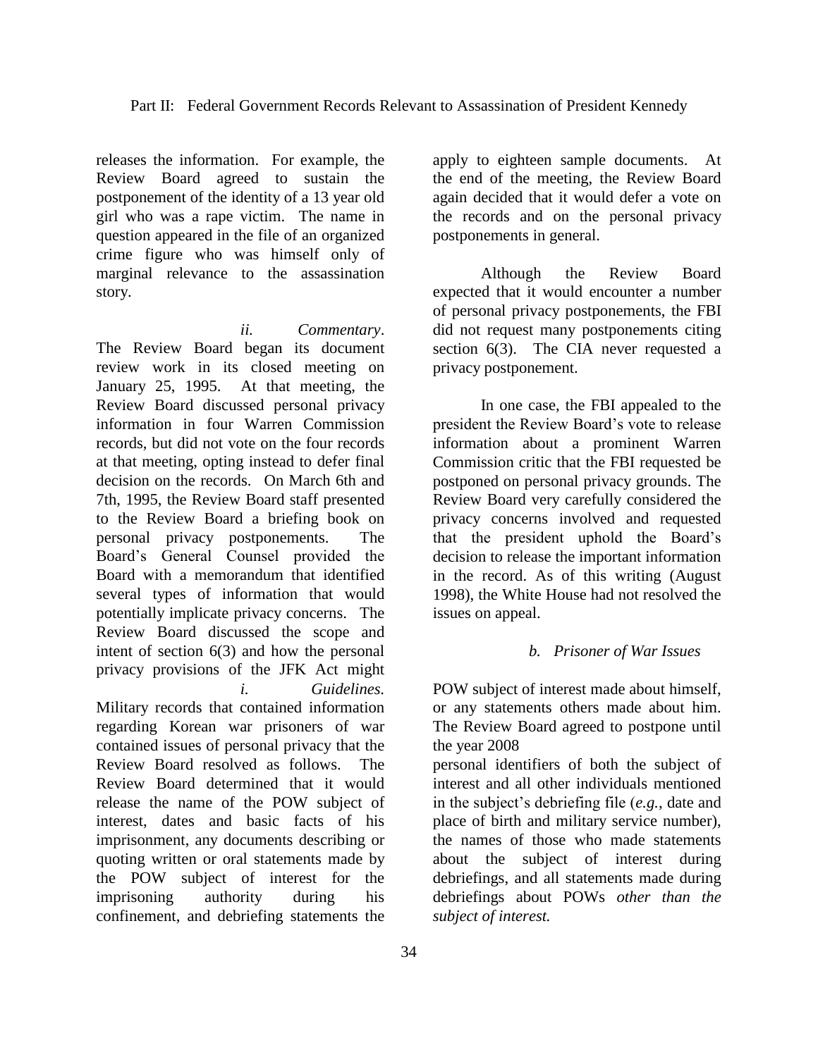releases the information. For example, the Review Board agreed to sustain the postponement of the identity of a 13 year old girl who was a rape victim. The name in question appeared in the file of an organized crime figure who was himself only of marginal relevance to the assassination story.

*ii. Commentary*. The Review Board began its document review work in its closed meeting on January 25, 1995. At that meeting, the Review Board discussed personal privacy information in four Warren Commission records, but did not vote on the four records at that meeting, opting instead to defer final decision on the records. On March 6th and 7th, 1995, the Review Board staff presented to the Review Board a briefing book on personal privacy postponements. The Board's General Counsel provided the Board with a memorandum that identified several types of information that would potentially implicate privacy concerns. The Review Board discussed the scope and intent of section 6(3) and how the personal privacy provisions of the JFK Act might apply to eighteen sample documents. At the end of the meeting, the Review Board again decided that it would defer a vote on the records and on the personal privacy postponements in general.

Although the Review Board expected that it would encounter a number of personal privacy postponements, the FBI did not request many postponements citing section 6(3). The CIA never requested a privacy postponement.

In one case, the FBI appealed to the president the Review Board's vote to release information about a prominent Warren Commission critic that the FBI requested be postponed on personal privacy grounds. The Review Board very carefully considered the privacy concerns involved and requested that the president uphold the Board's decision to release the important information in the record. As of this writing (August 1998), the White House had not resolved the issues on appeal.

### *b. Prisoner of War Issues*

*i. Guidelines.* Military records that contained information regarding Korean war prisoners of war contained issues of personal privacy that the Review Board resolved as follows. The Review Board determined that it would release the name of the POW subject of interest, dates and basic facts of his imprisonment, any documents describing or quoting written or oral statements made by the POW subject of interest for the imprisoning authority during his confinement, and debriefing statements the POW subject of interest made about himself, or any statements others made about him. The Review Board agreed to postpone until the year 2008 personal identifiers of both the subject of interest and all other individuals mentioned in the subject's debriefing file (*e.g.*, date and place of birth and military service number), the names of those who made statements about the subject of interest during debriefings, and all statements made during debriefings about POWs *other than the subject of interest.*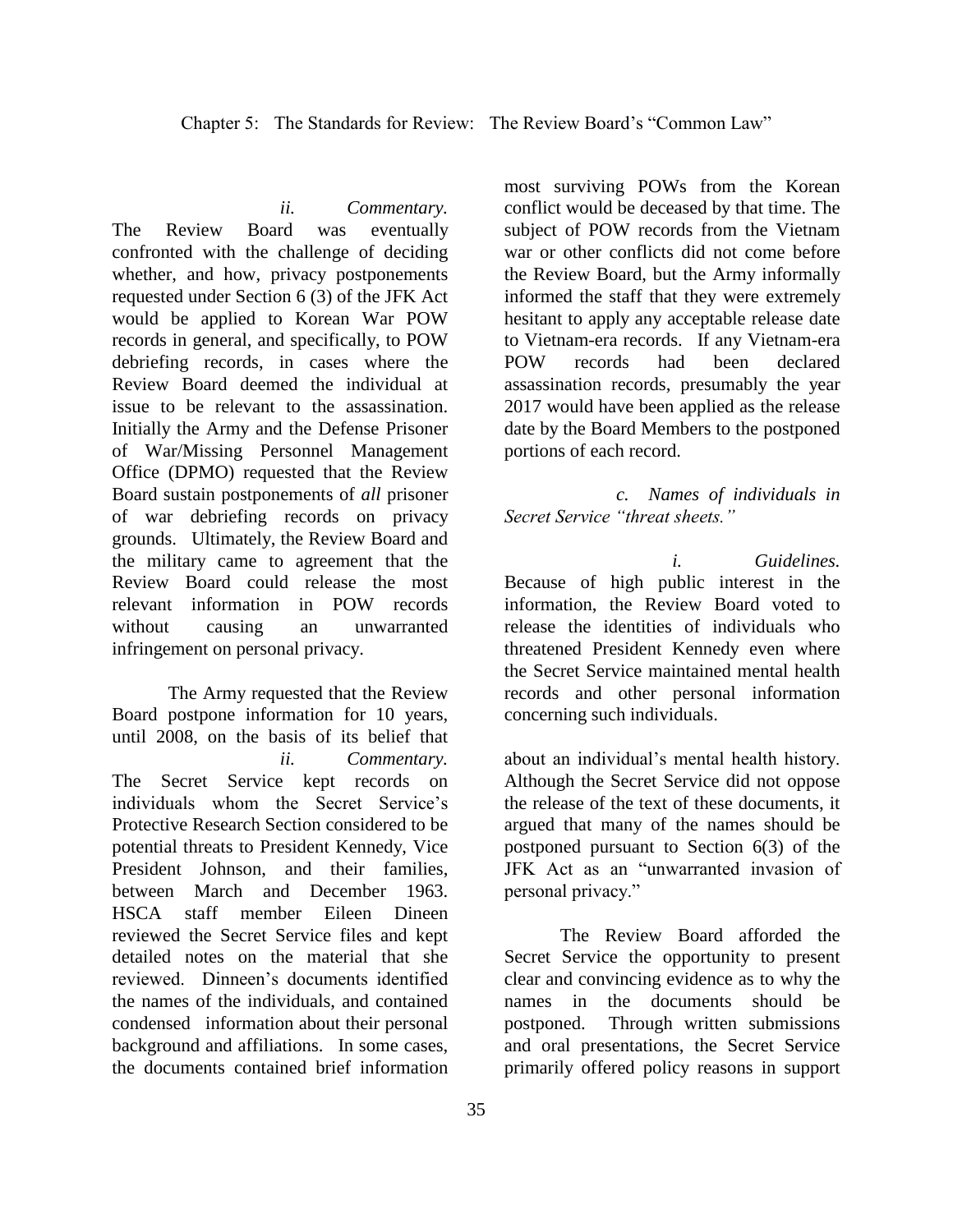*ii. Commentary.* The Review Board was eventually confronted with the challenge of deciding whether, and how, privacy postponements requested under Section 6 (3) of the JFK Act would be applied to Korean War POW records in general, and specifically, to POW debriefing records, in cases where the Review Board deemed the individual at issue to be relevant to the assassination. Initially the Army and the Defense Prisoner of War/Missing Personnel Management Office (DPMO) requested that the Review Board sustain postponements of *all* prisoner of war debriefing records on privacy grounds. Ultimately, the Review Board and the military came to agreement that the Review Board could release the most relevant information in POW records without causing an unwarranted infringement on personal privacy.

The Army requested that the Review Board postpone information for 10 years, until 2008, on the basis of its belief that most surviving POWs from the Korean conflict would be deceased by that time. The subject of POW records from the Vietnam war or other conflicts did not come before the Review Board, but the Army informally informed the staff that they were extremely hesitant to apply any acceptable release date to Vietnam-era records. If any Vietnam-era POW records had been declared assassination records, presumably the year 2017 would have been applied as the release date by the Board Members to the postponed portions of each record.

*c. Names of individuals in Secret Service "threat sheets."*

*i. Guidelines.* Because of high public interest in the information, the Review Board voted to release the identities of individuals who threatened President Kennedy even where the Secret Service maintained mental health records and other personal information concerning such individuals.

*ii. Commentary.* The Secret Service kept records on individuals whom the Secret Service's Protective Research Section considered to be potential threats to President Kennedy, Vice President Johnson, and their families, between March and December 1963. HSCA staff member Eileen Dineen reviewed the Secret Service files and kept detailed notes on the material that she reviewed. Dinneen's documents identified the names of the individuals, and contained condensed information about their personal background and affiliations. In some cases, the documents contained brief information about an individual's mental health history. Although the Secret Service did not oppose the release of the text of these documents, it argued that many of the names should be postponed pursuant to Section 6(3) of the JFK Act as an "unwarranted invasion of personal privacy."

The Review Board afforded the Secret Service the opportunity to present clear and convincing evidence as to why the names in the documents should be postponed. Through written submissions and oral presentations, the Secret Service primarily offered policy reasons in support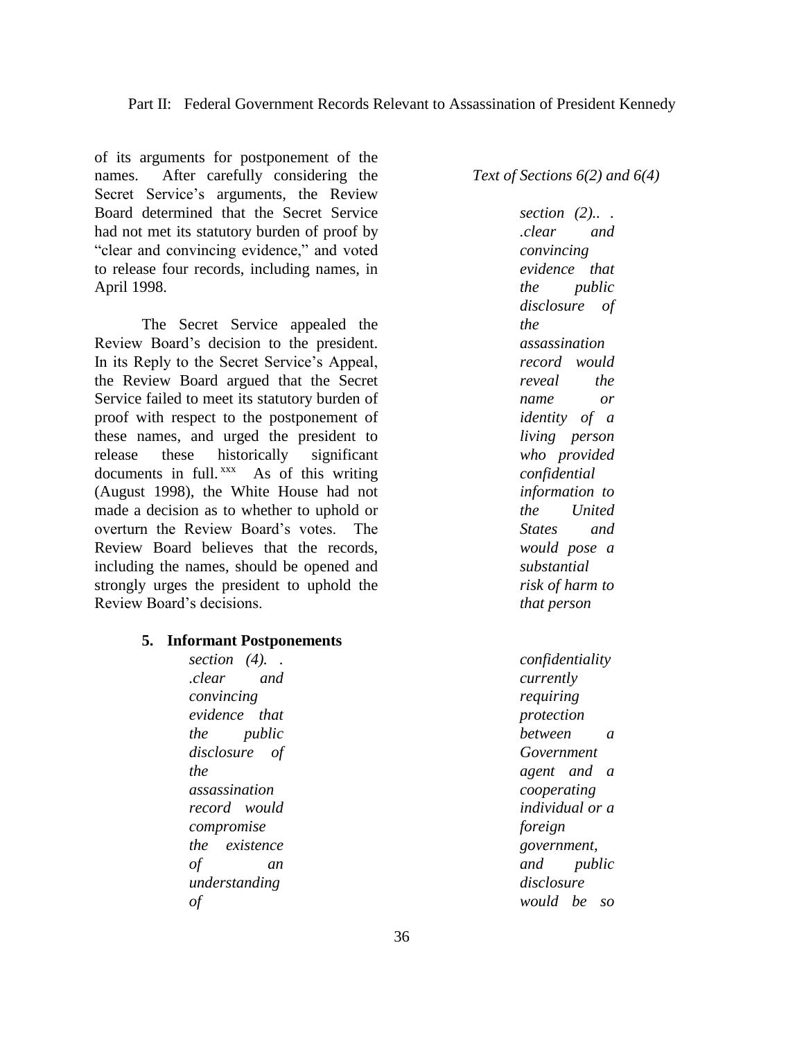of its arguments for postponement of the names. After carefully considering the Secret Service's arguments, the Review Board determined that the Secret Service had not met its statutory burden of proof by "clear and convincing evidence," and voted to release four records, including names, in April 1998.

The Secret Service appealed the Review Board's decision to the president. In its Reply to the Secret Service's Appeal, the Review Board argued that the Secret Service failed to meet its statutory burden of proof with respect to the postponement of these names, and urged the president to release these historically significant documents in full.[xxx] As of this writing (August 1998), the White House had not made a decision as to whether to uphold or overturn the Review Board's votes. The Review Board believes that the records, including the names, should be opened and strongly urges the president to uphold the Review Board's decisions.

*Text of Sections 6(2) and 6(4)*

> *section (2).. . .clear and convincing evidence that the public disclosure of the assassination record would reveal the name or identity of a living person who provided confidential information to the United States and would pose a substantial risk of harm to that person*

### 5. Informant Postponements

> *section (4). . .clear and convincing evidence that the public disclosure of the assassination record would compromise the existence of an understanding of confidentiality currently requiring protection between a Government agent and a cooperating individual or a foreign government, and public disclosure would be so*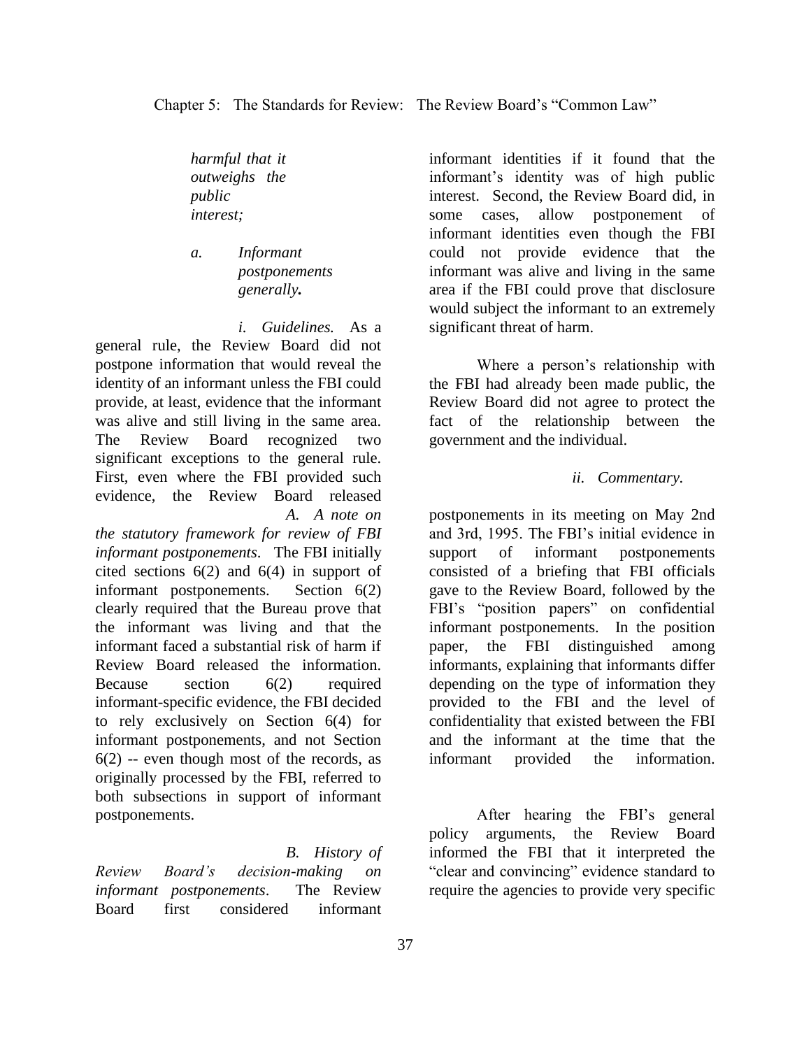*harmful that it outweighs the public interest;*

*a. Informant postponements generally.*

*i. Guidelines.* As a general rule, the Review Board did not postpone information that would reveal the identity of an informant unless the FBI could provide, at least, evidence that the informant was alive and still living in the same area. The Review Board recognized two significant exceptions to the general rule. First, even where the FBI provided such evidence, the Review Board released informant identities if it found that the informant's identity was of high public interest. Second, the Review Board did, in some cases, allow postponement of informant identities even though the FBI could not provide evidence that the informant was alive and living in the same area if the FBI could prove that disclosure would subject the informant to an extremely significant threat of harm.

Where a person's relationship with the FBI had already been made public, the Review Board did not agree to protect the fact of the relationship between the government and the individual.

*ii. Commentary.*

*A. A note on the statutory framework for review of FBI informant postponements*. The FBI initially cited sections 6(2) and 6(4) in support of informant postponements. Section 6(2) clearly required that the Bureau prove that the informant was living and that the informant faced a substantial risk of harm if Review Board released the information. Because section 6(2) required informant-specific evidence, the FBI decided to rely exclusively on Section 6(4) for informant postponements, and not Section 6(2) -- even though most of the records, as originally processed by the FBI, referred to both subsections in support of informant postponements.

*B. History of Review Board's decision-making on informant postponements*. The Review Board first considered informant postponements in its meeting on May 2nd and 3rd, 1995. The FBI's initial evidence in support of informant postponements consisted of a briefing that FBI officials gave to the Review Board, followed by the FBI's "position papers" on confidential informant postponements. In the position paper, the FBI distinguished among informants, explaining that informants differ depending on the type of information they provided to the FBI and the level of confidentiality that existed between the FBI and the informant at the time that the informant provided the information.

After hearing the FBI's general policy arguments, the Review Board informed the FBI that it interpreted the "clear and convincing" evidence standard to require the agencies to provide very specific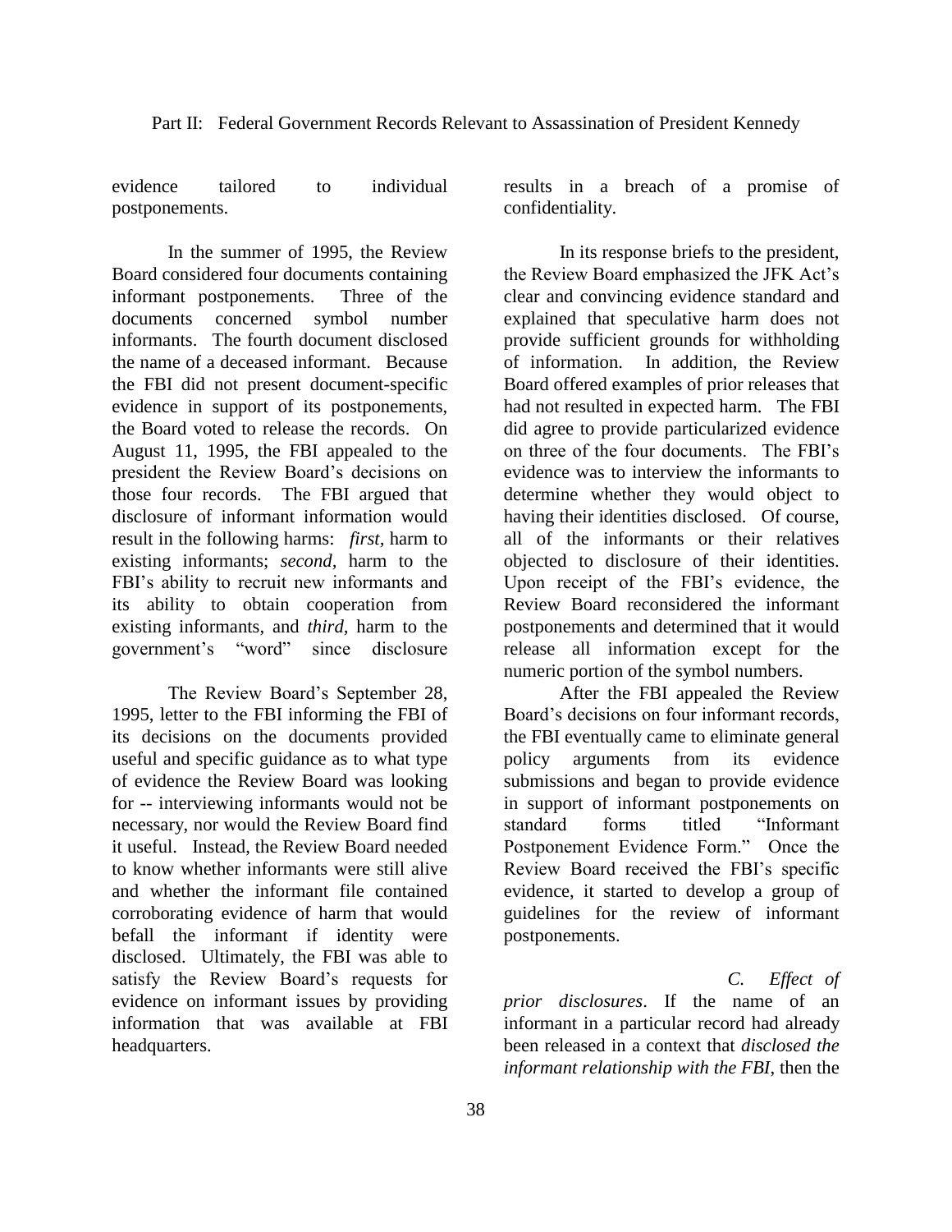evidence tailored to individual postponements.

In the summer of 1995, the Review Board considered four documents containing informant postponements. Three of the documents concerned symbol number informants. The fourth document disclosed the name of a deceased informant. Because the FBI did not present document-specific evidence in support of its postponements, the Board voted to release the records. On August 11, 1995, the FBI appealed to the president the Review Board's decisions on those four records. The FBI argued that disclosure of informant information would result in the following harms: *first,* harm to existing informants; *second*, harm to the FBI's ability to recruit new informants and its ability to obtain cooperation from existing informants, and *third,* harm to the government's "word" since disclosure results in a breach of a promise of confidentiality.

In its response briefs to the president, the Review Board emphasized the JFK Act's clear and convincing evidence standard and explained that speculative harm does not provide sufficient grounds for withholding of information. In addition, the Review Board offered examples of prior releases that had not resulted in expected harm. The FBI did agree to provide particularized evidence on three of the four documents. The FBI's evidence was to interview the informants to determine whether they would object to having their identities disclosed. Of course, all of the informants or their relatives objected to disclosure of their identities. Upon receipt of the FBI's evidence, the Review Board reconsidered the informant postponements and determined that it would release all information except for the numeric portion of the symbol numbers.

The Review Board's September 28, 1995, letter to the FBI informing the FBI of its decisions on the documents provided useful and specific guidance as to what type of evidence the Review Board was looking for -- interviewing informants would not be necessary, nor would the Review Board find it useful. Instead, the Review Board needed to know whether informants were still alive and whether the informant file contained corroborating evidence of harm that would befall the informant if identity were disclosed. Ultimately, the FBI was able to satisfy the Review Board's requests for evidence on informant issues by providing information that was available at FBI headquarters.

After the FBI appealed the Review Board's decisions on four informant records, the FBI eventually came to eliminate general policy arguments from its evidence submissions and began to provide evidence in support of informant postponements on standard forms titled "Informant Postponement Evidence Form." Once the Review Board received the FBI's specific evidence, it started to develop a group of guidelines for the review of informant postponements.

*C. Effect of prior disclosures*. If the name of an informant in a particular record had already been released in a context that *disclosed the informant relationship with the FBI*, then the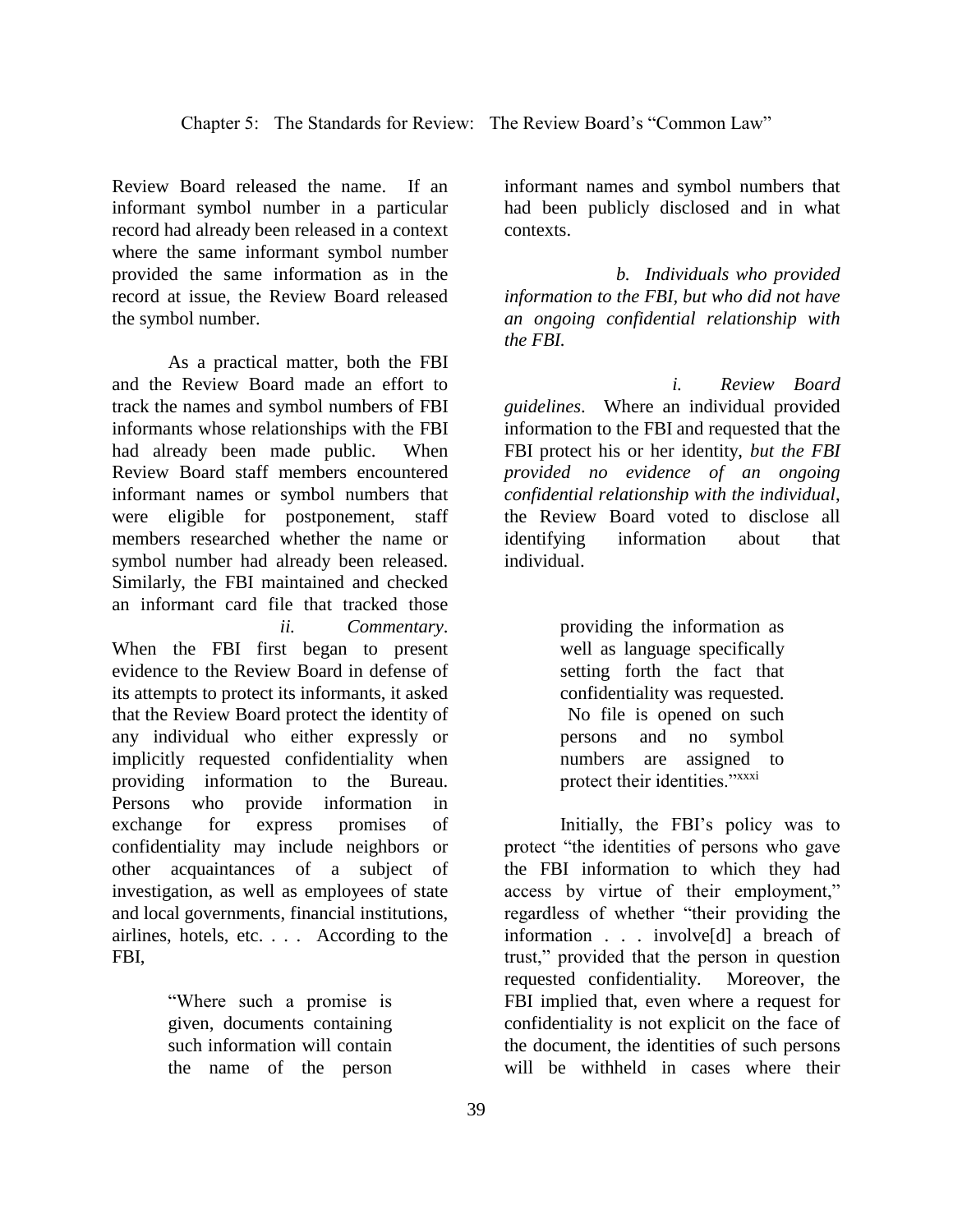Review Board released the name. If an informant symbol number in a particular record had already been released in a context where the same informant symbol number provided the same information as in the record at issue, the Review Board released the symbol number.

As a practical matter, both the FBI and the Review Board made an effort to track the names and symbol numbers of FBI informants whose relationships with the FBI had already been made public. When Review Board staff members encountered informant names or symbol numbers that were eligible for postponement, staff members researched whether the name or symbol number had already been released. Similarly, the FBI maintained and checked an informant card file that tracked those informant names and symbol numbers that had been publicly disclosed and in what contexts.

*b. Individuals who provided information to the FBI, but who did not have an ongoing confidential relationship with the FBI.*

*i. Review Board guidelines*. Where an individual provided information to the FBI and requested that the FBI protect his or her identity, *but the FBI provided no evidence of an ongoing confidential relationship with the individual*, the Review Board voted to disclose all identifying information about that individual.

*ii. Commentary*. When the FBI first began to present evidence to the Review Board in defense of its attempts to protect its informants, it asked that the Review Board protect the identity of any individual who either expressly or implicitly requested confidentiality when providing information to the Bureau. Persons who provide information in exchange for express promises of confidentiality may include neighbors or other acquaintances of a subject of investigation, as well as employees of state and local governments, financial institutions, airlines, hotels, etc. . . . According to the FBI,

> "Where such a promise is given, documents containing such information will contain the name of the person providing the information as well as language specifically setting forth the fact that confidentiality was requested. No file is opened on such persons and no symbol numbers are assigned to protect their identities."[xxxi]

Initially, the FBI's policy was to protect "the identities of persons who gave the FBI information to which they had access by virtue of their employment," regardless of whether "their providing the information . . . involve[d] a breach of trust," provided that the person in question requested confidentiality. Moreover, the FBI implied that, even where a request for confidentiality is not explicit on the face of the document, the identities of such persons will be withheld in cases where their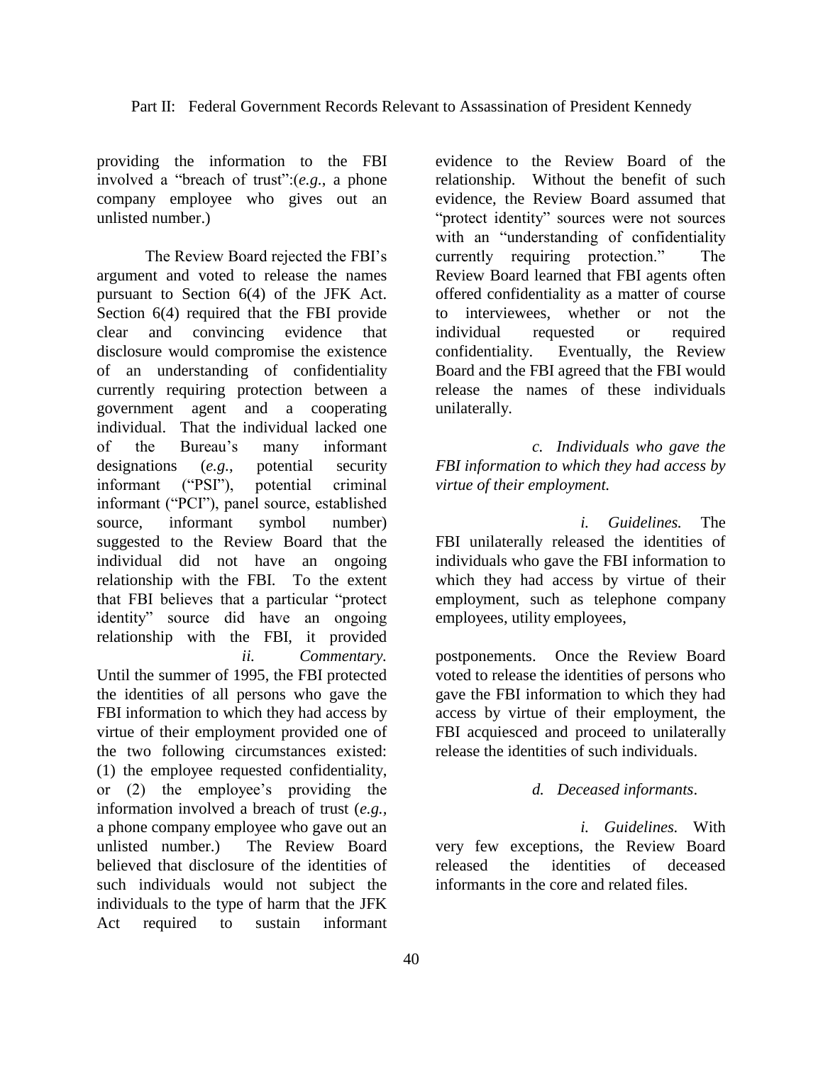providing the information to the FBI involved a "breach of trust":(*e.g.*, a phone company employee who gives out an unlisted number.)

The Review Board rejected the FBI's argument and voted to release the names pursuant to Section 6(4) of the JFK Act. Section 6(4) required that the FBI provide clear and convincing evidence that disclosure would compromise the existence of an understanding of confidentiality currently requiring protection between a government agent and a cooperating individual. That the individual lacked one of the Bureau's many informant designations (*e.g.*, potential security informant ("PSI"), potential criminal informant ("PCI"), panel source, established source, informant symbol number) suggested to the Review Board that the individual did not have an ongoing relationship with the FBI. To the extent that FBI believes that a particular "protect identity" source did have an ongoing relationship with the FBI, it provided evidence to the Review Board of the relationship. Without the benefit of such evidence, the Review Board assumed that "protect identity" sources were not sources with an "understanding of confidentiality currently requiring protection." The Review Board learned that FBI agents often offered confidentiality as a matter of course to interviewees, whether or not the individual requested or required confidentiality. Eventually, the Review Board and the FBI agreed that the FBI would release the names of these individuals unilaterally.

*c. Individuals who gave the FBI information to which they had access by virtue of their employment.*

*i. Guidelines.* The FBI unilaterally released the identities of individuals who gave the FBI information to which they had access by virtue of their employment, such as telephone company employees, utility employees,

*ii. Commentary.* Until the summer of 1995, the FBI protected the identities of all persons who gave the FBI information to which they had access by virtue of their employment provided one of the two following circumstances existed: (1) the employee requested confidentiality, or (2) the employee's providing the information involved a breach of trust (*e.g.*, a phone company employee who gave out an unlisted number.) The Review Board believed that disclosure of the identities of such individuals would not subject the individuals to the type of harm that the JFK Act required to sustain informant postponements. Once the Review Board voted to release the identities of persons who gave the FBI information to which they had access by virtue of their employment, the FBI acquiesced and proceed to unilaterally release the identities of such individuals.

*d. Deceased informants*.

*i. Guidelines.* With very few exceptions, the Review Board released the identities of deceased informants in the core and related files.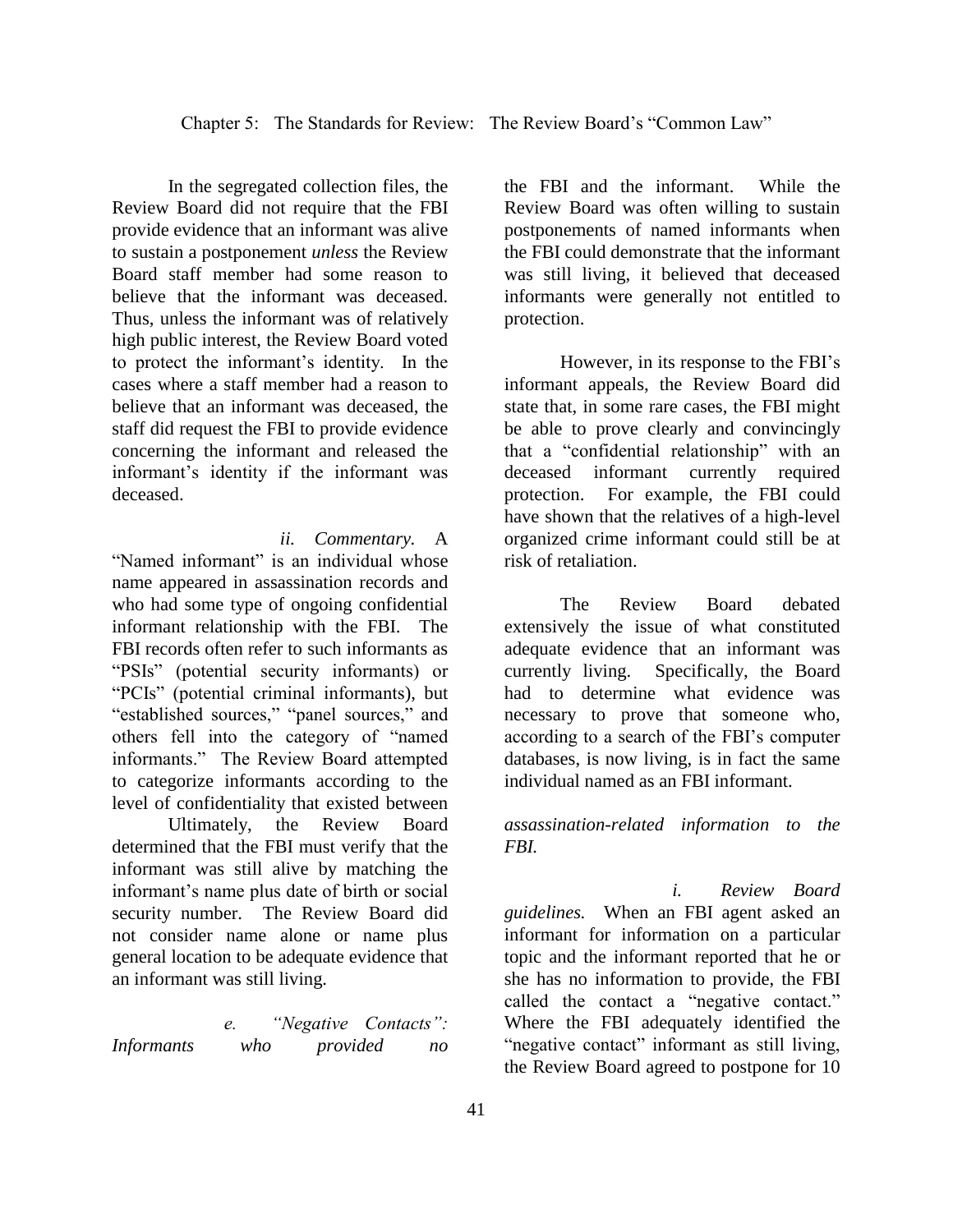In the segregated collection files, the Review Board did not require that the FBI provide evidence that an informant was alive to sustain a postponement *unless* the Review Board staff member had some reason to believe that the informant was deceased. Thus, unless the informant was of relatively high public interest, the Review Board voted to protect the informant's identity. In the cases where a staff member had a reason to believe that an informant was deceased, the staff did request the FBI to provide evidence concerning the informant and released the informant's identity if the informant was deceased.

*ii. Commentary.* A "Named informant" is an individual whose name appeared in assassination records and who had some type of ongoing confidential informant relationship with the FBI. The FBI records often refer to such informants as "PSIs" (potential security informants) or "PCIs" (potential criminal informants), but "established sources," "panel sources," and others fell into the category of "named informants." The Review Board attempted to categorize informants according to the level of confidentiality that existed between the FBI and the informant. While the Review Board was often willing to sustain postponements of named informants when the FBI could demonstrate that the informant was still living, it believed that deceased informants were generally not entitled to protection.

However, in its response to the FBI's informant appeals, the Review Board did state that, in some rare cases, the FBI might be able to prove clearly and convincingly that a "confidential relationship" with an deceased informant currently required protection. For example, the FBI could have shown that the relatives of a high-level organized crime informant could still be at risk of retaliation.

The Review Board debated extensively the issue of what constituted adequate evidence that an informant was currently living. Specifically, the Board had to determine what evidence was necessary to prove that someone who, according to a search of the FBI's computer databases, is now living, is in fact the same individual named as an FBI informant.

Ultimately, the Review Board determined that the FBI must verify that the informant was still alive by matching the informant's name plus date of birth or social security number. The Review Board did not consider name alone or name plus general location to be adequate evidence that an informant was still living.

*e. "Negative Contacts": Informants who provided no assassination-related information to the FBI.*

*i. Review Board guidelines.* When an FBI agent asked an informant for information on a particular topic and the informant reported that he or she has no information to provide, the FBI called the contact a "negative contact." Where the FBI adequately identified the "negative contact" informant as still living, the Review Board agreed to postpone for 10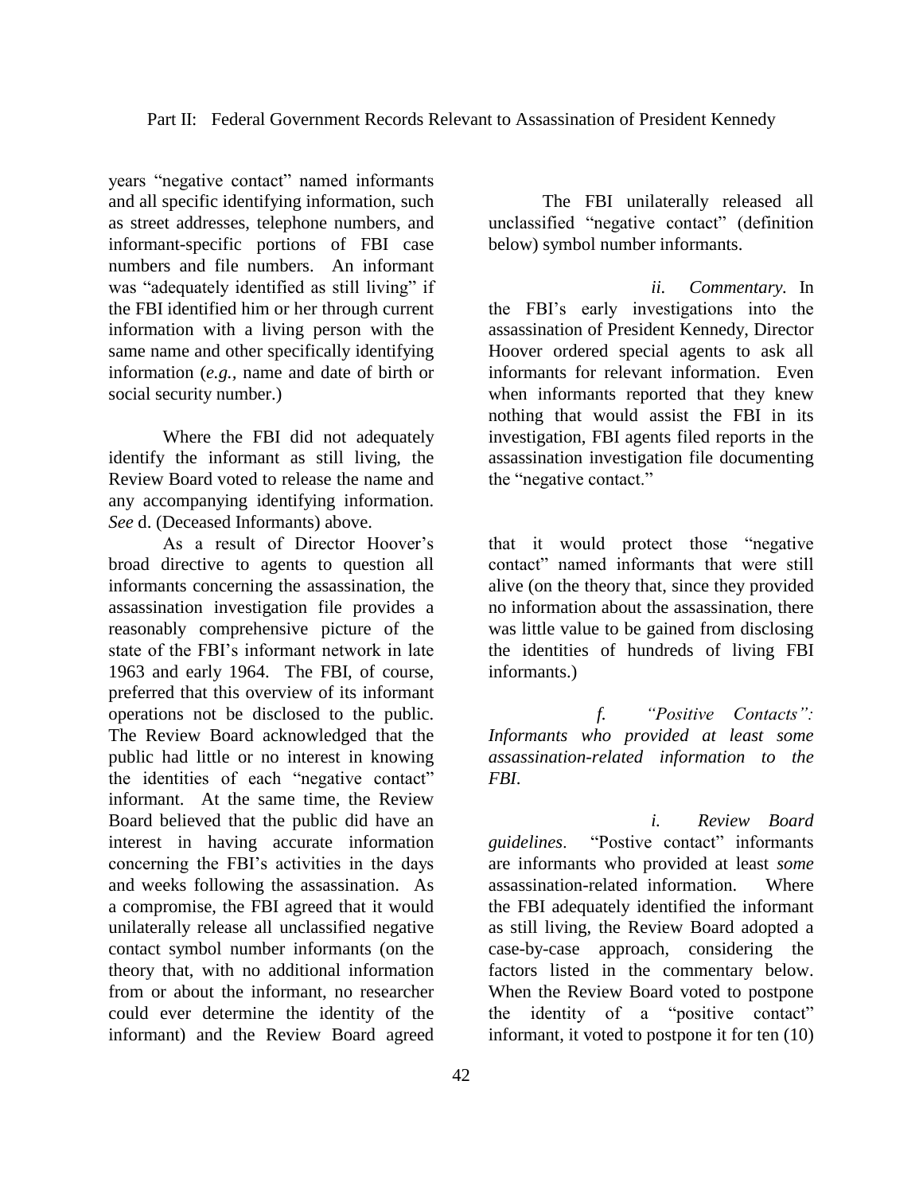years "negative contact" named informants and all specific identifying information, such as street addresses, telephone numbers, and informant-specific portions of FBI case numbers and file numbers. An informant was "adequately identified as still living" if the FBI identified him or her through current information with a living person with the same name and other specifically identifying information (*e.g.*, name and date of birth or social security number.)

Where the FBI did not adequately identify the informant as still living, the Review Board voted to release the name and any accompanying identifying information. *See* d. (Deceased Informants) above.

As a result of Director Hoover's broad directive to agents to question all informants concerning the assassination, the assassination investigation file provides a reasonably comprehensive picture of the state of the FBI's informant network in late 1963 and early 1964. The FBI, of course, preferred that this overview of its informant operations not be disclosed to the public. The Review Board acknowledged that the public had little or no interest in knowing the identities of each "negative contact" informant. At the same time, the Review Board believed that the public did have an interest in having accurate information concerning the FBI's activities in the days and weeks following the assassination. As a compromise, the FBI agreed that it would unilaterally release all unclassified negative contact symbol number informants (on the theory that, with no additional information from or about the informant, no researcher could ever determine the identity of the informant) and the Review Board agreed

The FBI unilaterally released all unclassified "negative contact" (definition below) symbol number informants.

*ii. Commentary.* In the FBI's early investigations into the assassination of President Kennedy, Director Hoover ordered special agents to ask all informants for relevant information. Even when informants reported that they knew nothing that would assist the FBI in its investigation, FBI agents filed reports in the assassination investigation file documenting the "negative contact."

that it would protect those "negative contact" named informants that were still alive (on the theory that, since they provided no information about the assassination, there was little value to be gained from disclosing the identities of hundreds of living FBI informants.)

*f. "Positive Contacts": Informants who provided at least some assassination-related information to the FBI.*

*i. Review Board guidelines*. "Postive contact" informants are informants who provided at least *some* assassination-related information. Where the FBI adequately identified the informant as still living, the Review Board adopted a case-by-case approach, considering the factors listed in the commentary below. When the Review Board voted to postpone the identity of a "positive contact" informant, it voted to postpone it for ten (10)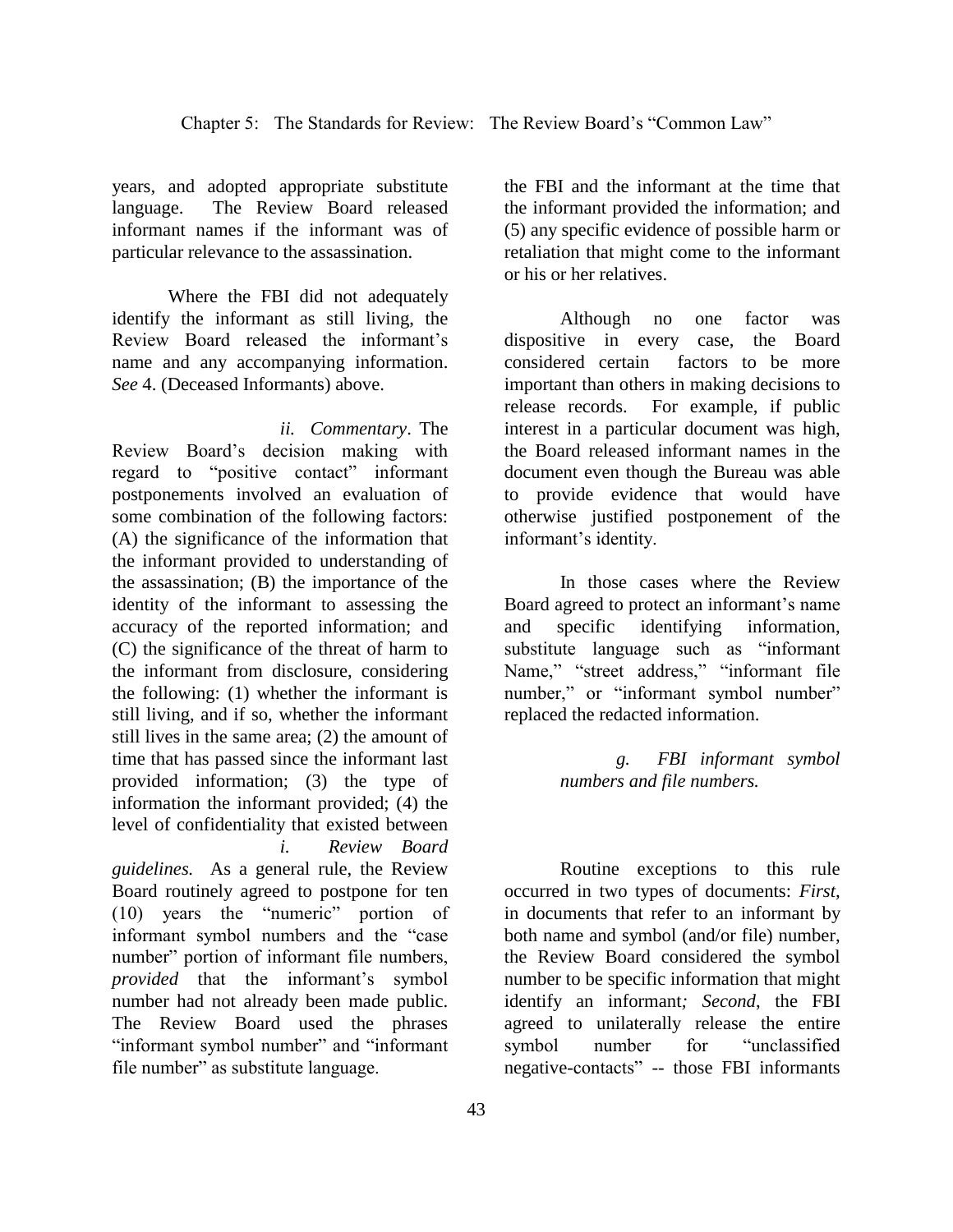years, and adopted appropriate substitute language. The Review Board released informant names if the informant was of particular relevance to the assassination.

Where the FBI did not adequately identify the informant as still living, the Review Board released the informant's name and any accompanying information. *See* 4. (Deceased Informants) above.

*ii. Commentary*. The Review Board's decision making with regard to "positive contact" informant postponements involved an evaluation of some combination of the following factors: (A) the significance of the information that the informant provided to understanding of the assassination; (B) the importance of the identity of the informant to assessing the accuracy of the reported information; and (C) the significance of the threat of harm to the informant from disclosure, considering the following: (1) whether the informant is still living, and if so, whether the informant still lives in the same area; (2) the amount of time that has passed since the informant last provided information; (3) the type of information the informant provided; (4) the level of confidentiality that existed between the FBI and the informant at the time that the informant provided the information; and (5) any specific evidence of possible harm or retaliation that might come to the informant or his or her relatives.

Although no one factor was dispositive in every case, the Board considered certain factors to be more important than others in making decisions to release records. For example, if public interest in a particular document was high, the Board released informant names in the document even though the Bureau was able to provide evidence that would have otherwise justified postponement of the informant's identity.

In those cases where the Review Board agreed to protect an informant's name and specific identifying information, substitute language such as "informant Name," "street address," "informant file number," or "informant symbol number" replaced the redacted information.

*g. FBI informant symbol numbers and file numbers.*

*i. Review Board guidelines.* As a general rule, the Review Board routinely agreed to postpone for ten (10) years the "numeric" portion of informant symbol numbers and the "case number" portion of informant file numbers, *provided* that the informant's symbol number had not already been made public. The Review Board used the phrases "informant symbol number" and "informant file number" as substitute language.

Routine exceptions to this rule occurred in two types of documents: *First*, in documents that refer to an informant by both name and symbol (and/or file) number, the Review Board considered the symbol number to be specific information that might identify an informant*; Second*, the FBI agreed to unilaterally release the entire symbol number for "unclassified negative-contacts" -- those FBI informants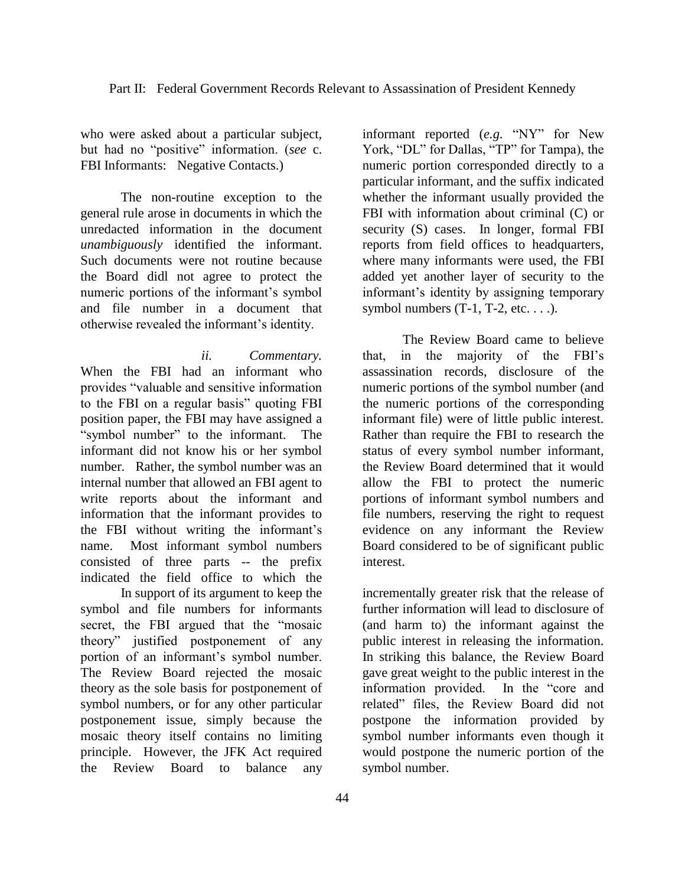who were asked about a particular subject, but had no "positive" information. (*see* c. FBI Informants: Negative Contacts.)

The non-routine exception to the general rule arose in documents in which the unredacted information in the document *unambiguously* identified the informant. Such documents were not routine because the Board didl not agree to protect the numeric portions of the informant's symbol and file number in a document that otherwise revealed the informant's identity.

*ii. Commentary.* When the FBI had an informant who provides "valuable and sensitive information to the FBI on a regular basis" quoting FBI position paper, the FBI may have assigned a "symbol number" to the informant. The informant did not know his or her symbol number. Rather, the symbol number was an internal number that allowed an FBI agent to write reports about the informant and information that the informant provides to the FBI without writing the informant's name. Most informant symbol numbers consisted of three parts -- the prefix indicated the field office to which the informant reported (*e.g.* "NY" for New York, "DL" for Dallas, "TP" for Tampa), the numeric portion corresponded directly to a particular informant, and the suffix indicated whether the informant usually provided the FBI with information about criminal (C) or security (S) cases. In longer, formal FBI reports from field offices to headquarters, where many informants were used, the FBI added yet another layer of security to the informant's identity by assigning temporary symbol numbers (T-1, T-2, etc. . . .).

The Review Board came to believe that, in the majority of the FBI's assassination records, disclosure of the numeric portions of the symbol number (and the numeric portions of the corresponding informant file) were of little public interest. Rather than require the FBI to research the status of every symbol number informant, the Review Board determined that it would allow the FBI to protect the numeric portions of informant symbol numbers and file numbers, reserving the right to request evidence on any informant the Review Board considered to be of significant public interest.

In support of its argument to keep the symbol and file numbers for informants secret, the FBI argued that the "mosaic theory" justified postponement of any portion of an informant's symbol number. The Review Board rejected the mosaic theory as the sole basis for postponement of symbol numbers, or for any other particular postponement issue, simply because the mosaic theory itself contains no limiting principle. However, the JFK Act required the Review Board to balance any incrementally greater risk that the release of further information will lead to disclosure of (and harm to) the informant against the public interest in releasing the information. In striking this balance, the Review Board gave great weight to the public interest in the information provided. In the "core and related" files, the Review Board did not postpone the information provided by symbol number informants even though it would postpone the numeric portion of the symbol number.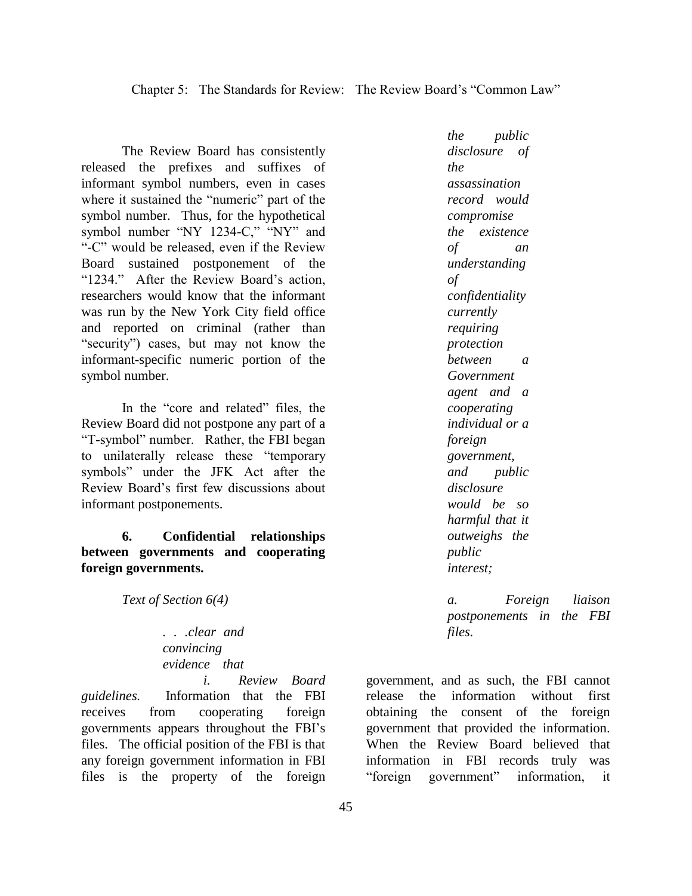The Review Board has consistently released the prefixes and suffixes of informant symbol numbers, even in cases where it sustained the "numeric" part of the symbol number. Thus, for the hypothetical symbol number "NY 1234-C," "NY" and "-C" would be released, even if the Review Board sustained postponement of the "1234." After the Review Board's action, researchers would know that the informant was run by the New York City field office and reported on criminal (rather than "security") cases, but may not know the informant-specific numeric portion of the symbol number.

In the "core and related" files, the Review Board did not postpone any part of a "T-symbol" number. Rather, the FBI began to unilaterally release these "temporary symbols" under the JFK Act after the Review Board's first few discussions about informant postponements.

**6. Confidential relationships between governments and cooperating foreign governments.**

*Text of Section 6(4)*

> *. . .clear and convincing evidence that the public disclosure of the assassination record would compromise the existence of an understanding of confidentiality currently requiring protection between a Government agent and a cooperating individual or a foreign government, and public disclosure would be so harmful that it outweighs the public interest;*

*a. Foreign liaison postponements in the FBI files.*

*i. Review Board guidelines.* Information that the FBI receives from cooperating foreign governments appears throughout the FBI's files. The official position of the FBI is that any foreign government information in FBI files is the property of the foreign government, and as such, the FBI cannot release the information without first obtaining the consent of the foreign government that provided the information. When the Review Board believed that information in FBI records truly was "foreign government" information, it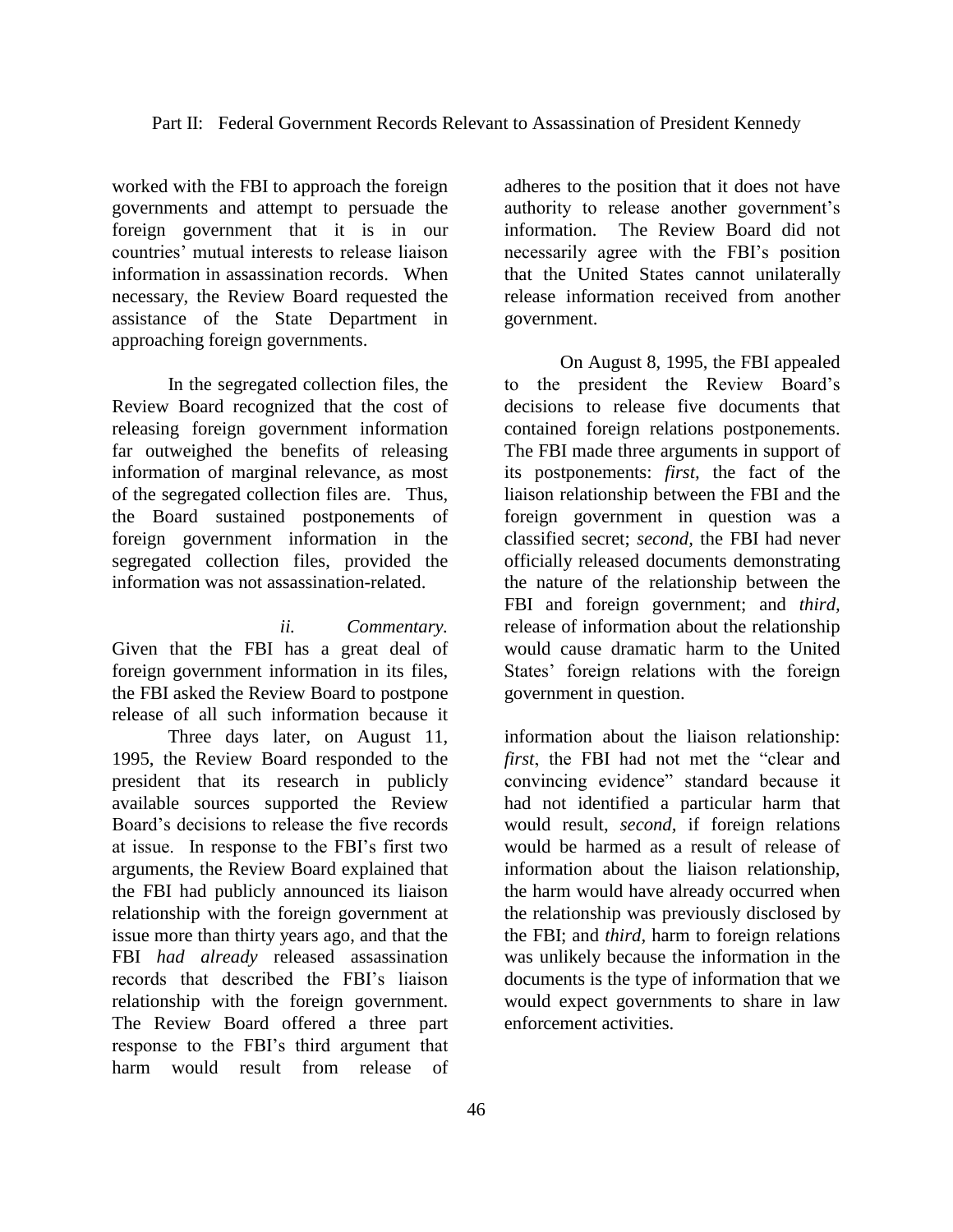worked with the FBI to approach the foreign governments and attempt to persuade the foreign government that it is in our countries' mutual interests to release liaison information in assassination records. When necessary, the Review Board requested the assistance of the State Department in approaching foreign governments.

In the segregated collection files, the Review Board recognized that the cost of releasing foreign government information far outweighed the benefits of releasing information of marginal relevance, as most of the segregated collection files are. Thus, the Board sustained postponements of foreign government information in the segregated collection files, provided the information was not assassination-related.

*ii. Commentary.* Given that the FBI has a great deal of foreign government information in its files, the FBI asked the Review Board to postpone release of all such information because it adheres to the position that it does not have authority to release another government's information. The Review Board did not necessarily agree with the FBI's position that the United States cannot unilaterally release information received from another government.

On August 8, 1995, the FBI appealed to the president the Review Board's decisions to release five documents that contained foreign relations postponements. The FBI made three arguments in support of its postponements: *first,* the fact of the liaison relationship between the FBI and the foreign government in question was a classified secret; *second,* the FBI had never officially released documents demonstrating the nature of the relationship between the FBI and foreign government; and *third,* release of information about the relationship would cause dramatic harm to the United States' foreign relations with the foreign government in question.

Three days later, on August 11, 1995, the Review Board responded to the president that its research in publicly available sources supported the Review Board's decisions to release the five records at issue. In response to the FBI's first two arguments, the Review Board explained that the FBI had publicly announced its liaison relationship with the foreign government at issue more than thirty years ago, and that the FBI *had already* released assassination records that described the FBI's liaison relationship with the foreign government. The Review Board offered a three part response to the FBI's third argument that harm would result from release of information about the liaison relationship: *first*, the FBI had not met the "clear and convincing evidence" standard because it had not identified a particular harm that would result, *second,* if foreign relations would be harmed as a result of release of information about the liaison relationship, the harm would have already occurred when the relationship was previously disclosed by the FBI; and *third*, harm to foreign relations was unlikely because the information in the documents is the type of information that we would expect governments to share in law enforcement activities.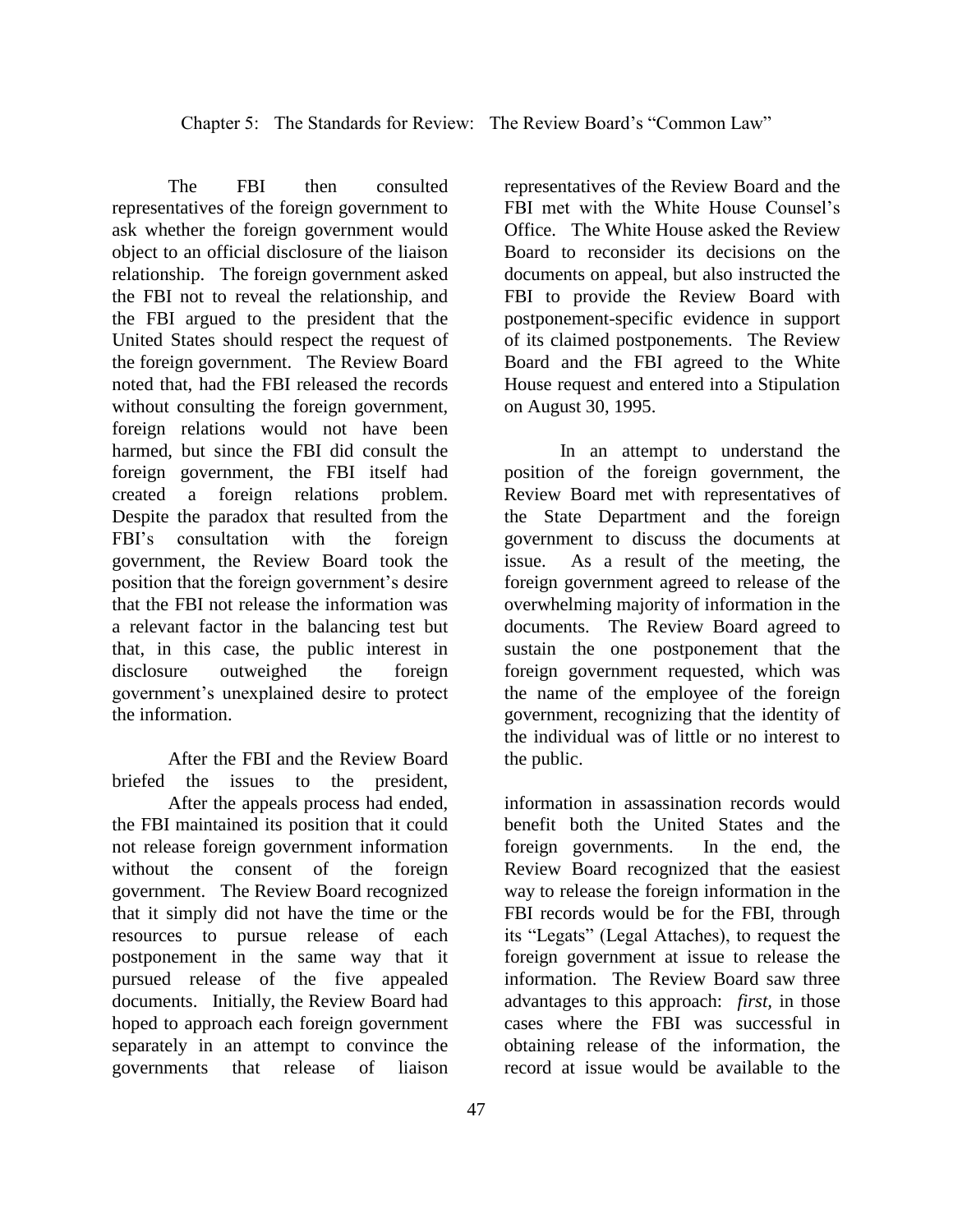The FBI then consulted representatives of the foreign government to ask whether the foreign government would object to an official disclosure of the liaison relationship. The foreign government asked the FBI not to reveal the relationship, and the FBI argued to the president that the United States should respect the request of the foreign government. The Review Board noted that, had the FBI released the records without consulting the foreign government, foreign relations would not have been harmed, but since the FBI did consult the foreign government, the FBI itself had created a foreign relations problem. Despite the paradox that resulted from the FBI's consultation with the foreign government, the Review Board took the position that the foreign government's desire that the FBI not release the information was a relevant factor in the balancing test but that, in this case, the public interest in disclosure outweighed the foreign government's unexplained desire to protect the information.

After the FBI and the Review Board briefed the issues to the president,

After the appeals process had ended, the FBI maintained its position that it could not release foreign government information without the consent of the foreign government. The Review Board recognized that it simply did not have the time or the resources to pursue release of each postponement in the same way that it pursued release of the five appealed documents. Initially, the Review Board had hoped to approach each foreign government separately in an attempt to convince the governments that release of liaison

representatives of the Review Board and the FBI met with the White House Counsel's Office. The White House asked the Review Board to reconsider its decisions on the documents on appeal, but also instructed the FBI to provide the Review Board with postponement-specific evidence in support of its claimed postponements. The Review Board and the FBI agreed to the White House request and entered into a Stipulation on August 30, 1995.

In an attempt to understand the position of the foreign government, the Review Board met with representatives of the State Department and the foreign government to discuss the documents at issue. As a result of the meeting, the foreign government agreed to release of the overwhelming majority of information in the documents. The Review Board agreed to sustain the one postponement that the foreign government requested, which was the name of the employee of the foreign government, recognizing that the identity of the individual was of little or no interest to the public.

information in assassination records would benefit both the United States and the foreign governments. In the end, the Review Board recognized that the easiest way to release the foreign information in the FBI records would be for the FBI, through its "Legats" (Legal Attaches), to request the foreign government at issue to release the information. The Review Board saw three advantages to this approach: *first,* in those cases where the FBI was successful in obtaining release of the information, the record at issue would be available to the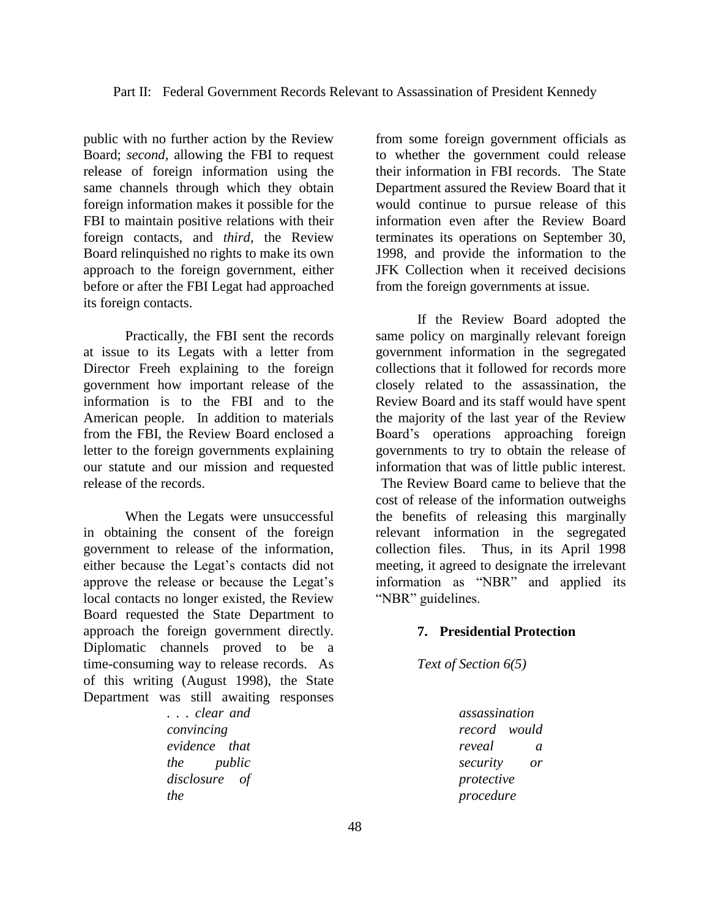public with no further action by the Review Board; *second*, allowing the FBI to request release of foreign information using the same channels through which they obtain foreign information makes it possible for the FBI to maintain positive relations with their foreign contacts, and *third*, the Review Board relinquished no rights to make its own approach to the foreign government, either before or after the FBI Legat had approached its foreign contacts.

Practically, the FBI sent the records at issue to its Legats with a letter from Director Freeh explaining to the foreign government how important release of the information is to the FBI and to the American people. In addition to materials from the FBI, the Review Board enclosed a letter to the foreign governments explaining our statute and our mission and requested release of the records.

When the Legats were unsuccessful in obtaining the consent of the foreign government to release of the information, either because the Legat's contacts did not approve the release or because the Legat's local contacts no longer existed, the Review Board requested the State Department to approach the foreign government directly. Diplomatic channels proved to be a time-consuming way to release records. As of this writing (August 1998), the State Department was still awaiting responses from some foreign government officials as to whether the government could release their information in FBI records. The State Department assured the Review Board that it would continue to pursue release of this information even after the Review Board terminates its operations on September 30, 1998, and provide the information to the JFK Collection when it received decisions from the foreign governments at issue.

If the Review Board adopted the same policy on marginally relevant foreign government information in the segregated collections that it followed for records more closely related to the assassination, the Review Board and its staff would have spent the majority of the last year of the Review Board's operations approaching foreign governments to try to obtain the release of information that was of little public interest. The Review Board came to believe that the cost of release of the information outweighs the benefits of releasing this marginally relevant information in the segregated collection files. Thus, in its April 1998 meeting, it agreed to designate the irrelevant information as "NBR" and applied its "NBR" guidelines.

### 7. Presidential Protection

*Text of Section 6(5)*

> *. . . clear and convincing evidence that the public disclosure of the assassination record would reveal a security or protective procedure*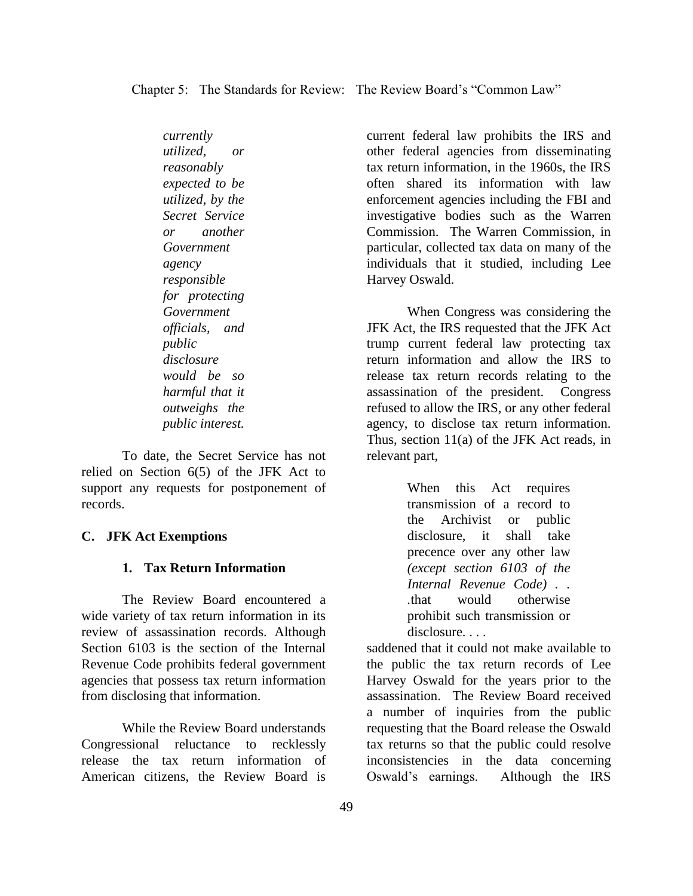*currently utilized, or reasonably expected to be utilized, by the Secret Service or another Government agency responsible for protecting Government officials, and public disclosure would be so harmful that it outweighs the public interest.*

To date, the Secret Service has not relied on Section 6(5) of the JFK Act to support any requests for postponement of records.

## C. JFK Act Exemptions

### 1. Tax Return Information

The Review Board encountered a wide variety of tax return information in its review of assassination records. Although Section 6103 is the section of the Internal Revenue Code prohibits federal government agencies that possess tax return information from disclosing that information.

While the Review Board understands Congressional reluctance to recklessly release the tax return information of American citizens, the Review Board is current federal law prohibits the IRS and other federal agencies from disseminating tax return information, in the 1960s, the IRS often shared its information with law enforcement agencies including the FBI and investigative bodies such as the Warren Commission. The Warren Commission, in particular, collected tax data on many of the individuals that it studied, including Lee Harvey Oswald.

When Congress was considering the JFK Act, the IRS requested that the JFK Act trump current federal law protecting tax return information and allow the IRS to release tax return records relating to the assassination of the president. Congress refused to allow the IRS, or any other federal agency, to disclose tax return information. Thus, section 11(a) of the JFK Act reads, in relevant part,

> When this Act requires transmission of a record to the Archivist or public disclosure, it shall take precence over any other law *(except section 6103 of the Internal Revenue Code)* . . .that would otherwise prohibit such transmission or disclosure. . . .

saddened that it could not make available to the public the tax return records of Lee Harvey Oswald for the years prior to the assassination. The Review Board received a number of inquiries from the public requesting that the Board release the Oswald tax returns so that the public could resolve inconsistencies in the data concerning Oswald's earnings. Although the IRS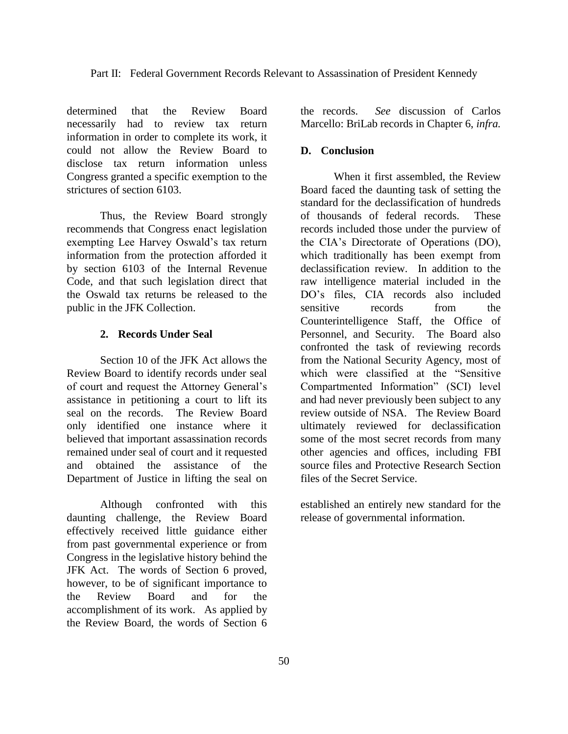determined that the Review Board necessarily had to review tax return information in order to complete its work, it could not allow the Review Board to disclose tax return information unless Congress granted a specific exemption to the strictures of section 6103.

Thus, the Review Board strongly recommends that Congress enact legislation exempting Lee Harvey Oswald's tax return information from the protection afforded it by section 6103 of the Internal Revenue Code, and that such legislation direct that the Oswald tax returns be released to the public in the JFK Collection.

### 2. Records Under Seal

Section 10 of the JFK Act allows the Review Board to identify records under seal of court and request the Attorney General's assistance in petitioning a court to lift its seal on the records. The Review Board only identified one instance where it believed that important assassination records remained under seal of court and it requested and obtained the assistance of the Department of Justice in lifting the seal on the records. *See* discussion of Carlos Marcello: BriLab records in Chapter 6, *infra.*

## D. Conclusion

When it first assembled, the Review Board faced the daunting task of setting the standard for the declassification of hundreds of thousands of federal records. These records included those under the purview of the CIA's Directorate of Operations (DO), which traditionally has been exempt from declassification review. In addition to the raw intelligence material included in the DO's files, CIA records also included sensitive records from the Counterintelligence Staff, the Office of Personnel, and Security. The Board also confronted the task of reviewing records from the National Security Agency, most of which were classified at the "Sensitive Compartmented Information" (SCI) level and had never previously been subject to any review outside of NSA. The Review Board ultimately reviewed for declassification some of the most secret records from many other agencies and offices, including FBI source files and Protective Research Section files of the Secret Service.

Although confronted with this daunting challenge, the Review Board effectively received little guidance either from past governmental experience or from Congress in the legislative history behind the JFK Act. The words of Section 6 proved, however, to be of significant importance to the Review Board and for the accomplishment of its work. As applied by the Review Board, the words of Section 6 established an entirely new standard for the release of governmental information.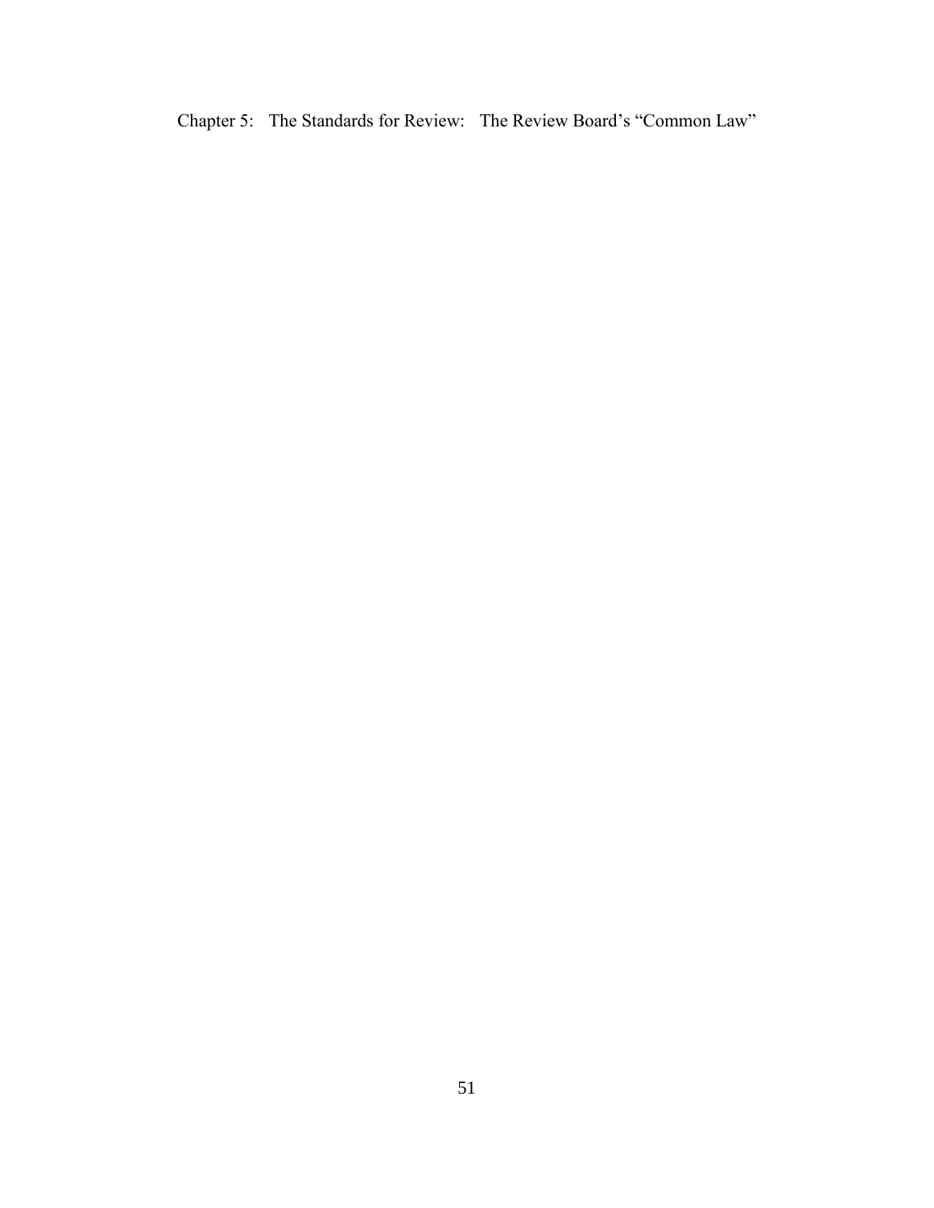# Chapter 5: The Standards for Review: The Review Board's "Common Law"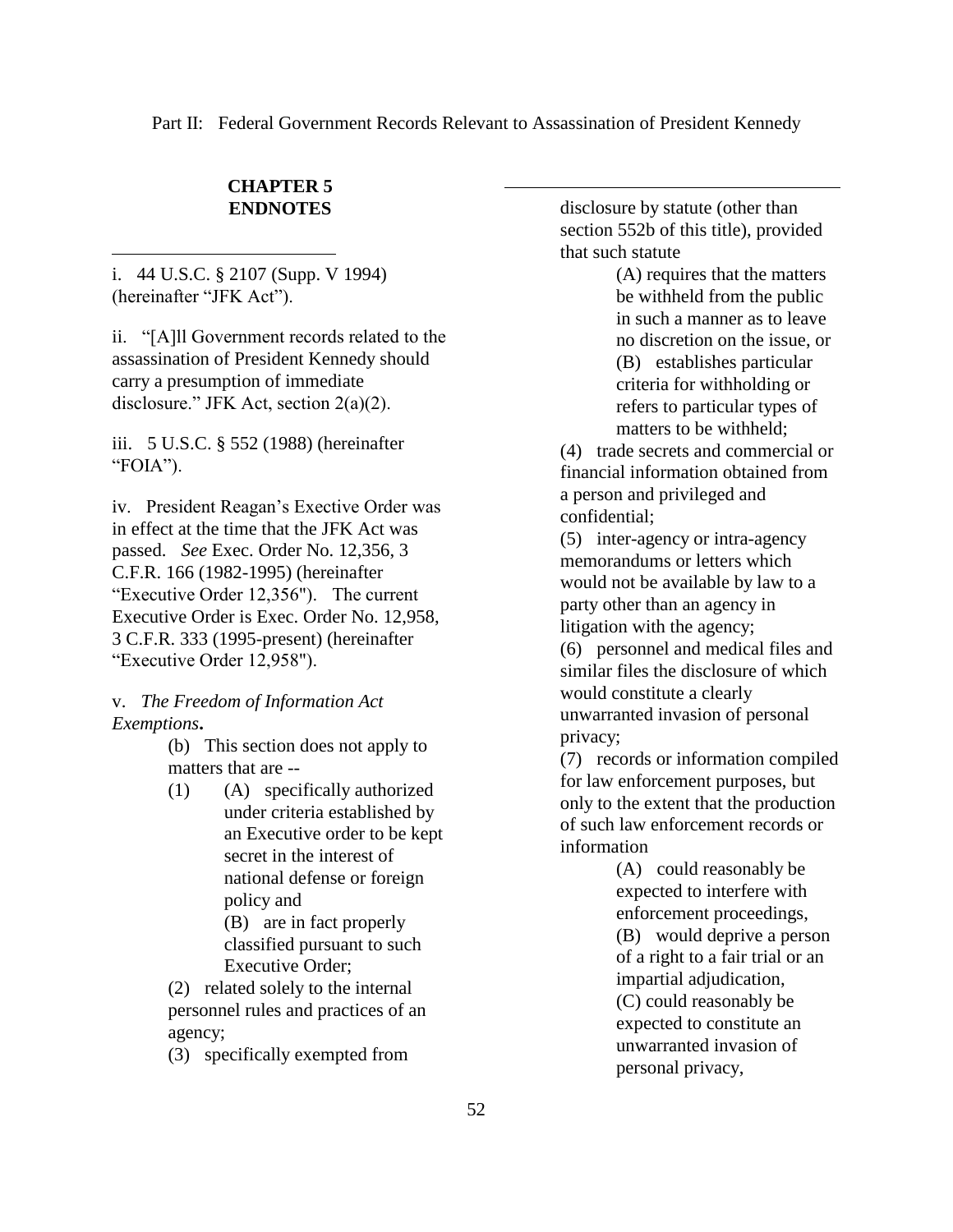## CHAPTER 5
## ENDNOTES

i. 44 U.S.C. § 2107 (Supp. V 1994) (hereinafter "JFK Act").

ii. "[A]ll Government records related to the assassination of President Kennedy should carry a presumption of immediate disclosure." JFK Act, section 2(a)(2).

iii. 5 U.S.C. § 552 (1988) (hereinafter "FOIA").

iv. President Reagan's Executive Order was in effect at the time that the JFK Act was passed. *See* Exec. Order No. 12,356, 3 C.F.R. 166 (1982-1995) (hereinafter "Executive Order 12,356"). The current Executive Order is Exec. Order No. 12,958, 3 C.F.R. 333 (1995-present) (hereinafter "Executive Order 12,958").

v. *The Freedom of Information Act Exemptions***.**

> (b) This section does not apply to matters that are --
>
> (1) (A) specifically authorized under criteria established by an Executive order to be kept secret in the interest of national defense or foreign policy and
>
> (B) are in fact properly classified pursuant to such Executive Order;
>
> (2) related solely to the internal personnel rules and practices of an agency;
>
> (3) specifically exempted from disclosure by statute (other than section 552b of this title), provided that such statute
>
> (A) requires that the matters be withheld from the public in such a manner as to leave no discretion on the issue, or
>
> (B) establishes particular criteria for withholding or refers to particular types of matters to be withheld;
>
> (4) trade secrets and commercial or financial information obtained from a person and privileged and confidential;
>
> (5) inter-agency or intra-agency memorandums or letters which would not be available by law to a party other than an agency in litigation with the agency;
>
> (6) personnel and medical files and similar files the disclosure of which would constitute a clearly unwarranted invasion of personal privacy;
>
> (7) records or information compiled for law enforcement purposes, but only to the extent that the production of such law enforcement records or information
>
> (A) could reasonably be expected to interfere with enforcement proceedings,
>
> (B) would deprive a person of a right to a fair trial or an impartial adjudication,
>
> (C) could reasonably be expected to constitute an unwarranted invasion of personal privacy,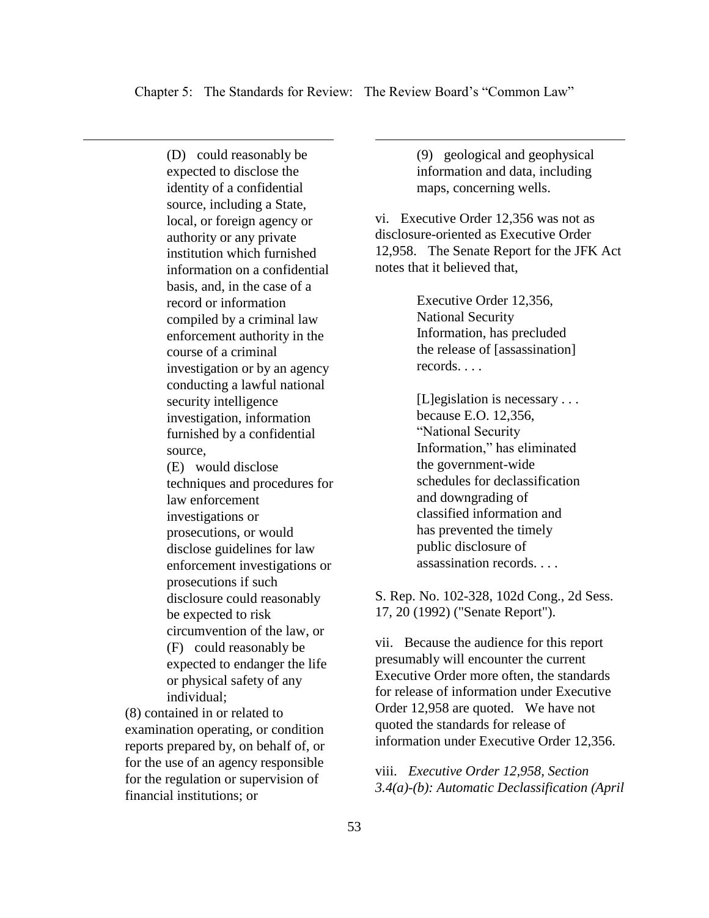(D) could reasonably be expected to disclose the identity of a confidential source, including a State, local, or foreign agency or authority or any private institution which furnished information on a confidential basis, and, in the case of a record or information compiled by a criminal law enforcement authority in the course of a criminal investigation or by an agency conducting a lawful national security intelligence investigation, information furnished by a confidential source,

(E) would disclose techniques and procedures for law enforcement investigations or prosecutions, or would disclose guidelines for law enforcement investigations or prosecutions if such disclosure could reasonably be expected to risk circumvention of the law, or

(F) could reasonably be expected to endanger the life or physical safety of any individual;

(8) contained in or related to examination operating, or condition reports prepared by, on behalf of, or for the use of an agency responsible for the regulation or supervision of financial institutions; or

(9) geological and geophysical information and data, including maps, concerning wells.

vi. Executive Order 12,356 was not as disclosure-oriented as Executive Order 12,958. The Senate Report for the JFK Act notes that it believed that,

> Executive Order 12,356, National Security Information, has precluded the release of [assassination] records. . . .
>
> [L]egislation is necessary . . . because E.O. 12,356, "National Security Information," has eliminated the government-wide schedules for declassification and downgrading of classified information and has prevented the timely public disclosure of assassination records. . . .

S. Rep. No. 102-328, 102d Cong., 2d Sess. 17, 20 (1992) ("Senate Report").

vii. Because the audience for this report presumably will encounter the current Executive Order more often, the standards for release of information under Executive Order 12,958 are quoted. We have not quoted the standards for release of information under Executive Order 12,356.

viii. *Executive Order 12,958, Section 3.4(a)-(b): Automatic Declassification (April*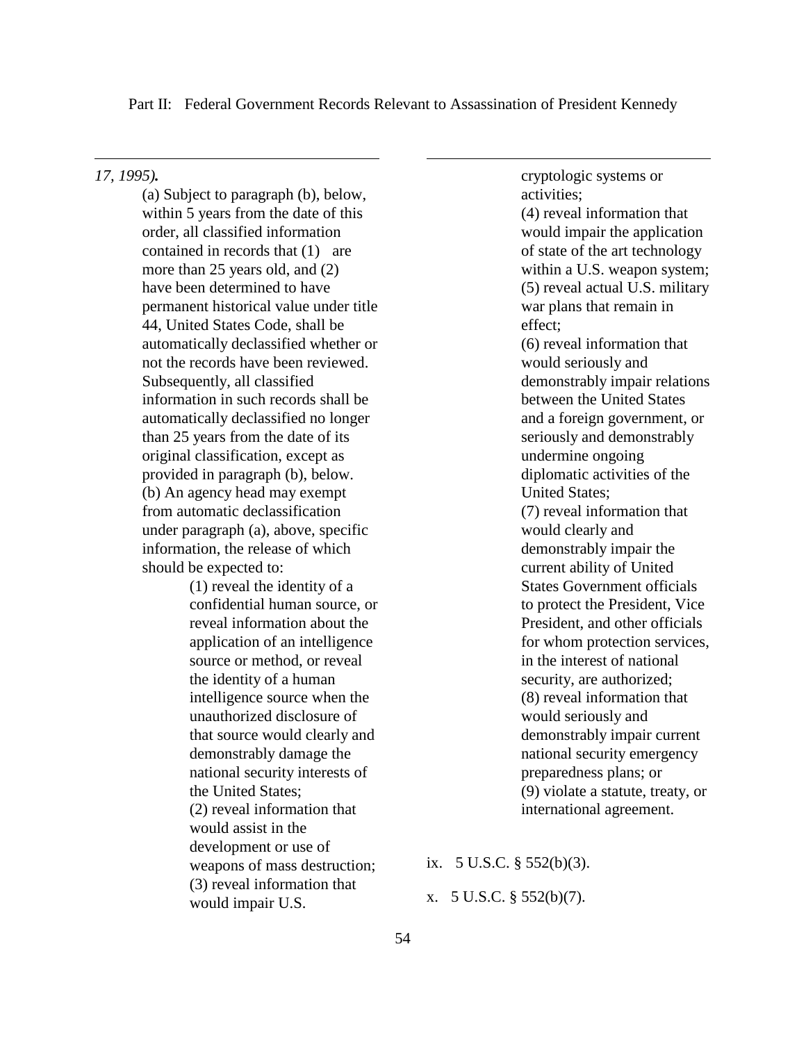*17, 1995)***.**

(a) Subject to paragraph (b), below, within 5 years from the date of this order, all classified information contained in records that (1) are more than 25 years old, and (2) have been determined to have permanent historical value under title 44, United States Code, shall be automatically declassified whether or not the records have been reviewed. Subsequently, all classified information in such records shall be automatically declassified no longer than 25 years from the date of its original classification, except as provided in paragraph (b), below.

(b) An agency head may exempt from automatic declassification under paragraph (a), above, specific information, the release of which should be expected to:

(1) reveal the identity of a confidential human source, or reveal information about the application of an intelligence source or method, or reveal the identity of a human intelligence source when the unauthorized disclosure of that source would clearly and demonstrably damage the national security interests of the United States;
(2) reveal information that would assist in the development or use of weapons of mass destruction;
(3) reveal information that would impair U.S. cryptologic systems or activities;
(4) reveal information that would impair the application of state of the art technology within a U.S. weapon system;
(5) reveal actual U.S. military war plans that remain in effect;
(6) reveal information that would seriously and demonstrably impair relations between the United States and a foreign government, or seriously and demonstrably undermine ongoing diplomatic activities of the United States;
(7) reveal information that would clearly and demonstrably impair the current ability of United States Government officials to protect the President, Vice President, and other officials for whom protection services, in the interest of national security, are authorized;
(8) reveal information that would seriously and demonstrably impair current national security emergency preparedness plans; or
(9) violate a statute, treaty, or international agreement.

ix. 5 U.S.C. § 552(b)(3).

x. 5 U.S.C. § 552(b)(7).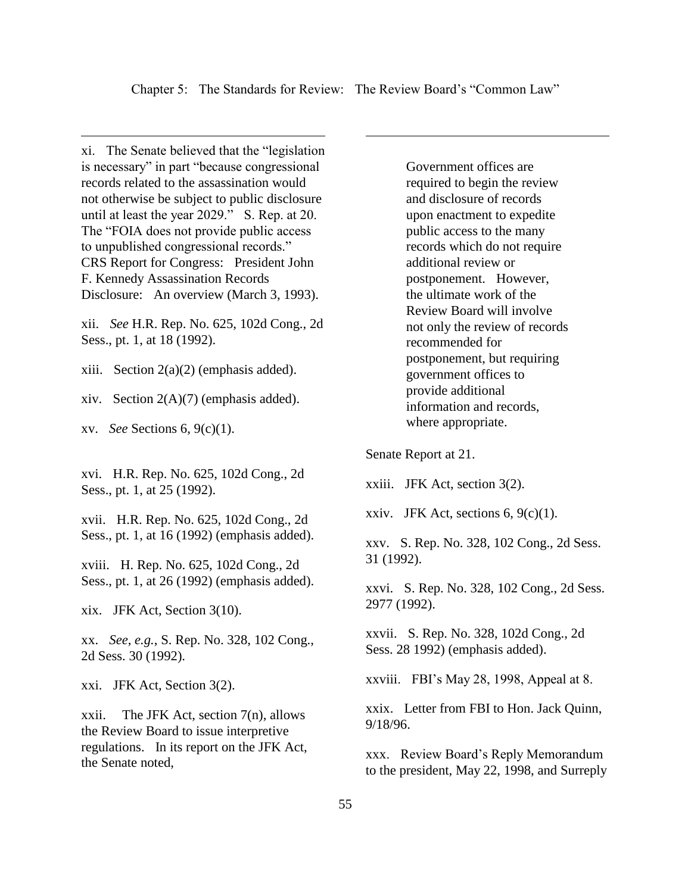xi. The Senate believed that the "legislation is necessary" in part "because congressional records related to the assassination would not otherwise be subject to public disclosure until at least the year 2029." S. Rep. at 20. The "FOIA does not provide public access to unpublished congressional records." CRS Report for Congress: President John F. Kennedy Assassination Records Disclosure: An overview (March 3, 1993).

xii. *See* H.R. Rep. No. 625, 102d Cong., 2d Sess., pt. 1, at 18 (1992).

xiii. Section 2(a)(2) (emphasis added).

xiv. Section 2(A)(7) (emphasis added).

xv. *See* Sections 6, 9(c)(1).

xvi. H.R. Rep. No. 625, 102d Cong., 2d Sess., pt. 1, at 25 (1992).

xvii. H.R. Rep. No. 625, 102d Cong., 2d Sess., pt. 1, at 16 (1992) (emphasis added).

xviii. H. Rep. No. 625, 102d Cong., 2d Sess., pt. 1, at 26 (1992) (emphasis added).

xix. JFK Act, Section 3(10).

xx. *See*, *e.g.*, S. Rep. No. 328, 102 Cong., 2d Sess. 30 (1992).

xxi. JFK Act, Section 3(2).

xxii. The JFK Act, section 7(n), allows the Review Board to issue interpretive regulations. In its report on the JFK Act, the Senate noted,

> Government offices are required to begin the review and disclosure of records upon enactment to expedite public access to the many records which do not require additional review or postponement. However, the ultimate work of the Review Board will involve not only the review of records recommended for postponement, but requiring government offices to provide additional information and records, where appropriate.

Senate Report at 21.

xxiii. JFK Act, section 3(2).

xxiv. JFK Act, sections 6, 9(c)(1).

xxv. S. Rep. No. 328, 102 Cong., 2d Sess. 31 (1992).

xxvi. S. Rep. No. 328, 102 Cong., 2d Sess. 2977 (1992).

xxvii. S. Rep. No. 328, 102d Cong., 2d Sess. 28 1992) (emphasis added).

xxviii. FBI's May 28, 1998, Appeal at 8.

xxix. Letter from FBI to Hon. Jack Quinn, 9/18/96.

xxx. Review Board's Reply Memorandum to the president, May 22, 1998, and Surreply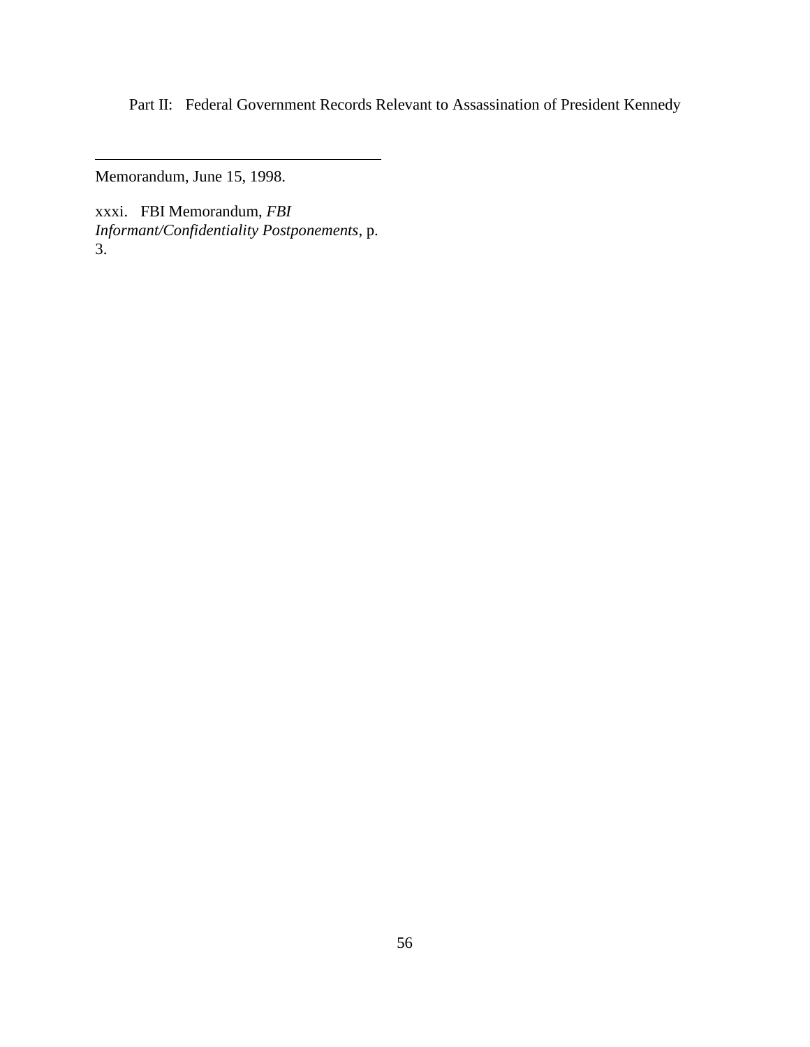Memorandum, June 15, 1998.

xxxi. FBI Memorandum, *FBI Informant/Confidentiality Postponements*, p. 3.